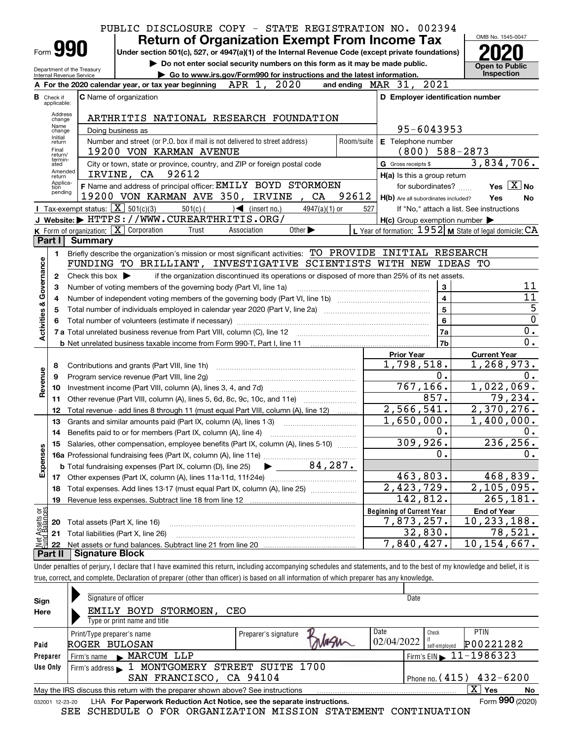PUBLIC DISCLOSURE COPY - STATE REGISTRATION NO. 002394

# Form 990 — Return of Organization Exempt From Income Tax

OMB No. 1545-0047

**2020**

**Open to Public Inspection**

Under section 501(c), 527, or 4947(a)(1) of the Internal Revenue Code (except private foundations)

▶ Do not enter social security numbers on this form as it may be made public.

▶ Go to www.irs.gov/Form990 for instructions and the latest information.

Department of the Treasury
Internal Revenue Service

**A** For the 2020 calendar year, or tax year beginning APR 1, 2020 and ending MAR 31, 2021

**B** Check if applicable: Address change, Name change, Initial return, Final return/terminated, Amended return, Application pending

**C** Name of organization: ARTHRITIS NATIONAL RESEARCH FOUNDATION

Doing business as

Number and street (or P.O. box if mail is not delivered to street address): 19200 VON KARMAN AVENUE — Room/suite

City or town, state or province, country, and ZIP or foreign postal code: IRVINE, CA 92612

**D** Employer identification number: 95-6043953

**E** Telephone number: (800) 588-2873

**G** Gross receipts $ 3,834,706.

**F** Name and address of principal officer: EMILY BOYD STORMOEN, 19200 VON KARMAN AVE 350, IRVINE, CA 92612

**H(a)** Is this a group return for subordinates? Yes [ ] No [X]

**H(b)** Are all subordinates included? Yes No

If "No," attach a list. See instructions

**H(c)** Group exemption number ▶

**I** Tax-exempt status: [X] 501(c)(3) 501(c) ( ) ◀ (insert no.) 4947(a)(1) or 527

**J** Website: ▶ HTTPS://WWW.CUREARTHRITIS.ORG/

**K** Form of organization: [X] Corporation Trust Association Other ▶

**L** Year of formation: 1952 **M** State of legal domicile: CA

## Part I Summary

**Activities & Governance**

1 Briefly describe the organization's mission or most significant activities: TO PROVIDE INITIAL RESEARCH FUNDING TO BRILLIANT, INVESTIGATIVE SCIENTISTS WITH NEW IDEAS TO

2 Check this box ▶ if the organization discontinued its operations or disposed of more than 25% of its net assets.

| | | | |
|---|---|---|---|
| 3 | Number of voting members of the governing body (Part VI, line 1a) | 3 | 11 |
| 4 | Number of independent voting members of the governing body (Part VI, line 1b) | 4 | 11 |
| 5 | Total number of individuals employed in calendar year 2020 (Part V, line 2a) | 5 | 5 |
| 6 | Total number of volunteers (estimate if necessary) | 6 | 0 |
| 7a | Total unrelated business revenue from Part VIII, column (C), line 12 | 7a | 0. |
| b | Net unrelated business taxable income from Form 990-T, Part I, line 11 | 7b | 0. |

| | | Prior Year | Current Year |
|---|---|---|---|
| **Revenue** | | | |
| 8 | Contributions and grants (Part VIII, line 1h) | 1,798,518. | 1,268,973. |
| 9 | Program service revenue (Part VIII, line 2g) | 0. | 0. |
| 10 | Investment income (Part VIII, column (A), lines 3, 4, and 7d) | 767,166. | 1,022,069. |
| 11 | Other revenue (Part VIII, column (A), lines 5, 6d, 8c, 9c, 10c, and 11e) | 857. | 79,234. |
| 12 | Total revenue - add lines 8 through 11 (must equal Part VIII, column (A), line 12) | 2,566,541. | 2,370,276. |
| **Expenses** | | | |
| 13 | Grants and similar amounts paid (Part IX, column (A), lines 1-3) | 1,650,000. | 1,400,000. |
| 14 | Benefits paid to or for members (Part IX, column (A), line 4) | 0. | 0. |
| 15 | Salaries, other compensation, employee benefits (Part IX, column (A), lines 5-10) | 309,926. | 236,256. |
| 16a | Professional fundraising fees (Part IX, column (A), line 11e) | 0. | 0. |
| b | Total fundraising expenses (Part IX, column (D), line 25) ▶ 84,287. | | |
| 17 | Other expenses (Part IX, column (A), lines 11a-11d, 11f-24e) | 463,803. | 468,839. |
| 18 | Total expenses. Add lines 13-17 (must equal Part IX, column (A), line 25) | 2,423,729. | 2,105,095. |
| 19 | Revenue less expenses. Subtract line 18 from line 12 | 142,812. | 265,181. |
| **Net Assets or Fund Balances** | | **Beginning of Current Year** | **End of Year** |
| 20 | Total assets (Part X, line 16) | 7,873,257. | 10,233,188. |
| 21 | Total liabilities (Part X, line 26) | 32,830. | 78,521. |
| 22 | Net assets or fund balances. Subtract line 21 from line 20 | 7,840,427. | 10,154,667. |

## Part II Signature Block

Under penalties of perjury, I declare that I have examined this return, including accompanying schedules and statements, and to the best of my knowledge and belief, it is true, correct, and complete. Declaration of preparer (other than officer) is based on all information of which preparer has any knowledge.

**Sign Here**

Signature of officer — Date

EMILY BOYD STORMOEN, CEO
Type or print name and title

**Paid Preparer Use Only**

| Print/Type preparer's name | Preparer's signature | Date | Check if self-employed | PTIN |
|---|---|---|---|---|
| ROGER BULOSAN | | 02/04/2022 | | P00221282 |

Firm's name ▶ MARCUM LLP — Firm's EIN ▶ 11-1986323

Firm's address ▶ 1 MONTGOMERY STREET SUITE 1700, SAN FRANCISCO, CA 94104 — Phone no. (415) 432-6200

May the IRS discuss this return with the preparer shown above? See instructions [X] Yes No

032001 12-23-20 LHA For Paperwork Reduction Act Notice, see the separate instructions. Form 990 (2020)

SEE SCHEDULE O FOR ORGANIZATION MISSION STATEMENT CONTINUATION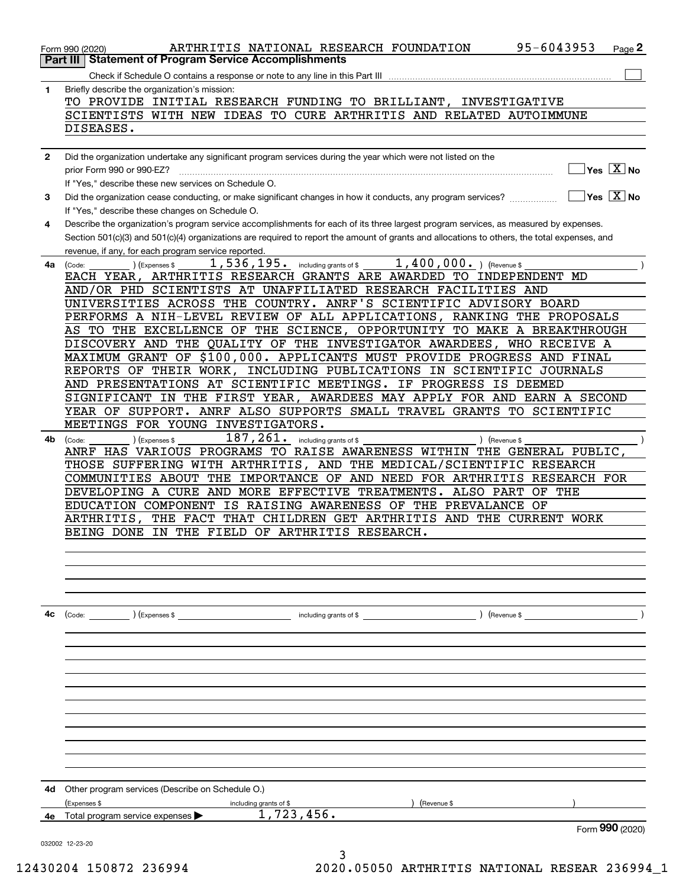Form 990 (2020) ARTHRITIS NATIONAL RESEARCH FOUNDATION 95-6043953

## Part III Statement of Program Service Accomplishments

Check if Schedule O contains a response or note to any line in this Part III ☐

**1** Briefly describe the organization's mission:

TO PROVIDE INITIAL RESEARCH FUNDING TO BRILLIANT, INVESTIGATIVE SCIENTISTS WITH NEW IDEAS TO CURE ARTHRITIS AND RELATED AUTOIMMUNE DISEASES.

**2** Did the organization undertake any significant program services during the year which were not listed on the prior Form 990 or 990-EZ? ☐ Yes ☒ No

If "Yes," describe these new services on Schedule O.

**3** Did the organization cease conducting, or make significant changes in how it conducts, any program services? ☐ Yes ☒ No

If "Yes," describe these changes on Schedule O.

**4** Describe the organization's program service accomplishments for each of its three largest program services, as measured by expenses. Section 501(c)(3) and 501(c)(4) organizations are required to report the amount of grants and allocations to others, the total expenses, and revenue, if any, for each program service reported.

**4a** (Code: ) (Expenses $ 1,536,195. including grants of $ 1,400,000. ) (Revenue $ )

EACH YEAR, ARTHRITIS RESEARCH GRANTS ARE AWARDED TO INDEPENDENT MD AND/OR PHD SCIENTISTS AT UNAFFILIATED RESEARCH FACILITIES AND UNIVERSITIES ACROSS THE COUNTRY. ANRF'S SCIENTIFIC ADVISORY BOARD PERFORMS A NIH-LEVEL REVIEW OF ALL APPLICATIONS, RANKING THE PROPOSALS AS TO THE EXCELLENCE OF THE SCIENCE, OPPORTUNITY TO MAKE A BREAKTHROUGH DISCOVERY AND THE QUALITY OF THE INVESTIGATOR AWARDEES, WHO RECEIVE A MAXIMUM GRANT OF $100,000. APPLICANTS MUST PROVIDE PROGRESS AND FINAL REPORTS OF THEIR WORK, INCLUDING PUBLICATIONS IN SCIENTIFIC JOURNALS AND PRESENTATIONS AT SCIENTIFIC MEETINGS. IF PROGRESS IS DEEMED SIGNIFICANT IN THE FIRST YEAR, AWARDEES MAY APPLY FOR AND EARN A SECOND YEAR OF SUPPORT. ANRF ALSO SUPPORTS SMALL TRAVEL GRANTS TO SCIENTIFIC MEETINGS FOR YOUNG INVESTIGATORS.

**4b** (Code: ) (Expenses $ 187,261. including grants of $ ) (Revenue $ )

ANRF HAS VARIOUS PROGRAMS TO RAISE AWARENESS WITHIN THE GENERAL PUBLIC, THOSE SUFFERING WITH ARTHRITIS, AND THE MEDICAL/SCIENTIFIC RESEARCH COMMUNITIES ABOUT THE IMPORTANCE OF AND NEED FOR ARTHRITIS RESEARCH FOR DEVELOPING A CURE AND MORE EFFECTIVE TREATMENTS. ALSO PART OF THE EDUCATION COMPONENT IS RAISING AWARENESS OF THE PREVALANCE OF ARTHRITIS, THE FACT THAT CHILDREN GET ARTHRITIS AND THE CURRENT WORK BEING DONE IN THE FIELD OF ARTHRITIS RESEARCH.

**4c** (Code: ) (Expenses $ including grants of $ ) (Revenue $ )

**4d** Other program services (Describe on Schedule O.)

(Expenses $ including grants of $ ) (Revenue $ )

**4e** Total program service expenses ▶ 1,723,456.

Form **990** (2020)

032002 12-23-20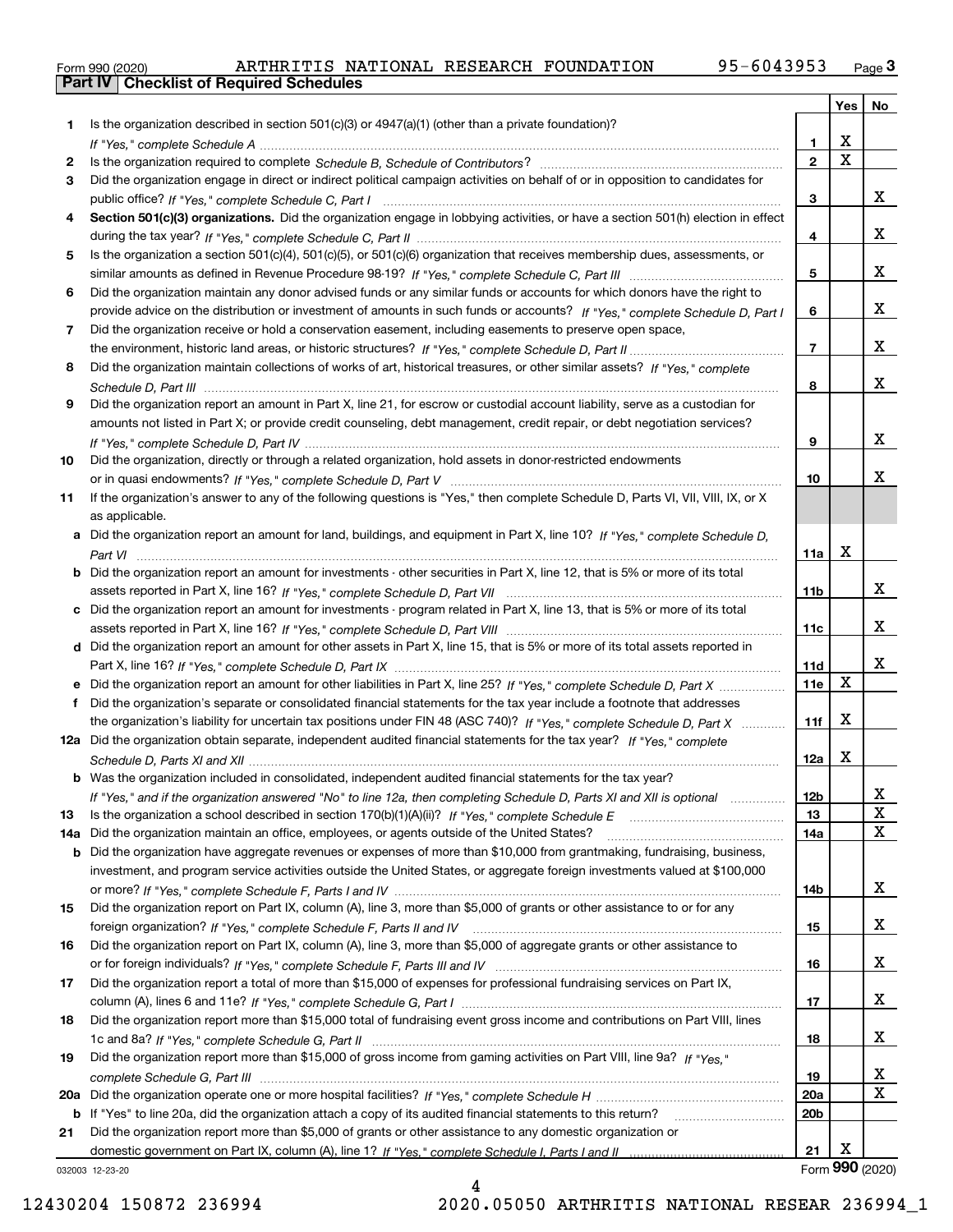Form 990 (2020) ARTHRITIS NATIONAL RESEARCH FOUNDATION 95-6043953 Page **3**

## Part IV Checklist of Required Schedules

| | | | Yes | No |
|---|---|---|---|---|
| **1** | Is the organization described in section 501(c)(3) or 4947(a)(1) (other than a private foundation)? *If "Yes," complete Schedule A* | **1** | X | |
| **2** | Is the organization required to complete *Schedule B, Schedule of Contributors*? | **2** | X | |
| **3** | Did the organization engage in direct or indirect political campaign activities on behalf of or in opposition to candidates for public office? *If "Yes," complete Schedule C, Part I* | **3** | | X |
| **4** | **Section 501(c)(3) organizations.** Did the organization engage in lobbying activities, or have a section 501(h) election in effect during the tax year? *If "Yes," complete Schedule C, Part II* | **4** | | X |
| **5** | Is the organization a section 501(c)(4), 501(c)(5), or 501(c)(6) organization that receives membership dues, assessments, or similar amounts as defined in Revenue Procedure 98-19? *If "Yes," complete Schedule C, Part III* | **5** | | X |
| **6** | Did the organization maintain any donor advised funds or any similar funds or accounts for which donors have the right to provide advice on the distribution or investment of amounts in such funds or accounts? *If "Yes," complete Schedule D, Part I* | **6** | | X |
| **7** | Did the organization receive or hold a conservation easement, including easements to preserve open space, the environment, historic land areas, or historic structures? *If "Yes," complete Schedule D, Part II* | **7** | | X |
| **8** | Did the organization maintain collections of works of art, historical treasures, or other similar assets? *If "Yes," complete Schedule D, Part III* | **8** | | X |
| **9** | Did the organization report an amount in Part X, line 21, for escrow or custodial account liability, serve as a custodian for amounts not listed in Part X; or provide credit counseling, debt management, credit repair, or debt negotiation services? *If "Yes," complete Schedule D, Part IV* | **9** | | X |
| **10** | Did the organization, directly or through a related organization, hold assets in donor-restricted endowments or in quasi endowments? *If "Yes," complete Schedule D, Part V* | **10** | | X |
| **11** | If the organization's answer to any of the following questions is "Yes," then complete Schedule D, Parts VI, VII, VIII, IX, or X as applicable. | | | |
| **a** | Did the organization report an amount for land, buildings, and equipment in Part X, line 10? *If "Yes," complete Schedule D, Part VI* | **11a** | X | |
| **b** | Did the organization report an amount for investments - other securities in Part X, line 12, that is 5% or more of its total assets reported in Part X, line 16? *If "Yes," complete Schedule D, Part VII* | **11b** | | X |
| **c** | Did the organization report an amount for investments - program related in Part X, line 13, that is 5% or more of its total assets reported in Part X, line 16? *If "Yes," complete Schedule D, Part VIII* | **11c** | | X |
| **d** | Did the organization report an amount for other assets in Part X, line 15, that is 5% or more of its total assets reported in Part X, line 16? *If "Yes," complete Schedule D, Part IX* | **11d** | | X |
| **e** | Did the organization report an amount for other liabilities in Part X, line 25? *If "Yes," complete Schedule D, Part X* | **11e** | X | |
| **f** | Did the organization's separate or consolidated financial statements for the tax year include a footnote that addresses the organization's liability for uncertain tax positions under FIN 48 (ASC 740)? *If "Yes," complete Schedule D, Part X* | **11f** | X | |
| **12a** | Did the organization obtain separate, independent audited financial statements for the tax year? *If "Yes," complete Schedule D, Parts XI and XII* | **12a** | X | |
| **b** | Was the organization included in consolidated, independent audited financial statements for the tax year? *If "Yes," and if the organization answered "No" to line 12a, then completing Schedule D, Parts XI and XII is optional* | **12b** | | X |
| **13** | Is the organization a school described in section 170(b)(1)(A)(ii)? *If "Yes," complete Schedule E* | **13** | | X |
| **14a** | Did the organization maintain an office, employees, or agents outside of the United States? | **14a** | | X |
| **b** | Did the organization have aggregate revenues or expenses of more than $10,000 from grantmaking, fundraising, business, investment, and program service activities outside the United States, or aggregate foreign investments valued at $100,000 or more? *If "Yes," complete Schedule F, Parts I and IV* | **14b** | | X |
| **15** | Did the organization report on Part IX, column (A), line 3, more than $5,000 of grants or other assistance to or for any foreign organization? *If "Yes," complete Schedule F, Parts II and IV* | **15** | | X |
| **16** | Did the organization report on Part IX, column (A), line 3, more than $5,000 of aggregate grants or other assistance to or for foreign individuals? *If "Yes," complete Schedule F, Parts III and IV* | **16** | | X |
| **17** | Did the organization report a total of more than $15,000 of expenses for professional fundraising services on Part IX, column (A), lines 6 and 11e? *If "Yes," complete Schedule G, Part I* | **17** | | X |
| **18** | Did the organization report more than $15,000 total of fundraising event gross income and contributions on Part VIII, lines 1c and 8a? *If "Yes," complete Schedule G, Part II* | **18** | | X |
| **19** | Did the organization report more than $15,000 of gross income from gaming activities on Part VIII, line 9a? *If "Yes," complete Schedule G, Part III* | **19** | | X |
| **20a** | Did the organization operate one or more hospital facilities? *If "Yes," complete Schedule H* | **20a** | | X |
| **b** | If "Yes" to line 20a, did the organization attach a copy of its audited financial statements to this return? | **20b** | | |
| **21** | Did the organization report more than $5,000 of grants or other assistance to any domestic organization or domestic government on Part IX, column (A), line 1? *If "Yes," complete Schedule I, Parts I and II* | **21** | X | |

032003 12-23-20 Form **990** (2020)

12430204 150872 236994 2020.05050 ARTHRITIS NATIONAL RESEAR 236994_1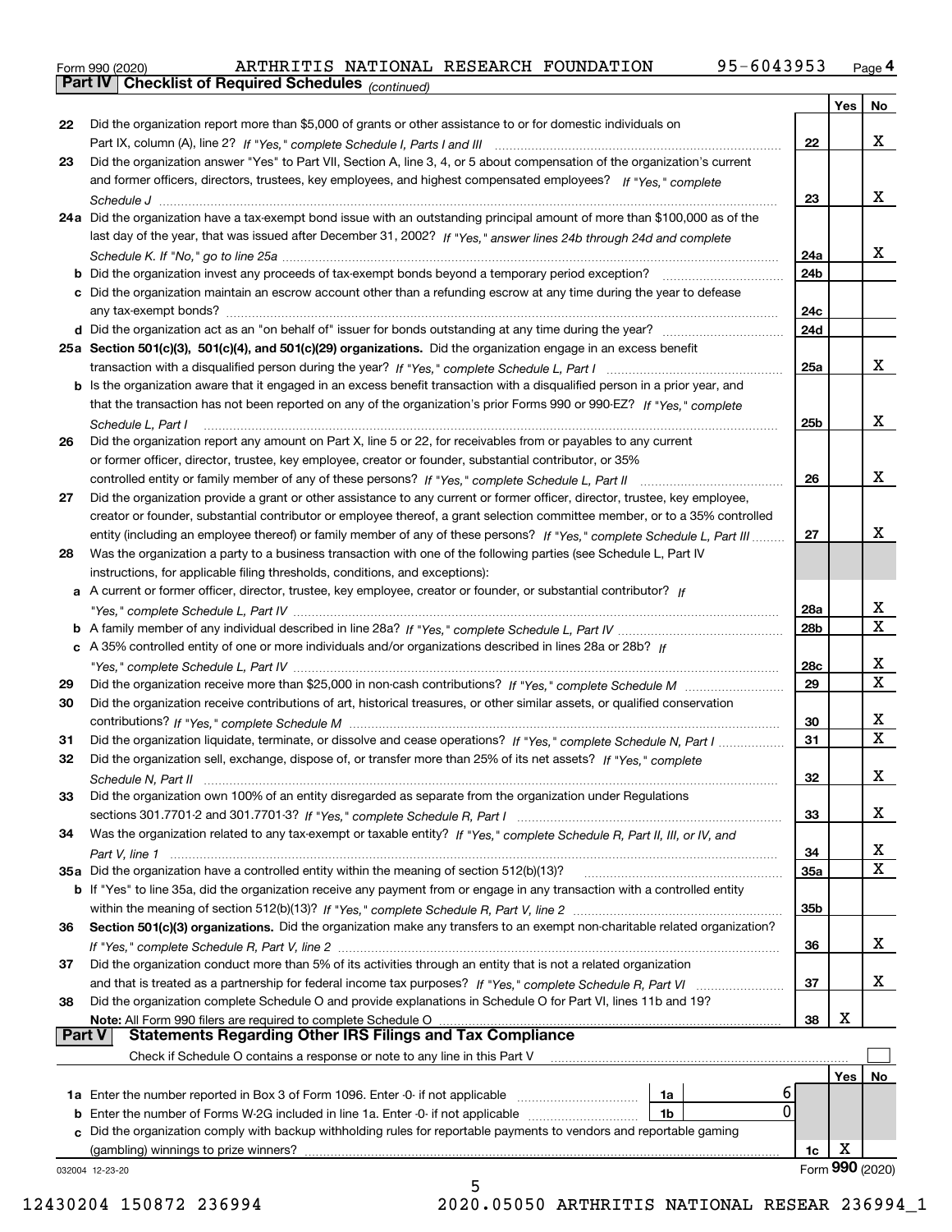Form 990 (2020) ARTHRITIS NATIONAL RESEARCH FOUNDATION 95-6043953 Page 4

**Part IV | Checklist of Required Schedules** *(continued)*

| | | | Yes | No |
|---|---|---|---|---|
| 22 | Did the organization report more than $5,000 of grants or other assistance to or for domestic individuals on Part IX, column (A), line 2? *If "Yes," complete Schedule I, Parts I and III* | 22 | | X |
| 23 | Did the organization answer "Yes" to Part VII, Section A, line 3, 4, or 5 about compensation of the organization's current and former officers, directors, trustees, key employees, and highest compensated employees? *If "Yes," complete Schedule J* | 23 | | X |
| 24a | Did the organization have a tax-exempt bond issue with an outstanding principal amount of more than $100,000 as of the last day of the year, that was issued after December 31, 2002? *If "Yes," answer lines 24b through 24d and complete Schedule K. If "No," go to line 25a* | 24a | | X |
| b | Did the organization invest any proceeds of tax-exempt bonds beyond a temporary period exception? | 24b | | |
| c | Did the organization maintain an escrow account other than a refunding escrow at any time during the year to defease any tax-exempt bonds? | 24c | | |
| d | Did the organization act as an "on behalf of" issuer for bonds outstanding at any time during the year? | 24d | | |
| 25a | **Section 501(c)(3), 501(c)(4), and 501(c)(29) organizations.** Did the organization engage in an excess benefit transaction with a disqualified person during the year? *If "Yes," complete Schedule L, Part I* | 25a | | X |
| b | Is the organization aware that it engaged in an excess benefit transaction with a disqualified person in a prior year, and that the transaction has not been reported on any of the organization's prior Forms 990 or 990-EZ? *If "Yes," complete Schedule L, Part I* | 25b | | X |
| 26 | Did the organization report any amount on Part X, line 5 or 22, for receivables from or payables to any current or former officer, director, trustee, key employee, creator or founder, substantial contributor, or 35% controlled entity or family member of any of these persons? *If "Yes," complete Schedule L, Part II* | 26 | | X |
| 27 | Did the organization provide a grant or other assistance to any current or former officer, director, trustee, key employee, creator or founder, substantial contributor or employee thereof, a grant selection committee member, or to a 35% controlled entity (including an employee thereof) or family member of any of these persons? *If "Yes," complete Schedule L, Part III* | 27 | | X |
| 28 | Was the organization a party to a business transaction with one of the following parties (see Schedule L, Part IV instructions, for applicable filing thresholds, conditions, and exceptions): | | | |
| a | A current or former officer, director, trustee, key employee, creator or founder, or substantial contributor? *If "Yes," complete Schedule L, Part IV* | 28a | | X |
| b | A family member of any individual described in line 28a? *If "Yes," complete Schedule L, Part IV* | 28b | | X |
| c | A 35% controlled entity of one or more individuals and/or organizations described in lines 28a or 28b? *If "Yes," complete Schedule L, Part IV* | 28c | | X |
| 29 | Did the organization receive more than $25,000 in non-cash contributions? *If "Yes," complete Schedule M* | 29 | | X |
| 30 | Did the organization receive contributions of art, historical treasures, or other similar assets, or qualified conservation contributions? *If "Yes," complete Schedule M* | 30 | | X |
| 31 | Did the organization liquidate, terminate, or dissolve and cease operations? *If "Yes," complete Schedule N, Part I* | 31 | | X |
| 32 | Did the organization sell, exchange, dispose of, or transfer more than 25% of its net assets? *If "Yes," complete Schedule N, Part II* | 32 | | X |
| 33 | Did the organization own 100% of an entity disregarded as separate from the organization under Regulations sections 301.7701-2 and 301.7701-3? *If "Yes," complete Schedule R, Part I* | 33 | | X |
| 34 | Was the organization related to any tax-exempt or taxable entity? *If "Yes," complete Schedule R, Part II, III, or IV, and Part V, line 1* | 34 | | X |
| 35a | Did the organization have a controlled entity within the meaning of section 512(b)(13)? | 35a | | X |
| b | If "Yes" to line 35a, did the organization receive any payment from or engage in any transaction with a controlled entity within the meaning of section 512(b)(13)? *If "Yes," complete Schedule R, Part V, line 2* | 35b | | |
| 36 | **Section 501(c)(3) organizations.** Did the organization make any transfers to an exempt non-charitable related organization? *If "Yes," complete Schedule R, Part V, line 2* | 36 | | X |
| 37 | Did the organization conduct more than 5% of its activities through an entity that is not a related organization and that is treated as a partnership for federal income tax purposes? *If "Yes," complete Schedule R, Part VI* | 37 | | X |
| 38 | Did the organization complete Schedule O and provide explanations in Schedule O for Part VI, lines 11b and 19? **Note:** All Form 990 filers are required to complete Schedule O | 38 | X | |

**Part V | Statements Regarding Other IRS Filings and Tax Compliance**

Check if Schedule O contains a response or note to any line in this Part V ☐

| | | | | | Yes | No |
|---|---|---|---|---|---|---|
| 1a | Enter the number reported in Box 3 of Form 1096. Enter -0- if not applicable | 1a | 6 | | | |
| b | Enter the number of Forms W-2G included in line 1a. Enter -0- if not applicable | 1b | 0 | | | |
| c | Did the organization comply with backup withholding rules for reportable payments to vendors and reportable gaming (gambling) winnings to prize winners? | | | 1c | X | |

032004 12-23-20 Form **990** (2020)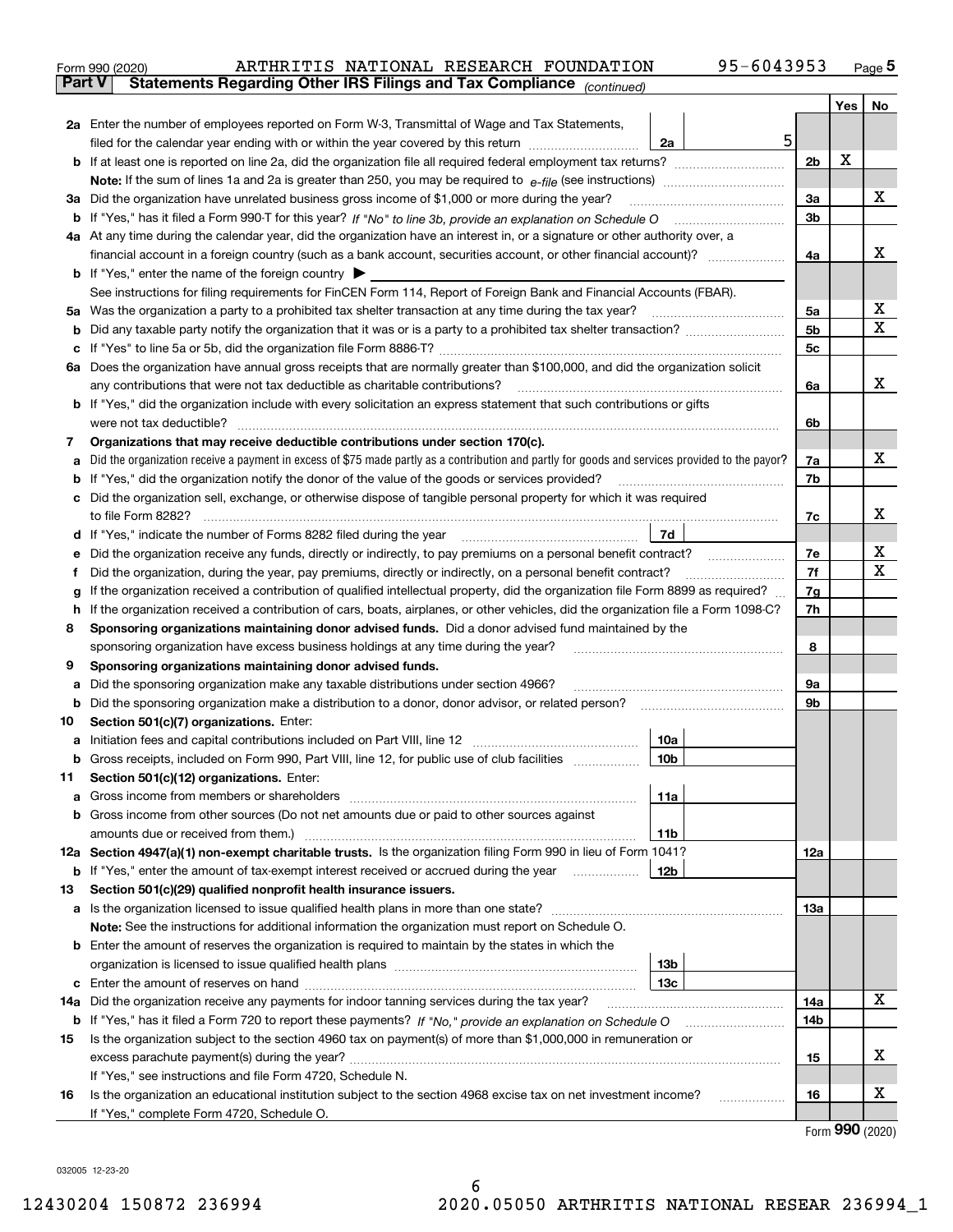Form 990 (2020) ARTHRITIS NATIONAL RESEARCH FOUNDATION 95-6043953 Page 5

**Part V Statements Regarding Other IRS Filings and Tax Compliance** *(continued)*

| | | | | Yes | No |
|---|---|---|---|---|---|
| **2a** | Enter the number of employees reported on Form W-3, Transmittal of Wage and Tax Statements, filed for the calendar year ending with or within the year covered by this return | 2a | 5 | | |
| **b** | If at least one is reported on line 2a, did the organization file all required federal employment tax returns? | | | 2b X | |
| | **Note:** If the sum of lines 1a and 2a is greater than 250, you may be required to *e-file* (see instructions) | | | | |
| **3a** | Did the organization have unrelated business gross income of $1,000 or more during the year? | | 3a | | X |
| **b** | If "Yes," has it filed a Form 990-T for this year? *If "No" to line 3b, provide an explanation on Schedule O* | | 3b | | |
| **4a** | At any time during the calendar year, did the organization have an interest in, or a signature or other authority over, a financial account in a foreign country (such as a bank account, securities account, or other financial account)? | | 4a | | X |
| **b** | If "Yes," enter the name of the foreign country ▶ | | | | |
| | See instructions for filing requirements for FinCEN Form 114, Report of Foreign Bank and Financial Accounts (FBAR). | | | | |
| **5a** | Was the organization a party to a prohibited tax shelter transaction at any time during the tax year? | | 5a | | X |
| **b** | Did any taxable party notify the organization that it was or is a party to a prohibited tax shelter transaction? | | 5b | | X |
| **c** | If "Yes" to line 5a or 5b, did the organization file Form 8886-T? | | 5c | | |
| **6a** | Does the organization have annual gross receipts that are normally greater than $100,000, and did the organization solicit any contributions that were not tax deductible as charitable contributions? | | 6a | | X |
| **b** | If "Yes," did the organization include with every solicitation an express statement that such contributions or gifts were not tax deductible? | | 6b | | |
| **7** | **Organizations that may receive deductible contributions under section 170(c).** | | | | |
| **a** | Did the organization receive a payment in excess of $75 made partly as a contribution and partly for goods and services provided to the payor? | | 7a | | X |
| **b** | If "Yes," did the organization notify the donor of the value of the goods or services provided? | | 7b | | |
| **c** | Did the organization sell, exchange, or otherwise dispose of tangible personal property for which it was required to file Form 8282? | | 7c | | X |
| **d** | If "Yes," indicate the number of Forms 8282 filed during the year | 7d | | | |
| **e** | Did the organization receive any funds, directly or indirectly, to pay premiums on a personal benefit contract? | | 7e | | X |
| **f** | Did the organization, during the year, pay premiums, directly or indirectly, on a personal benefit contract? | | 7f | | X |
| **g** | If the organization received a contribution of qualified intellectual property, did the organization file Form 8899 as required? | | 7g | | |
| **h** | If the organization received a contribution of cars, boats, airplanes, or other vehicles, did the organization file a Form 1098-C? | | 7h | | |
| **8** | **Sponsoring organizations maintaining donor advised funds.** Did a donor advised fund maintained by the sponsoring organization have excess business holdings at any time during the year? | | 8 | | |
| **9** | **Sponsoring organizations maintaining donor advised funds.** | | | | |
| **a** | Did the sponsoring organization make any taxable distributions under section 4966? | | 9a | | |
| **b** | Did the sponsoring organization make a distribution to a donor, donor advisor, or related person? | | 9b | | |
| **10** | **Section 501(c)(7) organizations.** Enter: | | | | |
| **a** | Initiation fees and capital contributions included on Part VIII, line 12 | 10a | | | |
| **b** | Gross receipts, included on Form 990, Part VIII, line 12, for public use of club facilities | 10b | | | |
| **11** | **Section 501(c)(12) organizations.** Enter: | | | | |
| **a** | Gross income from members or shareholders | 11a | | | |
| **b** | Gross income from other sources (Do not net amounts due or paid to other sources against amounts due or received from them.) | 11b | | | |
| **12a** | **Section 4947(a)(1) non-exempt charitable trusts.** Is the organization filing Form 990 in lieu of Form 1041? | | 12a | | |
| **b** | If "Yes," enter the amount of tax-exempt interest received or accrued during the year | 12b | | | |
| **13** | **Section 501(c)(29) qualified nonprofit health insurance issuers.** | | | | |
| **a** | Is the organization licensed to issue qualified health plans in more than one state? | | 13a | | |
| | **Note:** See the instructions for additional information the organization must report on Schedule O. | | | | |
| **b** | Enter the amount of reserves the organization is required to maintain by the states in which the organization is licensed to issue qualified health plans | 13b | | | |
| **c** | Enter the amount of reserves on hand | 13c | | | |
| **14a** | Did the organization receive any payments for indoor tanning services during the tax year? | | 14a | | X |
| **b** | If "Yes," has it filed a Form 720 to report these payments? *If "No," provide an explanation on Schedule O* | | 14b | | |
| **15** | Is the organization subject to the section 4960 tax on payment(s) of more than $1,000,000 in remuneration or excess parachute payment(s) during the year? | | 15 | | X |
| | If "Yes," see instructions and file Form 4720, Schedule N. | | | | |
| **16** | Is the organization an educational institution subject to the section 4968 excise tax on net investment income? | | 16 | | X |
| | If "Yes," complete Form 4720, Schedule O. | | | | |

Form **990** (2020)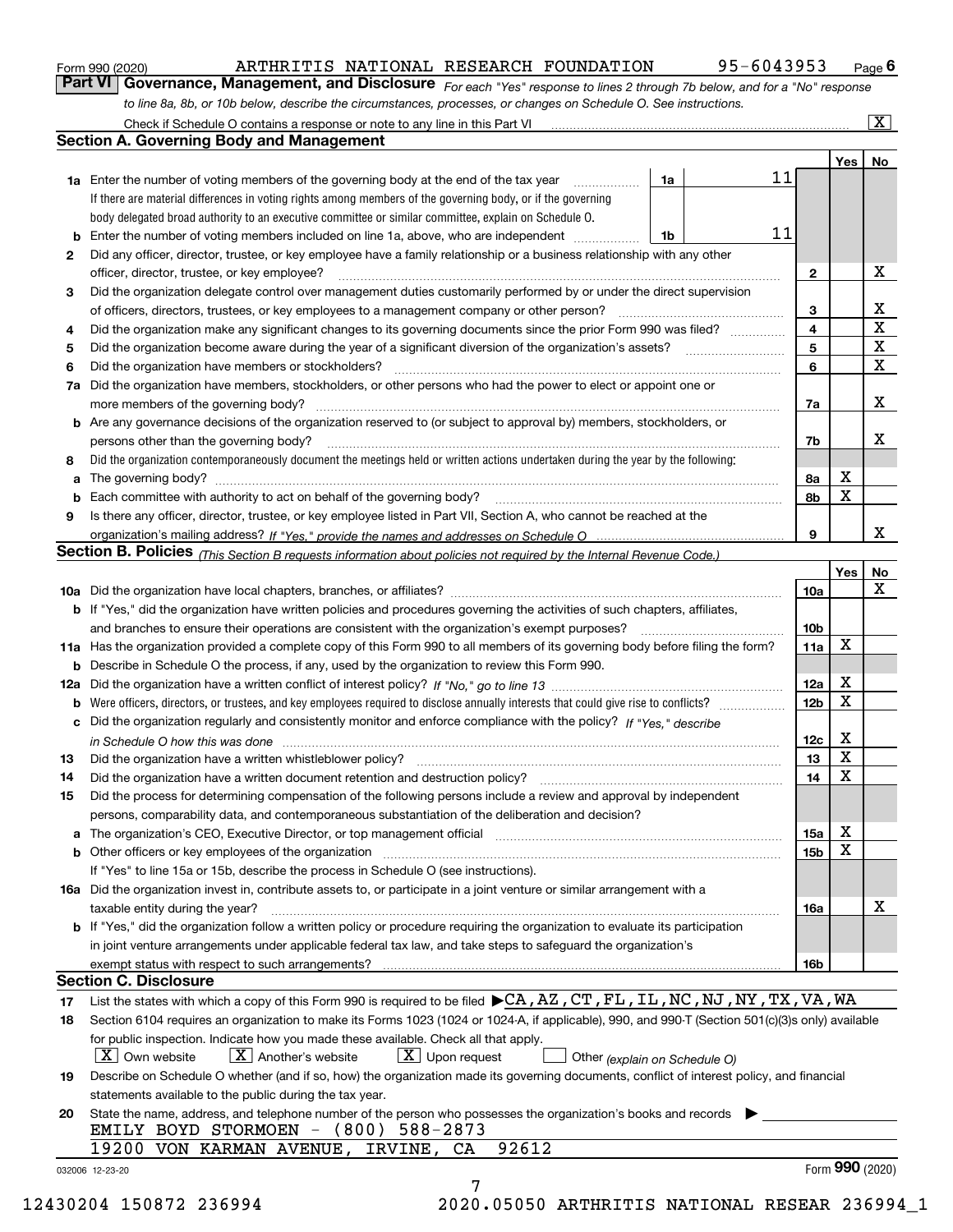Form 990 (2020) ARTHRITIS NATIONAL RESEARCH FOUNDATION 95-6043953 Page 6

**Part VI Governance, Management, and Disclosure** *For each "Yes" response to lines 2 through 7b below, and for a "No" response to line 8a, 8b, or 10b below, describe the circumstances, processes, or changes on Schedule O. See instructions.*

Check if Schedule O contains a response or note to any line in this Part VI .......... [X]

## Section A. Governing Body and Management

| | | | | | Yes | No |
|---|---|---|---|---|---|---|
| **1a** | Enter the number of voting members of the governing body at the end of the tax year. If there are material differences in voting rights among members of the governing body, or if the governing body delegated broad authority to an executive committee or similar committee, explain on Schedule O. | 1a | 11 | | | |
| **b** | Enter the number of voting members included on line 1a, above, who are independent | 1b | 11 | | | |
| **2** | Did any officer, director, trustee, or key employee have a family relationship or a business relationship with any other officer, director, trustee, or key employee? | | | 2 | | X |
| **3** | Did the organization delegate control over management duties customarily performed by or under the direct supervision of officers, directors, trustees, or key employees to a management company or other person? | | | 3 | | X |
| **4** | Did the organization make any significant changes to its governing documents since the prior Form 990 was filed? | | | 4 | | X |
| **5** | Did the organization become aware during the year of a significant diversion of the organization's assets? | | | 5 | | X |
| **6** | Did the organization have members or stockholders? | | | 6 | | X |
| **7a** | Did the organization have members, stockholders, or other persons who had the power to elect or appoint one or more members of the governing body? | | | 7a | | X |
| **b** | Are any governance decisions of the organization reserved to (or subject to approval by) members, stockholders, or persons other than the governing body? | | | 7b | | X |
| **8** | Did the organization contemporaneously document the meetings held or written actions undertaken during the year by the following: | | | | | |
| **a** | The governing body? | | | 8a | X | |
| **b** | Each committee with authority to act on behalf of the governing body? | | | 8b | X | |
| **9** | Is there any officer, director, trustee, or key employee listed in Part VII, Section A, who cannot be reached at the organization's mailing address? *If "Yes," provide the names and addresses on Schedule O* | | | 9 | | X |

## Section B. Policies *(This Section B requests information about policies not required by the Internal Revenue Code.)*

| | | | Yes | No |
|---|---|---|---|---|
| **10a** | Did the organization have local chapters, branches, or affiliates? | 10a | | X |
| **b** | If "Yes," did the organization have written policies and procedures governing the activities of such chapters, affiliates, and branches to ensure their operations are consistent with the organization's exempt purposes? | 10b | | |
| **11a** | Has the organization provided a complete copy of this Form 990 to all members of its governing body before filing the form? | 11a | X | |
| **b** | Describe in Schedule O the process, if any, used by the organization to review this Form 990. | | | |
| **12a** | Did the organization have a written conflict of interest policy? *If "No," go to line 13* | 12a | X | |
| **b** | Were officers, directors, or trustees, and key employees required to disclose annually interests that could give rise to conflicts? | 12b | X | |
| **c** | Did the organization regularly and consistently monitor and enforce compliance with the policy? *If "Yes," describe in Schedule O how this was done* | 12c | X | |
| **13** | Did the organization have a written whistleblower policy? | 13 | X | |
| **14** | Did the organization have a written document retention and destruction policy? | 14 | X | |
| **15** | Did the process for determining compensation of the following persons include a review and approval by independent persons, comparability data, and contemporaneous substantiation of the deliberation and decision? | | | |
| **a** | The organization's CEO, Executive Director, or top management official | 15a | X | |
| **b** | Other officers or key employees of the organization | 15b | X | |
| | If "Yes" to line 15a or 15b, describe the process in Schedule O (see instructions). | | | |
| **16a** | Did the organization invest in, contribute assets to, or participate in a joint venture or similar arrangement with a taxable entity during the year? | 16a | | X |
| **b** | If "Yes," did the organization follow a written policy or procedure requiring the organization to evaluate its participation in joint venture arrangements under applicable federal tax law, and take steps to safeguard the organization's exempt status with respect to such arrangements? | 16b | | |

## Section C. Disclosure

**17** List the states with which a copy of this Form 990 is required to be filed ▶ CA,AZ,CT,FL,IL,NC,NJ,NY,TX,VA,WA

**18** Section 6104 requires an organization to make its Forms 1023 (1024 or 1024-A, if applicable), 990, and 990-T (Section 501(c)(3)s only) available for public inspection. Indicate how you made these available. Check all that apply.

[X] Own website [X] Another's website [X] Upon request [ ] Other *(explain on Schedule O)*

**19** Describe on Schedule O whether (and if so, how) the organization made its governing documents, conflict of interest policy, and financial statements available to the public during the tax year.

**20** State the name, address, and telephone number of the person who possesses the organization's books and records ▶

EMILY BOYD STORMOEN - (800) 588-2873
19200 VON KARMAN AVENUE, IRVINE, CA 92612

032006 12-23-20 Form **990** (2020)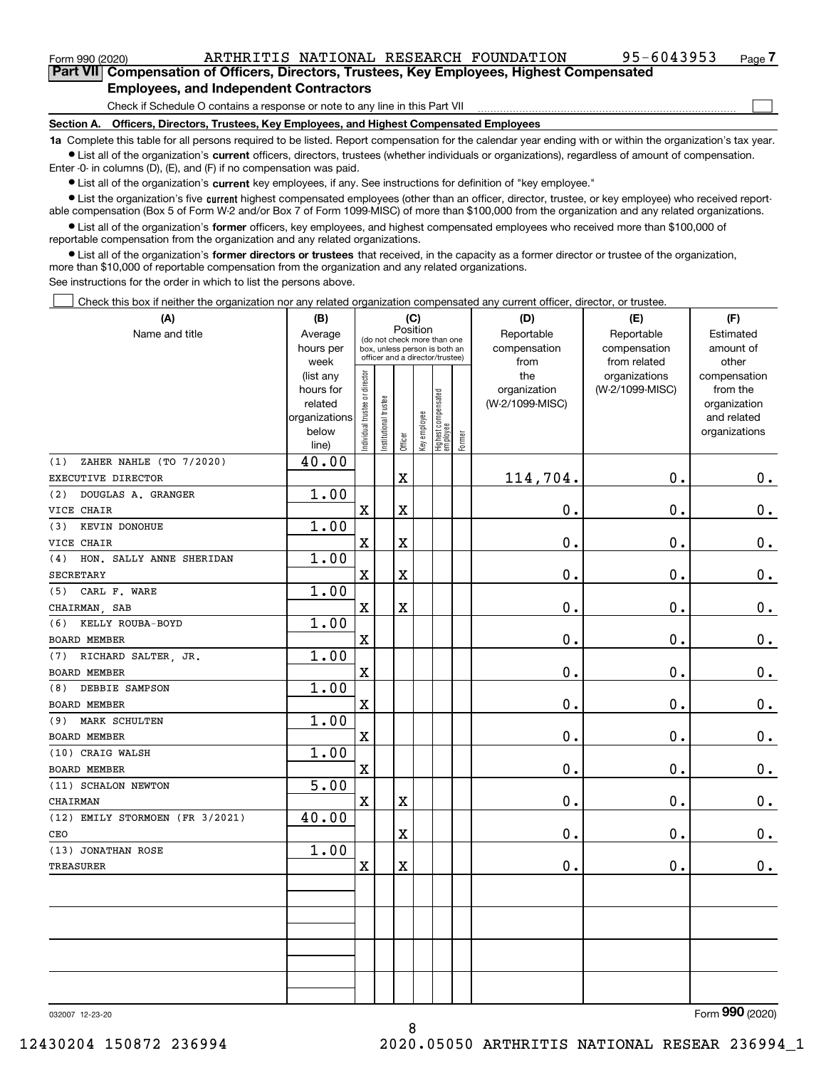Form 990 (2020) ARTHRITIS NATIONAL RESEARCH FOUNDATION 95-6043953 Page 7

**Part VII Compensation of Officers, Directors, Trustees, Key Employees, Highest Compensated Employees, and Independent Contractors**

Check if Schedule O contains a response or note to any line in this Part VII

**Section A. Officers, Directors, Trustees, Key Employees, and Highest Compensated Employees**

**1a** Complete this table for all persons required to be listed. Report compensation for the calendar year ending with or within the organization's tax year.

- List all of the organization's **current** officers, directors, trustees (whether individuals or organizations), regardless of amount of compensation. Enter -0- in columns (D), (E), and (F) if no compensation was paid.
- List all of the organization's **current** key employees, if any. See instructions for definition of "key employee."
- List the organization's five **current** highest compensated employees (other than an officer, director, trustee, or key employee) who received reportable compensation (Box 5 of Form W-2 and/or Box 7 of Form 1099-MISC) of more than $100,000 from the organization and any related organizations.
- List all of the organization's **former** officers, key employees, and highest compensated employees who received more than $100,000 of reportable compensation from the organization and any related organizations.
- List all of the organization's **former directors or trustees** that received, in the capacity as a former director or trustee of the organization, more than $10,000 of reportable compensation from the organization and any related organizations.

See instructions for the order in which to list the persons above.

Check this box if neither the organization nor any related organization compensated any current officer, director, or trustee.

| (A) Name and title | (B) Average hours per week (list any hours for related organizations below line) | (C) Position: Individual trustee or director | Institutional trustee | Officer | Key employee | Highest compensated employee | Former | (D) Reportable compensation from the organization (W-2/1099-MISC) | (E) Reportable compensation from related organizations (W-2/1099-MISC) | (F) Estimated amount of other compensation from the organization and related organizations |
|---|---|---|---|---|---|---|---|---|---|---|
| (1) ZAHER NAHLE (TO 7/2020) EXECUTIVE DIRECTOR | 40.00 | | | X | | | | 114,704. | 0. | 0. |
| (2) DOUGLAS A. GRANGER VICE CHAIR | 1.00 | X | | X | | | | 0. | 0. | 0. |
| (3) KEVIN DONOHUE VICE CHAIR | 1.00 | X | | X | | | | 0. | 0. | 0. |
| (4) HON. SALLY ANNE SHERIDAN SECRETARY | 1.00 | X | | X | | | | 0. | 0. | 0. |
| (5) CARL F. WARE CHAIRMAN, SAB | 1.00 | X | | X | | | | 0. | 0. | 0. |
| (6) KELLY ROUBA-BOYD BOARD MEMBER | 1.00 | X | | | | | | 0. | 0. | 0. |
| (7) RICHARD SALTER, JR. BOARD MEMBER | 1.00 | X | | | | | | 0. | 0. | 0. |
| (8) DEBBIE SAMPSON BOARD MEMBER | 1.00 | X | | | | | | 0. | 0. | 0. |
| (9) MARK SCHULTEN BOARD MEMBER | 1.00 | X | | | | | | 0. | 0. | 0. |
| (10) CRAIG WALSH BOARD MEMBER | 1.00 | X | | | | | | 0. | 0. | 0. |
| (11) SCHALON NEWTON CHAIRMAN | 5.00 | X | | X | | | | 0. | 0. | 0. |
| (12) EMILY STORMOEN (FR 3/2021) CEO | 40.00 | | | X | | | | 0. | 0. | 0. |
| (13) JONATHAN ROSE TREASURER | 1.00 | X | | X | | | | 0. | 0. | 0. |

032007 12-23-20

Form **990** (2020)

12430204 150872 236994 2020.05050 ARTHRITIS NATIONAL RESEAR 236994_1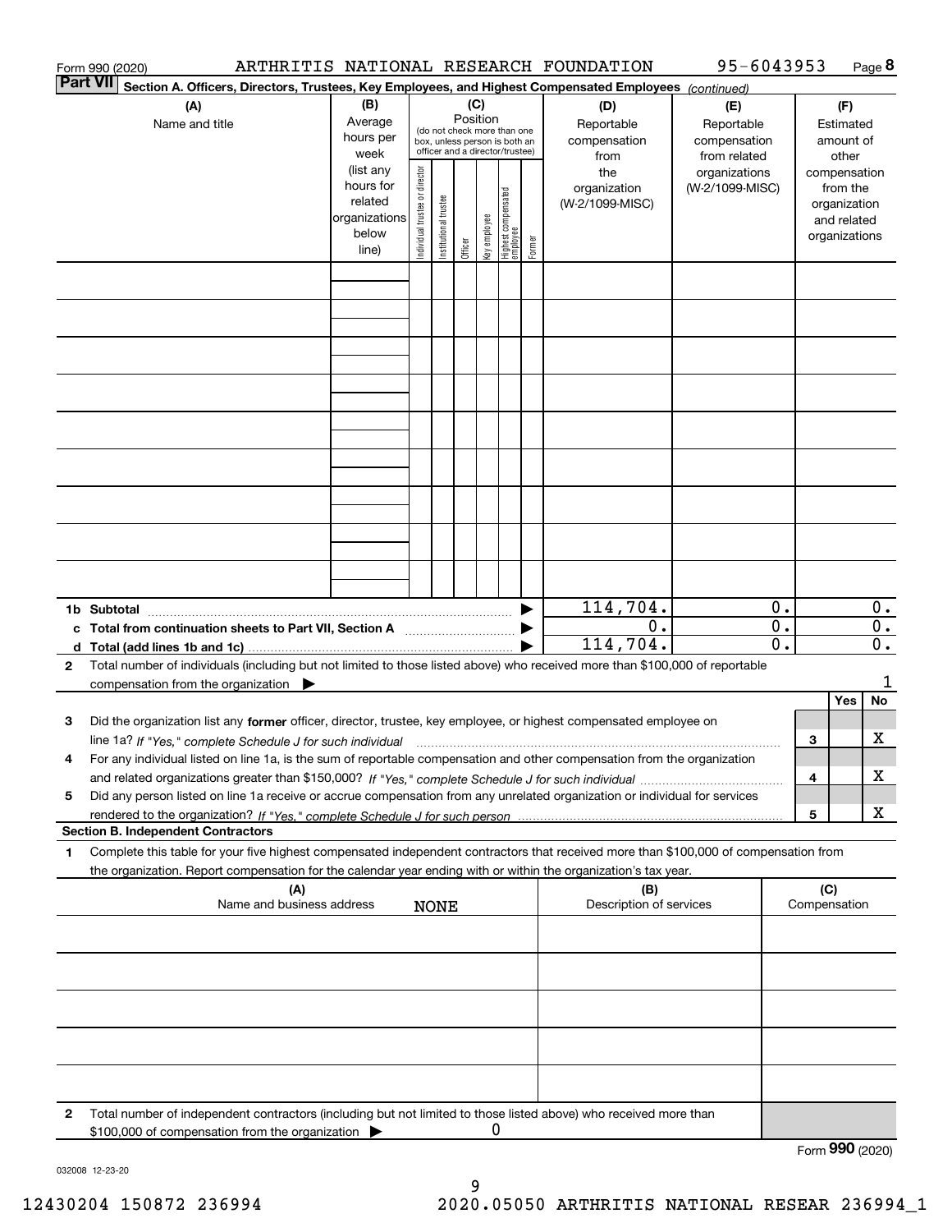Form 990 (2020) ARTHRITIS NATIONAL RESEARCH FOUNDATION 95-6043953 Page 8

**Part VII Section A. Officers, Directors, Trustees, Key Employees, and Highest Compensated Employees** *(continued)*

| (A) Name and title | (B) Average hours per week (list any hours for related organizations below line) | (C) Position (do not check more than one box, unless person is both an officer and a director/trustee): Individual trustee or director | Institutional trustee | Officer | Key employee | Highest compensated employee | Former | (D) Reportable compensation from the organization (W-2/1099-MISC) | (E) Reportable compensation from related organizations (W-2/1099-MISC) | (F) Estimated amount of other compensation from the organization and related organizations |
|---|---|---|---|---|---|---|---|---|---|---|
| | | | | | | | | | | |
| | | | | | | | | | | |
| | | | | | | | | | | |
| | | | | | | | | | | |
| | | | | | | | | | | |
| | | | | | | | | | | |
| | | | | | | | | | | |
| | | | | | | | | | | |
| | | | | | | | | | | |
| **1b Subtotal** | | | | | | | | 114,704. | 0. | 0. |
| **c Total from continuation sheets to Part VII, Section A** | | | | | | | | 0. | 0. | 0. |
| **d Total (add lines 1b and 1c)** | | | | | | | | 114,704. | 0. | 0. |

**2** Total number of individuals (including but not limited to those listed above) who received more than $100,000 of reportable compensation from the organization ▶ 1

| | | Yes | No |
|---|---|---|---|
| **3** Did the organization list any **former** officer, director, trustee, key employee, or highest compensated employee on line 1a? *If "Yes," complete Schedule J for such individual* | 3 | | X |
| **4** For any individual listed on line 1a, is the sum of reportable compensation and other compensation from the organization and related organizations greater than $150,000? *If "Yes," complete Schedule J for such individual* | 4 | | X |
| **5** Did any person listed on line 1a receive or accrue compensation from any unrelated organization or individual for services rendered to the organization? *If "Yes," complete Schedule J for such person* | 5 | | X |

**Section B. Independent Contractors**

**1** Complete this table for your five highest compensated independent contractors that received more than $100,000 of compensation from the organization. Report compensation for the calendar year ending with or within the organization's tax year.

| (A) Name and business address NONE | (B) Description of services | (C) Compensation |
|---|---|---|
| | | |
| | | |
| | | |
| | | |
| | | |

**2** Total number of independent contractors (including but not limited to those listed above) who received more than $100,000 of compensation from the organization ▶ 0

Form **990** (2020)

032008 12-23-20

12430204 150872 236994 2020.05050 ARTHRITIS NATIONAL RESEAR 236994_1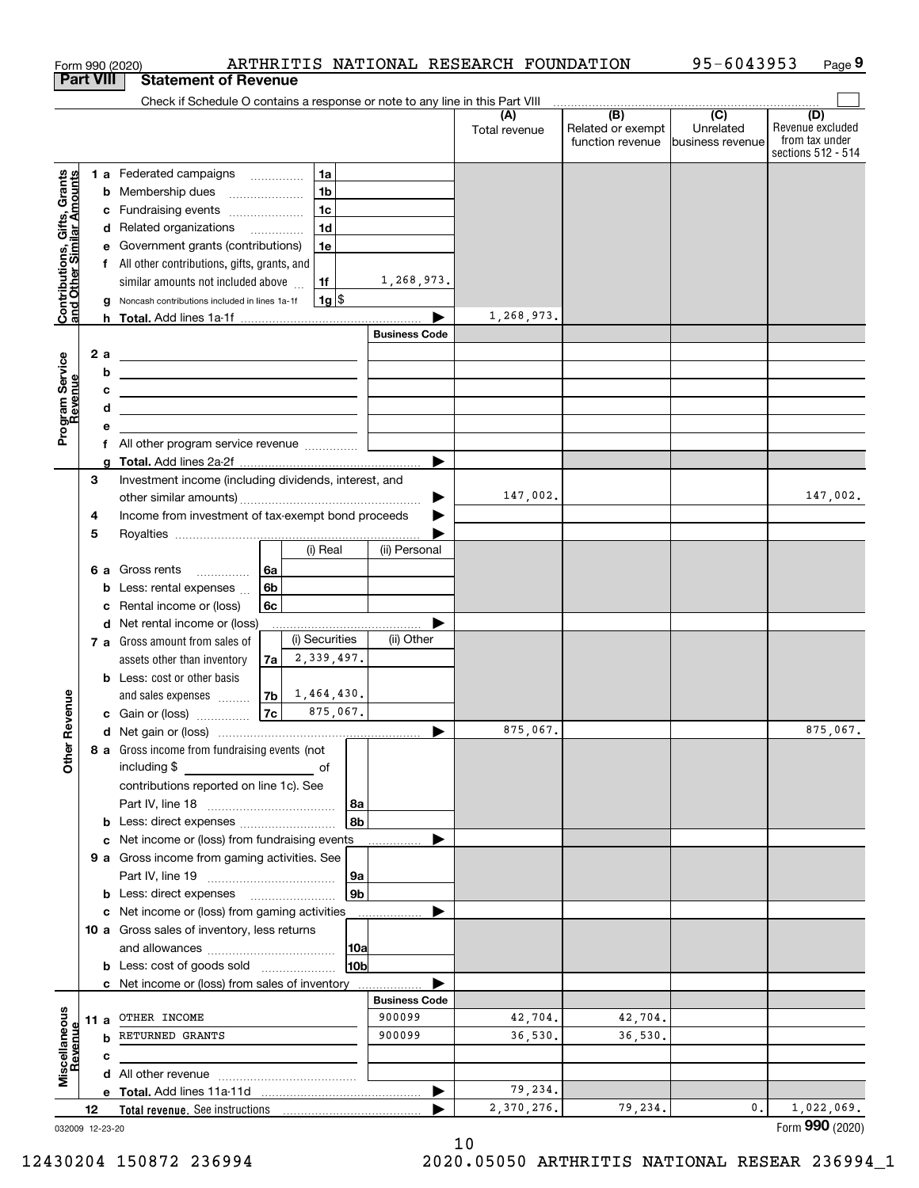Form 990 (2020) ARTHRITIS NATIONAL RESEARCH FOUNDATION 95-6043953 Page 9

## Part VIII Statement of Revenue

Check if Schedule O contains a response or note to any line in this Part VIII

| | | | | (A) Total revenue | (B) Related or exempt function revenue | (C) Unrelated business revenue | (D) Revenue excluded from tax under sections 512 - 514 |
|---|---|---|---|---|---|---|---|
| **Contributions, Gifts, Grants and Other Similar Amounts** | 1a Federated campaigns | 1a | | | | | |
| | b Membership dues | 1b | | | | | |
| | c Fundraising events | 1c | | | | | |
| | d Related organizations | 1d | | | | | |
| | e Government grants (contributions) | 1e | | | | | |
| | f All other contributions, gifts, grants, and similar amounts not included above | 1f | 1,268,973. | | | | |
| | g Noncash contributions included in lines 1a-1f | 1g | $ | | | | |
| | h **Total.** Add lines 1a-1f | | | 1,268,973. | | | |
| **Program Service Revenue** | | | Business Code | | | | |
| | 2 a | | | | | | |
| | b | | | | | | |
| | c | | | | | | |
| | d | | | | | | |
| | e | | | | | | |
| | f All other program service revenue | | | | | | |
| | g **Total.** Add lines 2a-2f | | | | | | |
| **Other Revenue** | 3 Investment income (including dividends, interest, and other similar amounts) | | | 147,002. | | | 147,002. |
| | 4 Income from investment of tax-exempt bond proceeds | | | | | | |
| | 5 Royalties | | | | | | |
| | | (i) Real | (ii) Personal | | | | |
| | 6 a Gross rents 6a | | | | | | |
| | b Less: rental expenses 6b | | | | | | |
| | c Rental income or (loss) 6c | | | | | | |
| | d Net rental income or (loss) | | | | | | |
| | | (i) Securities | (ii) Other | | | | |
| | 7 a Gross amount from sales of assets other than inventory 7a | 2,339,497. | | | | | |
| | b Less: cost or other basis and sales expenses 7b | 1,464,430. | | | | | |
| | c Gain or (loss) 7c | 875,067. | | | | | |
| | d Net gain or (loss) | | | 875,067. | | | 875,067. |
| | 8 a Gross income from fundraising events (not including $ of contributions reported on line 1c). See Part IV, line 18 | 8a | | | | | |
| | b Less: direct expenses | 8b | | | | | |
| | c Net income or (loss) from fundraising events | | | | | | |
| | 9 a Gross income from gaming activities. See Part IV, line 19 | 9a | | | | | |
| | b Less: direct expenses | 9b | | | | | |
| | c Net income or (loss) from gaming activities | | | | | | |
| | 10 a Gross sales of inventory, less returns and allowances | 10a | | | | | |
| | b Less: cost of goods sold | 10b | | | | | |
| | c Net income or (loss) from sales of inventory | | | | | | |
| **Miscellaneous Revenue** | | | Business Code | | | | |
| | 11 a OTHER INCOME | | 900099 | 42,704. | 42,704. | | |
| | b RETURNED GRANTS | | 900099 | 36,530. | 36,530. | | |
| | c | | | | | | |
| | d All other revenue | | | | | | |
| | e **Total.** Add lines 11a-11d | | | 79,234. | | | |
| | 12 **Total revenue.** See instructions | | | 2,370,276. | 79,234. | 0. | 1,022,069. |

032009 12-23-20 Form **990** (2020)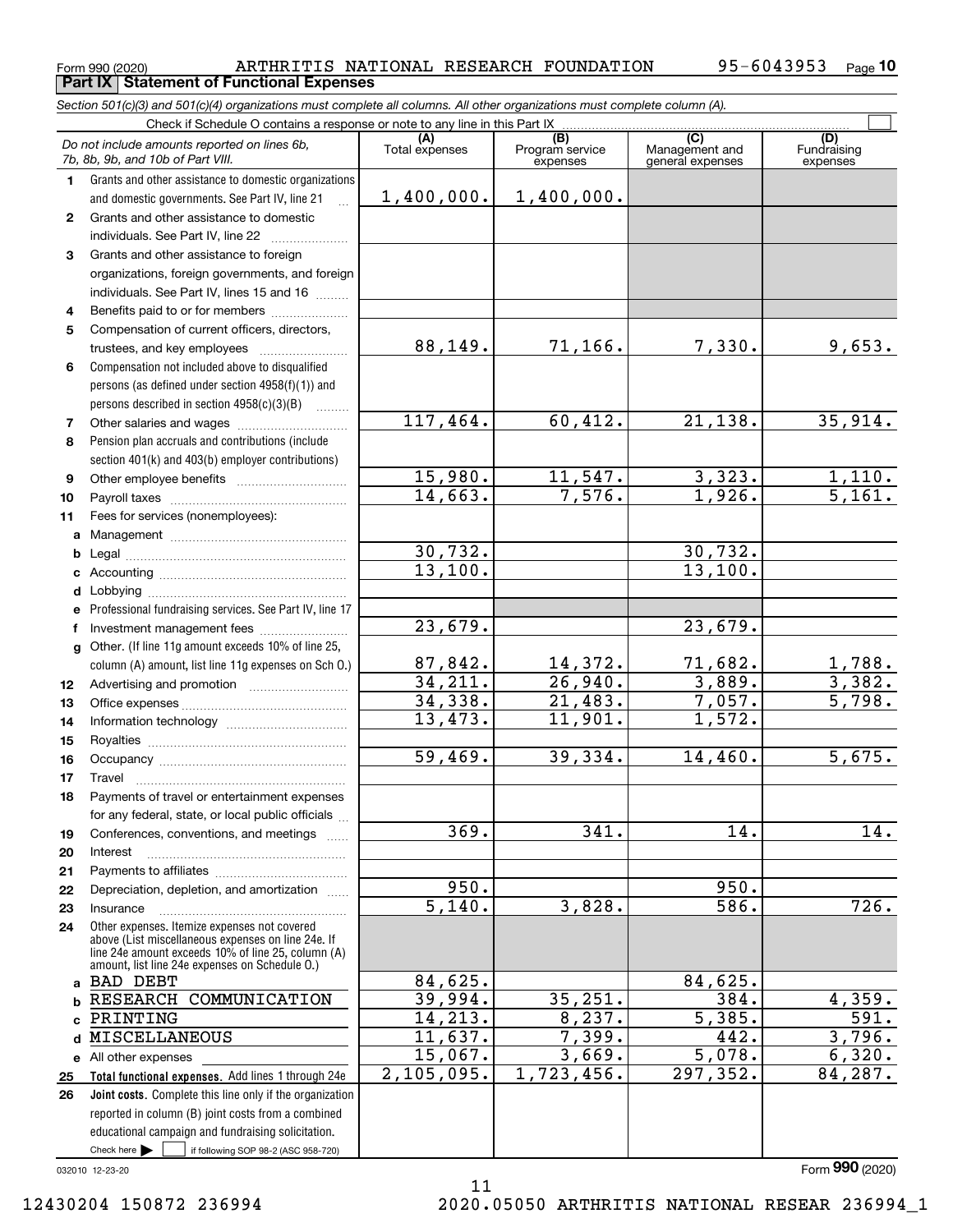Form 990 (2020) ARTHRITIS NATIONAL RESEARCH FOUNDATION 95-6043953 Page **10**

**Part IX Statement of Functional Expenses**

*Section 501(c)(3) and 501(c)(4) organizations must complete all columns. All other organizations must complete column (A).*

Check if Schedule O contains a response or note to any line in this Part IX

| | *Do not include amounts reported on lines 6b, 7b, 8b, 9b, and 10b of Part VIII.* | (A) Total expenses | (B) Program service expenses | (C) Management and general expenses | (D) Fundraising expenses |
|---|---|---|---|---|---|
| **1** | Grants and other assistance to domestic organizations and domestic governments. See Part IV, line 21 | 1,400,000. | 1,400,000. | | |
| **2** | Grants and other assistance to domestic individuals. See Part IV, line 22 | | | | |
| **3** | Grants and other assistance to foreign organizations, foreign governments, and foreign individuals. See Part IV, lines 15 and 16 | | | | |
| **4** | Benefits paid to or for members | | | | |
| **5** | Compensation of current officers, directors, trustees, and key employees | 88,149. | 71,166. | 7,330. | 9,653. |
| **6** | Compensation not included above to disqualified persons (as defined under section 4958(f)(1)) and persons described in section 4958(c)(3)(B) | | | | |
| **7** | Other salaries and wages | 117,464. | 60,412. | 21,138. | 35,914. |
| **8** | Pension plan accruals and contributions (include section 401(k) and 403(b) employer contributions) | | | | |
| **9** | Other employee benefits | 15,980. | 11,547. | 3,323. | 1,110. |
| **10** | Payroll taxes | 14,663. | 7,576. | 1,926. | 5,161. |
| **11** | Fees for services (nonemployees): | | | | |
| **a** | Management | | | | |
| **b** | Legal | 30,732. | | 30,732. | |
| **c** | Accounting | 13,100. | | 13,100. | |
| **d** | Lobbying | | | | |
| **e** | Professional fundraising services. See Part IV, line 17 | | | | |
| **f** | Investment management fees | 23,679. | | 23,679. | |
| **g** | Other. (If line 11g amount exceeds 10% of line 25, column (A) amount, list line 11g expenses on Sch O.) | 87,842. | 14,372. | 71,682. | 1,788. |
| **12** | Advertising and promotion | 34,211. | 26,940. | 3,889. | 3,382. |
| **13** | Office expenses | 34,338. | 21,483. | 7,057. | 5,798. |
| **14** | Information technology | 13,473. | 11,901. | 1,572. | |
| **15** | Royalties | | | | |
| **16** | Occupancy | 59,469. | 39,334. | 14,460. | 5,675. |
| **17** | Travel | | | | |
| **18** | Payments of travel or entertainment expenses for any federal, state, or local public officials | | | | |
| **19** | Conferences, conventions, and meetings | 369. | 341. | 14. | 14. |
| **20** | Interest | | | | |
| **21** | Payments to affiliates | | | | |
| **22** | Depreciation, depletion, and amortization | 950. | | 950. | |
| **23** | Insurance | 5,140. | 3,828. | 586. | 726. |
| **24** | Other expenses. Itemize expenses not covered above (List miscellaneous expenses on line 24e. If line 24e amount exceeds 10% of line 25, column (A) amount, list line 24e expenses on Schedule O.) | | | | |
| **a** | BAD DEBT | 84,625. | | 84,625. | |
| **b** | RESEARCH COMMUNICATION | 39,994. | 35,251. | 384. | 4,359. |
| **c** | PRINTING | 14,213. | 8,237. | 5,385. | 591. |
| **d** | MISCELLANEOUS | 11,637. | 7,399. | 442. | 3,796. |
| **e** | All other expenses | 15,067. | 3,669. | 5,078. | 6,320. |
| **25** | **Total functional expenses.** Add lines 1 through 24e | 2,105,095. | 1,723,456. | 297,352. | 84,287. |
| **26** | **Joint costs.** Complete this line only if the organization reported in column (B) joint costs from a combined educational campaign and fundraising solicitation. Check here ☐ if following SOP 98-2 (ASC 958-720) | | | | |

032010 12-23-20

Form **990** (2020)

12430204 150872 236994 2020.05050 ARTHRITIS NATIONAL RESEAR 236994_1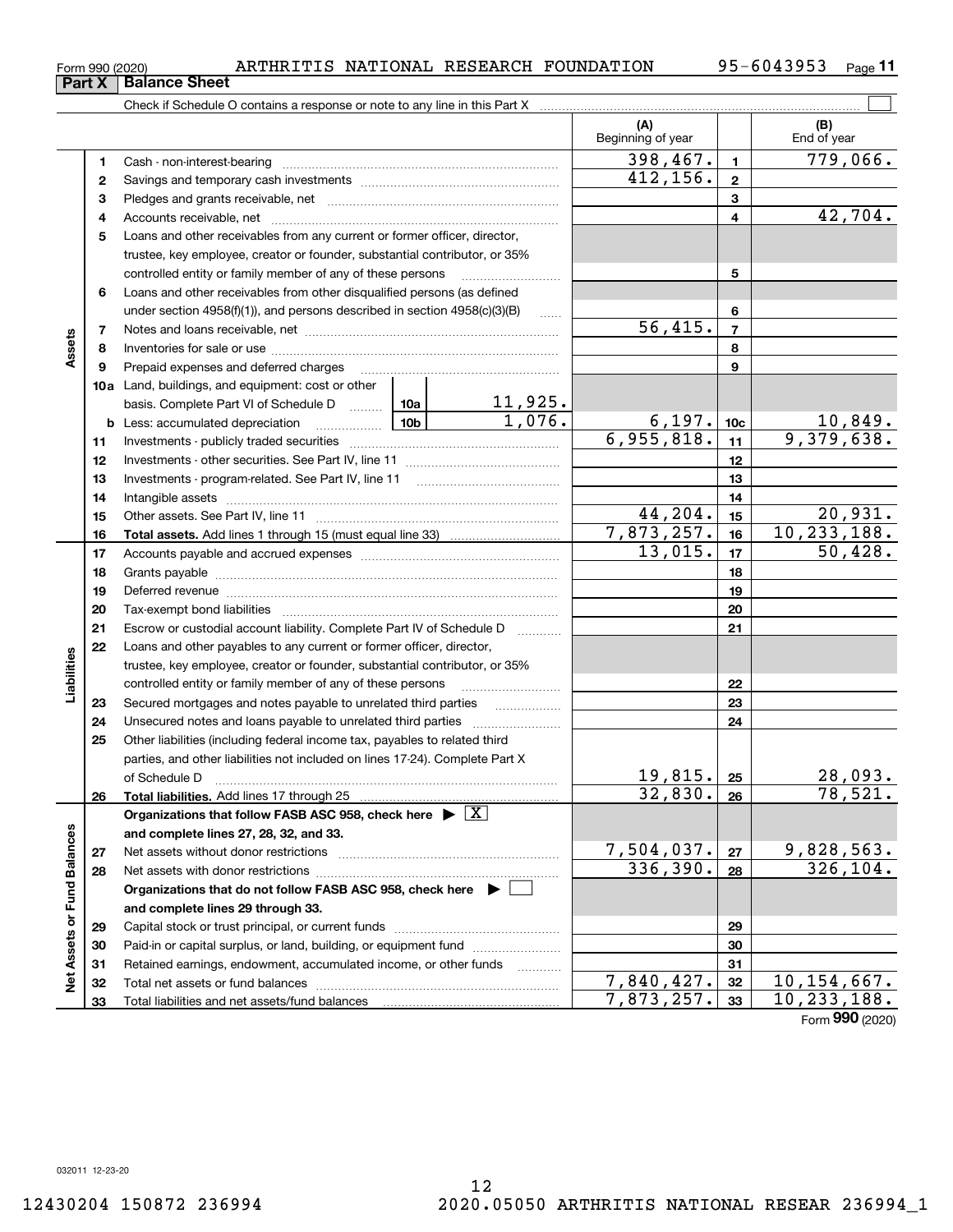Form 990 (2020) ARTHRITIS NATIONAL RESEARCH FOUNDATION 95-6043953

## Part X Balance Sheet

Check if Schedule O contains a response or note to any line in this Part X

| | | | (A) Beginning of year | | (B) End of year |
|---|---|---|---|---|---|
| Assets | 1 | Cash - non-interest-bearing | 398,467. | 1 | 779,066. |
| | 2 | Savings and temporary cash investments | 412,156. | 2 | |
| | 3 | Pledges and grants receivable, net | | 3 | |
| | 4 | Accounts receivable, net | | 4 | 42,704. |
| | 5 | Loans and other receivables from any current or former officer, director, trustee, key employee, creator or founder, substantial contributor, or 35% controlled entity or family member of any of these persons | | 5 | |
| | 6 | Loans and other receivables from other disqualified persons (as defined under section 4958(f)(1)), and persons described in section 4958(c)(3)(B) | | 6 | |
| | 7 | Notes and loans receivable, net | 56,415. | 7 | |
| | 8 | Inventories for sale or use | | 8 | |
| | 9 | Prepaid expenses and deferred charges | | 9 | |
| | 10a | Land, buildings, and equipment: cost or other basis. Complete Part VI of Schedule D — 10a: 11,925. | | | |
| | b | Less: accumulated depreciation — 10b: 1,076. | 6,197. | 10c | 10,849. |
| | 11 | Investments - publicly traded securities | 6,955,818. | 11 | 9,379,638. |
| | 12 | Investments - other securities. See Part IV, line 11 | | 12 | |
| | 13 | Investments - program-related. See Part IV, line 11 | | 13 | |
| | 14 | Intangible assets | | 14 | |
| | 15 | Other assets. See Part IV, line 11 | 44,204. | 15 | 20,931. |
| | 16 | **Total assets.** Add lines 1 through 15 (must equal line 33) | 7,873,257. | 16 | 10,233,188. |
| Liabilities | 17 | Accounts payable and accrued expenses | 13,015. | 17 | 50,428. |
| | 18 | Grants payable | | 18 | |
| | 19 | Deferred revenue | | 19 | |
| | 20 | Tax-exempt bond liabilities | | 20 | |
| | 21 | Escrow or custodial account liability. Complete Part IV of Schedule D | | 21 | |
| | 22 | Loans and other payables to any current or former officer, director, trustee, key employee, creator or founder, substantial contributor, or 35% controlled entity or family member of any of these persons | | 22 | |
| | 23 | Secured mortgages and notes payable to unrelated third parties | | 23 | |
| | 24 | Unsecured notes and loans payable to unrelated third parties | | 24 | |
| | 25 | Other liabilities (including federal income tax, payables to related third parties, and other liabilities not included on lines 17-24). Complete Part X of Schedule D | 19,815. | 25 | 28,093. |
| | 26 | **Total liabilities.** Add lines 17 through 25 | 32,830. | 26 | 78,521. |
| Net Assets or Fund Balances | | **Organizations that follow FASB ASC 958, check here ▶ [X] and complete lines 27, 28, 32, and 33.** | | | |
| | 27 | Net assets without donor restrictions | 7,504,037. | 27 | 9,828,563. |
| | 28 | Net assets with donor restrictions | 336,390. | 28 | 326,104. |
| | | **Organizations that do not follow FASB ASC 958, check here ▶ [ ] and complete lines 29 through 33.** | | | |
| | 29 | Capital stock or trust principal, or current funds | | 29 | |
| | 30 | Paid-in or capital surplus, or land, building, or equipment fund | | 30 | |
| | 31 | Retained earnings, endowment, accumulated income, or other funds | | 31 | |
| | 32 | Total net assets or fund balances | 7,840,427. | 32 | 10,154,667. |
| | 33 | Total liabilities and net assets/fund balances | 7,873,257. | 33 | 10,233,188. |

Form 990 (2020)

032011 12-23-20

12430204 150872 236994 2020.05050 ARTHRITIS NATIONAL RESEAR 236994_1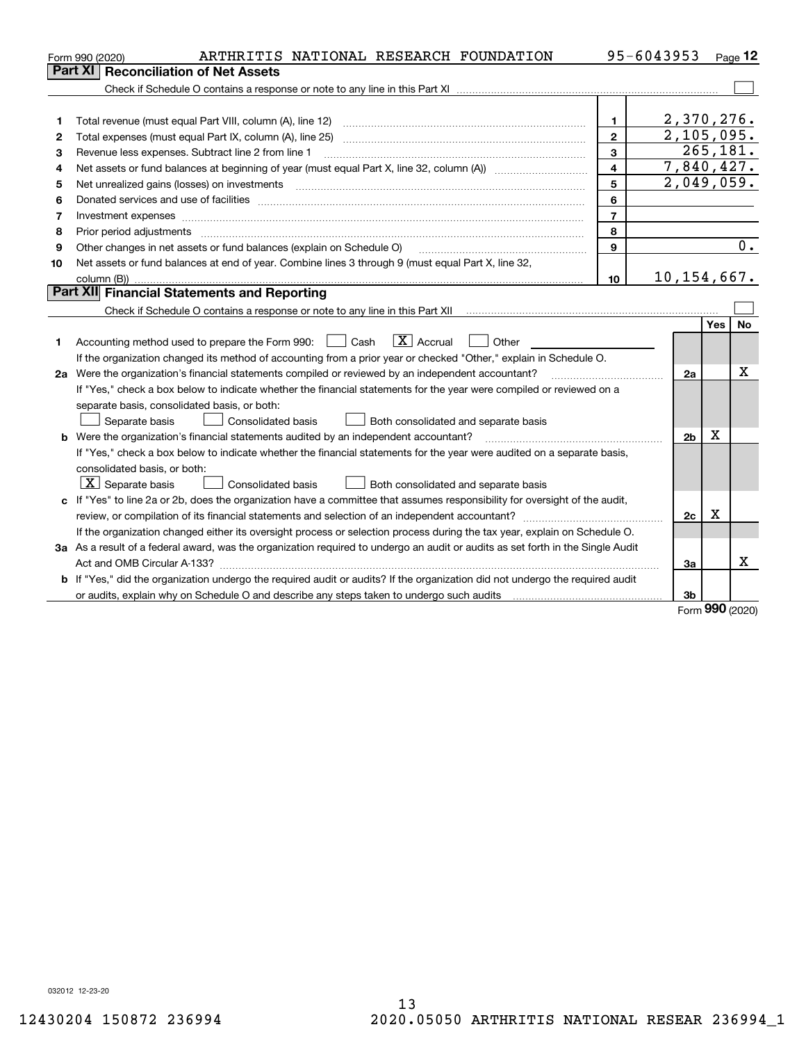Form 990 (2020) ARTHRITIS NATIONAL RESEARCH FOUNDATION 95-6043953 Page 12

## Part XI Reconciliation of Net Assets

Check if Schedule O contains a response or note to any line in this Part XI ☐

| | | | |
|---|---|---|---|
| 1 | Total revenue (must equal Part VIII, column (A), line 12) | 1 | 2,370,276. |
| 2 | Total expenses (must equal Part IX, column (A), line 25) | 2 | 2,105,095. |
| 3 | Revenue less expenses. Subtract line 2 from line 1 | 3 | 265,181. |
| 4 | Net assets or fund balances at beginning of year (must equal Part X, line 32, column (A)) | 4 | 7,840,427. |
| 5 | Net unrealized gains (losses) on investments | 5 | 2,049,059. |
| 6 | Donated services and use of facilities | 6 | |
| 7 | Investment expenses | 7 | |
| 8 | Prior period adjustments | 8 | |
| 9 | Other changes in net assets or fund balances (explain on Schedule O) | 9 | 0. |
| 10 | Net assets or fund balances at end of year. Combine lines 3 through 9 (must equal Part X, line 32, column (B)) | 10 | 10,154,667. |

## Part XII Financial Statements and Reporting

Check if Schedule O contains a response or note to any line in this Part XII ☐

| | | | Yes | No |
|---|---|---|---|---|
| 1 | Accounting method used to prepare the Form 990: ☐ Cash ☒ Accrual ☐ Other<br>If the organization changed its method of accounting from a prior year or checked "Other," explain in Schedule O. | | | |
| 2a | Were the organization's financial statements compiled or reviewed by an independent accountant?<br>If "Yes," check a box below to indicate whether the financial statements for the year were compiled or reviewed on a separate basis, consolidated basis, or both:<br>☐ Separate basis ☐ Consolidated basis ☐ Both consolidated and separate basis | 2a | | X |
| b | Were the organization's financial statements audited by an independent accountant?<br>If "Yes," check a box below to indicate whether the financial statements for the year were audited on a separate basis, consolidated basis, or both:<br>☒ Separate basis ☐ Consolidated basis ☐ Both consolidated and separate basis | 2b | X | |
| c | If "Yes" to line 2a or 2b, does the organization have a committee that assumes responsibility for oversight of the audit, review, or compilation of its financial statements and selection of an independent accountant?<br>If the organization changed either its oversight process or selection process during the tax year, explain on Schedule O. | 2c | X | |
| 3a | As a result of a federal award, was the organization required to undergo an audit or audits as set forth in the Single Audit Act and OMB Circular A-133? | 3a | | X |
| b | If "Yes," did the organization undergo the required audit or audits? If the organization did not undergo the required audit or audits, explain why on Schedule O and describe any steps taken to undergo such audits | 3b | | |

Form 990 (2020)

032012 12-23-20

12430204 150872 236994 2020.05050 ARTHRITIS NATIONAL RESEAR 236994_1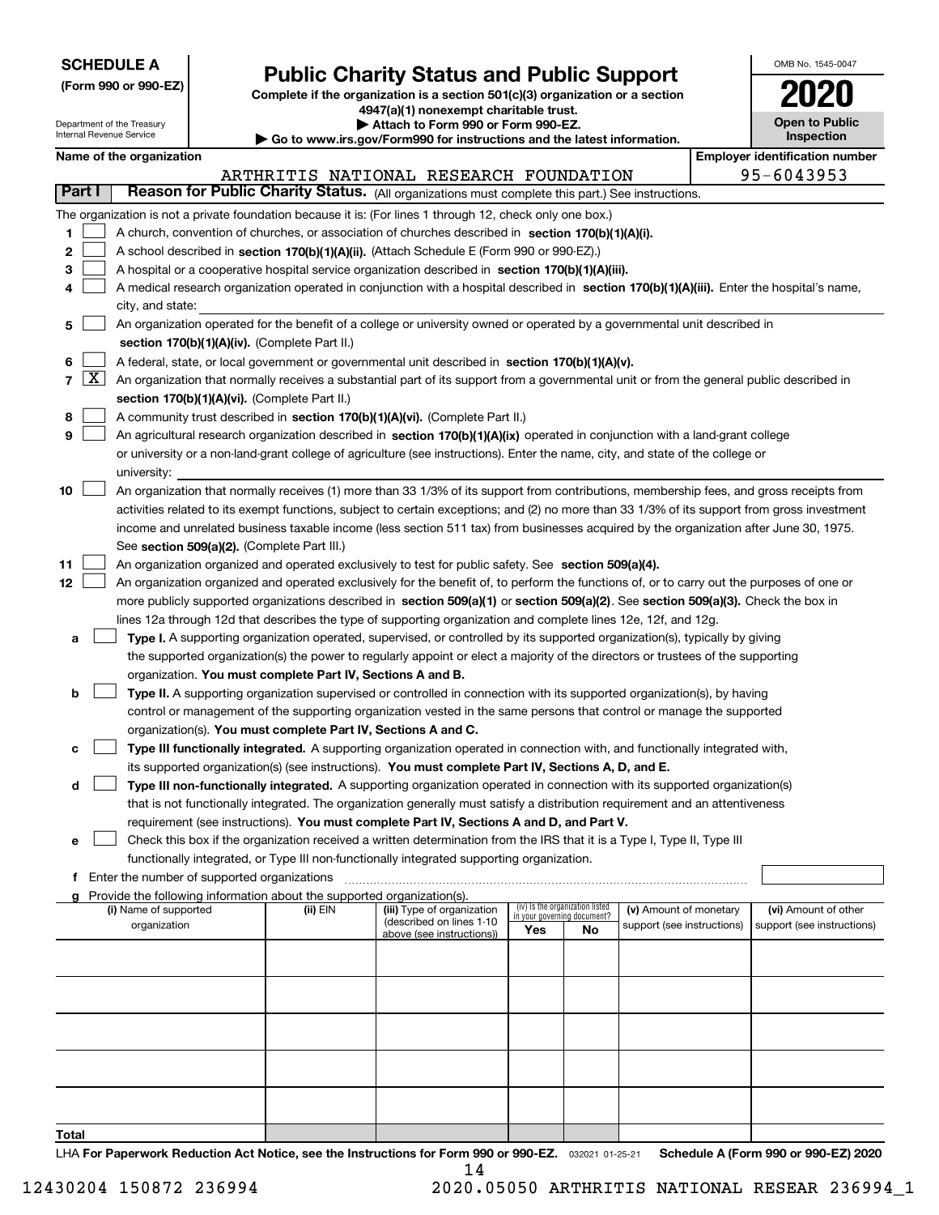**SCHEDULE A**
**(Form 990 or 990-EZ)**

Department of the Treasury
Internal Revenue Service

# Public Charity Status and Public Support

**Complete if the organization is a section 501(c)(3) organization or a section 4947(a)(1) nonexempt charitable trust.**
**▶ Attach to Form 990 or Form 990-EZ.**
**▶ Go to www.irs.gov/Form990 for instructions and the latest information.**

OMB No. 1545-0047

**2020**

**Open to Public Inspection**

**Name of the organization:** ARTHRITIS NATIONAL RESEARCH FOUNDATION

**Employer identification number:** 95-6043953

## Part I Reason for Public Charity Status. (All organizations must complete this part.) See instructions.

The organization is not a private foundation because it is: (For lines 1 through 12, check only one box.)

1. [ ] A church, convention of churches, or association of churches described in **section 170(b)(1)(A)(i).**
2. [ ] A school described in **section 170(b)(1)(A)(ii).** (Attach Schedule E (Form 990 or 990-EZ).)
3. [ ] A hospital or a cooperative hospital service organization described in **section 170(b)(1)(A)(iii).**
4. [ ] A medical research organization operated in conjunction with a hospital described in **section 170(b)(1)(A)(iii).** Enter the hospital's name, city, and state:
5. [ ] An organization operated for the benefit of a college or university owned or operated by a governmental unit described in **section 170(b)(1)(A)(iv).** (Complete Part II.)
6. [ ] A federal, state, or local government or governmental unit described in **section 170(b)(1)(A)(v).**
7. [X] An organization that normally receives a substantial part of its support from a governmental unit or from the general public described in **section 170(b)(1)(A)(vi).** (Complete Part II.)
8. [ ] A community trust described in **section 170(b)(1)(A)(vi).** (Complete Part II.)
9. [ ] An agricultural research organization described in **section 170(b)(1)(A)(ix)** operated in conjunction with a land-grant college or university or a non-land-grant college of agriculture (see instructions). Enter the name, city, and state of the college or university:
10. [ ] An organization that normally receives (1) more than 33 1/3% of its support from contributions, membership fees, and gross receipts from activities related to its exempt functions, subject to certain exceptions; and (2) no more than 33 1/3% of its support from gross investment income and unrelated business taxable income (less section 511 tax) from businesses acquired by the organization after June 30, 1975. See **section 509(a)(2).** (Complete Part III.)
11. [ ] An organization organized and operated exclusively to test for public safety. See **section 509(a)(4).**
12. [ ] An organization organized and operated exclusively for the benefit of, to perform the functions of, or to carry out the purposes of one or more publicly supported organizations described in **section 509(a)(1)** or **section 509(a)(2).** See **section 509(a)(3).** Check the box in lines 12a through 12d that describes the type of supporting organization and complete lines 12e, 12f, and 12g.
   - **a** [ ] **Type I.** A supporting organization operated, supervised, or controlled by its supported organization(s), typically by giving the supported organization(s) the power to regularly appoint or elect a majority of the directors or trustees of the supporting organization. **You must complete Part IV, Sections A and B.**
   - **b** [ ] **Type II.** A supporting organization supervised or controlled in connection with its supported organization(s), by having control or management of the supporting organization vested in the same persons that control or manage the supported organization(s). **You must complete Part IV, Sections A and C.**
   - **c** [ ] **Type III functionally integrated.** A supporting organization operated in connection with, and functionally integrated with, its supported organization(s) (see instructions). **You must complete Part IV, Sections A, D, and E.**
   - **d** [ ] **Type III non-functionally integrated.** A supporting organization operated in connection with its supported organization(s) that is not functionally integrated. The organization generally must satisfy a distribution requirement and an attentiveness requirement (see instructions). **You must complete Part IV, Sections A and D, and Part V.**
   - **e** [ ] Check this box if the organization received a written determination from the IRS that it is a Type I, Type II, Type III functionally integrated, or Type III non-functionally integrated supporting organization.
   - **f** Enter the number of supported organizations
   - **g** Provide the following information about the supported organization(s).

| (i) Name of supported organization | (ii) EIN | (iii) Type of organization (described on lines 1-10 above (see instructions)) | (iv) Is the organization listed in your governing document? Yes | No | (v) Amount of monetary support (see instructions) | (vi) Amount of other support (see instructions) |
|---|---|---|---|---|---|---|
| | | | | | | |
| | | | | | | |
| | | | | | | |
| | | | | | | |
| | | | | | | |
| **Total** | | | | | | |

LHA **For Paperwork Reduction Act Notice, see the Instructions for Form 990 or 990-EZ.** 032021 01-25-21 **Schedule A (Form 990 or 990-EZ) 2020**

12430204 150872 236994 2020.05050 ARTHRITIS NATIONAL RESEAR 236994_1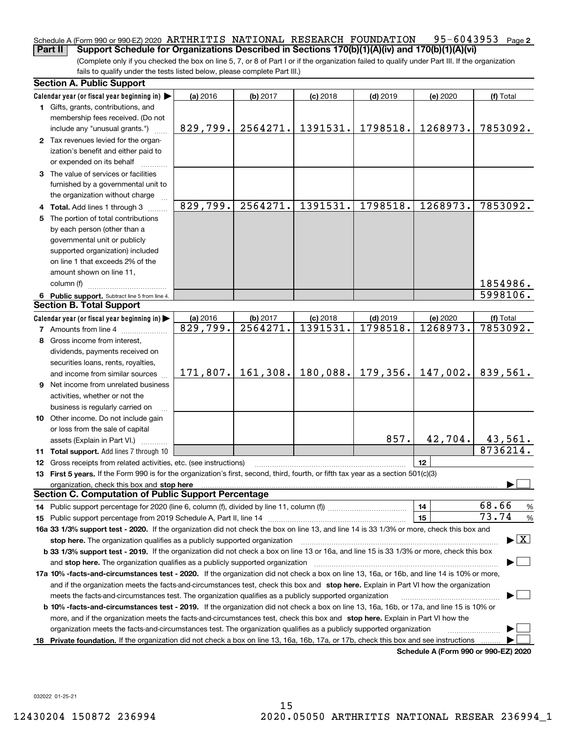Schedule A (Form 990 or 990-EZ) 2020 ARTHRITIS NATIONAL RESEARCH FOUNDATION 95-6043953 Page 2

**Part II Support Schedule for Organizations Described in Sections 170(b)(1)(A)(iv) and 170(b)(1)(A)(vi)**

(Complete only if you checked the box on line 5, 7, or 8 of Part I or if the organization failed to qualify under Part III. If the organization fails to qualify under the tests listed below, please complete Part III.)

## Section A. Public Support

| Calendar year (or fiscal year beginning in) ▶ | (a) 2016 | (b) 2017 | (c) 2018 | (d) 2019 | (e) 2020 | (f) Total |
|---|---|---|---|---|---|---|
| 1 Gifts, grants, contributions, and membership fees received. (Do not include any "unusual grants.") | 829,799. | 2564271. | 1391531. | 1798518. | 1268973. | 7853092. |
| 2 Tax revenues levied for the organization's benefit and either paid to or expended on its behalf | | | | | | |
| 3 The value of services or facilities furnished by a governmental unit to the organization without charge | | | | | | |
| 4 Total. Add lines 1 through 3 | 829,799. | 2564271. | 1391531. | 1798518. | 1268973. | 7853092. |
| 5 The portion of total contributions by each person (other than a governmental unit or publicly supported organization) included on line 1 that exceeds 2% of the amount shown on line 11, column (f) | | | | | | 1854986. |
| 6 Public support. Subtract line 5 from line 4. | | | | | | 5998106. |

## Section B. Total Support

| Calendar year (or fiscal year beginning in) ▶ | (a) 2016 | (b) 2017 | (c) 2018 | (d) 2019 | (e) 2020 | (f) Total |
|---|---|---|---|---|---|---|
| 7 Amounts from line 4 | 829,799. | 2564271. | 1391531. | 1798518. | 1268973. | 7853092. |
| 8 Gross income from interest, dividends, payments received on securities loans, rents, royalties, and income from similar sources | 171,807. | 161,308. | 180,088. | 179,356. | 147,002. | 839,561. |
| 9 Net income from unrelated business activities, whether or not the business is regularly carried on | | | | | | |
| 10 Other income. Do not include gain or loss from the sale of capital assets (Explain in Part VI.) | | | | 857. | 42,704. | 43,561. |
| 11 Total support. Add lines 7 through 10 | | | | | | 8736214. |
| 12 Gross receipts from related activities, etc. (see instructions) | | | | | 12 | |

**13 First 5 years.** If the Form 990 is for the organization's first, second, third, fourth, or fifth tax year as a section 501(c)(3) organization, check this box and **stop here** ▶ ☐

## Section C. Computation of Public Support Percentage

| | | |
|---|---|---|
| 14 Public support percentage for 2020 (line 6, column (f), divided by line 11, column (f)) | 14 | 68.66 % |
| 15 Public support percentage from 2019 Schedule A, Part II, line 14 | 15 | 73.74 % |

**16a 33 1/3% support test - 2020.** If the organization did not check the box on line 13, and line 14 is 33 1/3% or more, check this box and **stop here.** The organization qualifies as a publicly supported organization ▶ ☒

**b 33 1/3% support test - 2019.** If the organization did not check a box on line 13 or 16a, and line 15 is 33 1/3% or more, check this box and **stop here.** The organization qualifies as a publicly supported organization ▶ ☐

**17a 10% -facts-and-circumstances test - 2020.** If the organization did not check a box on line 13, 16a, or 16b, and line 14 is 10% or more, and if the organization meets the facts-and-circumstances test, check this box and **stop here.** Explain in Part VI how the organization meets the facts-and-circumstances test. The organization qualifies as a publicly supported organization ▶ ☐

**b 10% -facts-and-circumstances test - 2019.** If the organization did not check a box on line 13, 16a, 16b, or 17a, and line 15 is 10% or more, and if the organization meets the facts-and-circumstances test, check this box and **stop here.** Explain in Part VI how the organization meets the facts-and-circumstances test. The organization qualifies as a publicly supported organization ▶ ☐

**18 Private foundation.** If the organization did not check a box on line 13, 16a, 16b, 17a, or 17b, check this box and see instructions ▶ ☐

**Schedule A (Form 990 or 990-EZ) 2020**

032022 01-25-21

12430204 150872 236994 2020.05050 ARTHRITIS NATIONAL RESEAR 236994_1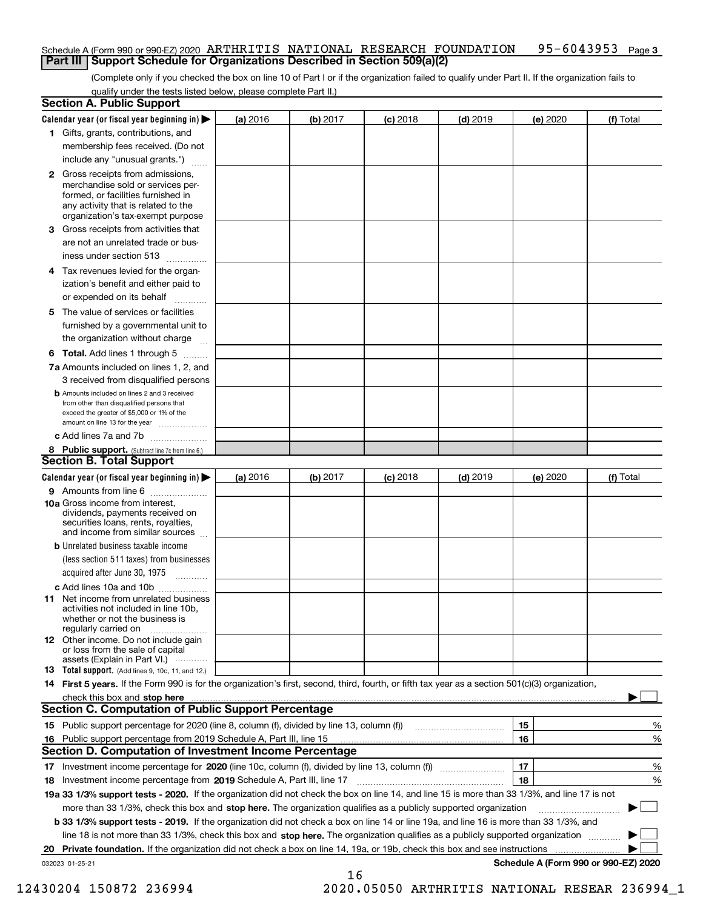Schedule A (Form 990 or 990-EZ) 2020 ARTHRITIS NATIONAL RESEARCH FOUNDATION 95-6043953 Page 3

## Part III Support Schedule for Organizations Described in Section 509(a)(2)

(Complete only if you checked the box on line 10 of Part I or if the organization failed to qualify under Part II. If the organization fails to qualify under the tests listed below, please complete Part II.)

### Section A. Public Support

| Calendar year (or fiscal year beginning in) ▶ | (a) 2016 | (b) 2017 | (c) 2018 | (d) 2019 | (e) 2020 | (f) Total |
|---|---|---|---|---|---|---|
| **1** Gifts, grants, contributions, and membership fees received. (Do not include any "unusual grants.") | | | | | | |
| **2** Gross receipts from admissions, merchandise sold or services performed, or facilities furnished in any activity that is related to the organization's tax-exempt purpose | | | | | | |
| **3** Gross receipts from activities that are not an unrelated trade or business under section 513 | | | | | | |
| **4** Tax revenues levied for the organization's benefit and either paid to or expended on its behalf | | | | | | |
| **5** The value of services or facilities furnished by a governmental unit to the organization without charge | | | | | | |
| **6 Total.** Add lines 1 through 5 | | | | | | |
| **7a** Amounts included on lines 1, 2, and 3 received from disqualified persons | | | | | | |
| **b** Amounts included on lines 2 and 3 received from other than disqualified persons that exceed the greater of $5,000 or 1% of the amount on line 13 for the year | | | | | | |
| **c** Add lines 7a and 7b | | | | | | |
| **8 Public support.** (Subtract line 7c from line 6.) | | | | | | |

### Section B. Total Support

| Calendar year (or fiscal year beginning in) ▶ | (a) 2016 | (b) 2017 | (c) 2018 | (d) 2019 | (e) 2020 | (f) Total |
|---|---|---|---|---|---|---|
| **9** Amounts from line 6 | | | | | | |
| **10a** Gross income from interest, dividends, payments received on securities loans, rents, royalties, and income from similar sources | | | | | | |
| **b** Unrelated business taxable income (less section 511 taxes) from businesses acquired after June 30, 1975 | | | | | | |
| **c** Add lines 10a and 10b | | | | | | |
| **11** Net income from unrelated business activities not included in line 10b, whether or not the business is regularly carried on | | | | | | |
| **12** Other income. Do not include gain or loss from the sale of capital assets (Explain in Part VI.) | | | | | | |
| **13 Total support.** (Add lines 9, 10c, 11, and 12.) | | | | | | |

**14 First 5 years.** If the Form 990 is for the organization's first, second, third, fourth, or fifth tax year as a section 501(c)(3) organization, check this box and **stop here** ▶ ☐

### Section C. Computation of Public Support Percentage

| | | | |
|---|---|---|---|
| **15** Public support percentage for 2020 (line 8, column (f), divided by line 13, column (f)) | 15 | | % |
| **16** Public support percentage from 2019 Schedule A, Part III, line 15 | 16 | | % |

### Section D. Computation of Investment Income Percentage

| | | | |
|---|---|---|---|
| **17** Investment income percentage for **2020** (line 10c, column (f), divided by line 13, column (f)) | 17 | | % |
| **18** Investment income percentage from **2019** Schedule A, Part III, line 17 | 18 | | % |

**19a 33 1/3% support tests - 2020.** If the organization did not check the box on line 14, and line 15 is more than 33 1/3%, and line 17 is not more than 33 1/3%, check this box and **stop here.** The organization qualifies as a publicly supported organization ▶ ☐

**b 33 1/3% support tests - 2019.** If the organization did not check a box on line 14 or line 19a, and line 16 is more than 33 1/3%, and line 18 is not more than 33 1/3%, check this box and **stop here.** The organization qualifies as a publicly supported organization ▶ ☐

**20 Private foundation.** If the organization did not check a box on line 14, 19a, or 19b, check this box and see instructions ▶ ☐

032023 01-25-21 **Schedule A (Form 990 or 990-EZ) 2020**

12430204 150872 236994 2020.05050 ARTHRITIS NATIONAL RESEAR 236994_1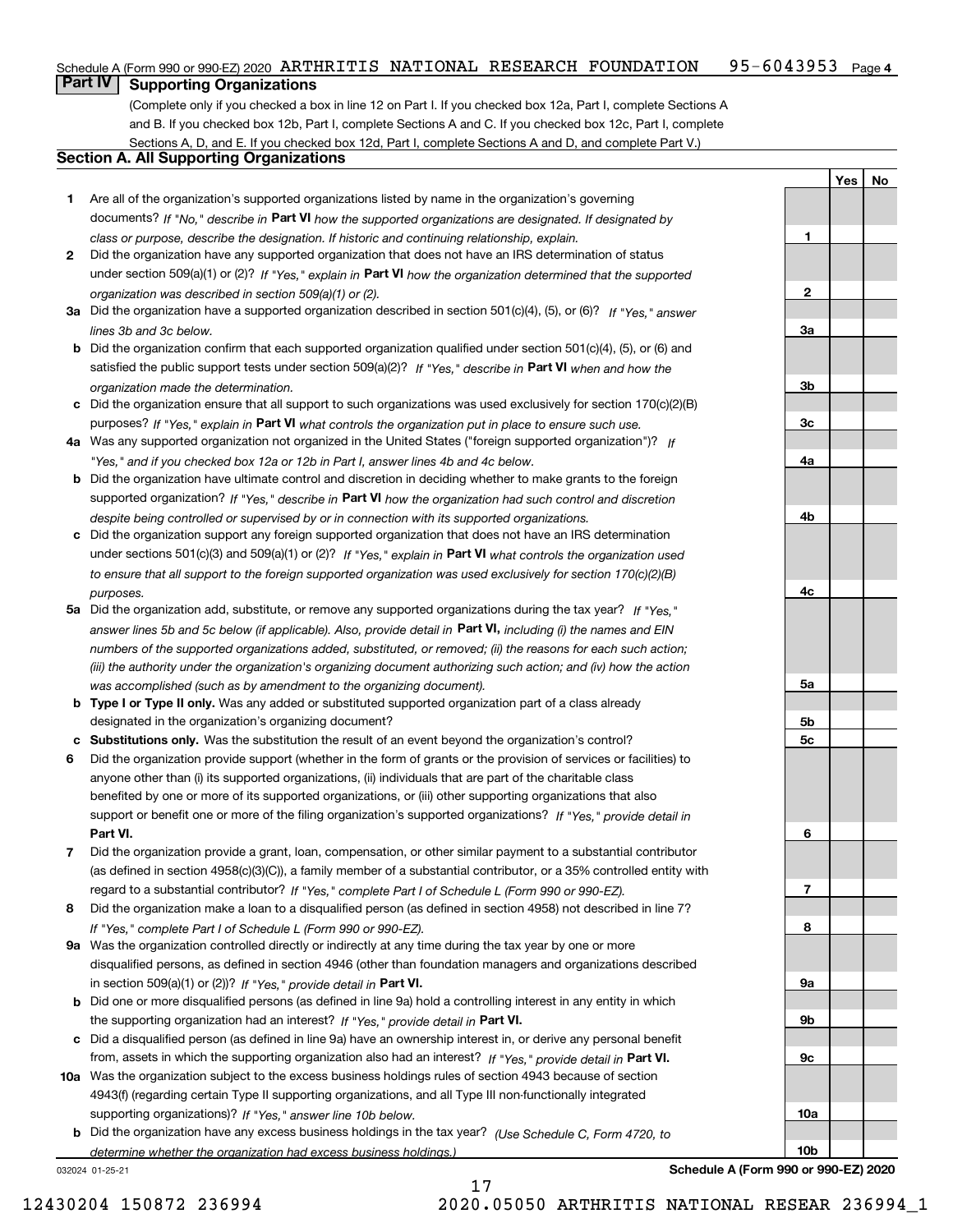Schedule A (Form 990 or 990-EZ) 2020 ARTHRITIS NATIONAL RESEARCH FOUNDATION 95-6043953 Page 4

## Part IV Supporting Organizations

(Complete only if you checked a box in line 12 on Part I. If you checked box 12a, Part I, complete Sections A and B. If you checked box 12b, Part I, complete Sections A and C. If you checked box 12c, Part I, complete Sections A, D, and E. If you checked box 12d, Part I, complete Sections A and D, and complete Part V.)

### Section A. All Supporting Organizations

| | | | Yes | No |
|---|---|---|---|---|
| 1 | Are all of the organization's supported organizations listed by name in the organization's governing documents? *If "No," describe in* **Part VI** *how the supported organizations are designated. If designated by class or purpose, describe the designation. If historic and continuing relationship, explain.* | 1 | | |
| 2 | Did the organization have any supported organization that does not have an IRS determination of status under section 509(a)(1) or (2)? *If "Yes," explain in* **Part VI** *how the organization determined that the supported organization was described in section 509(a)(1) or (2).* | 2 | | |
| 3a | Did the organization have a supported organization described in section 501(c)(4), (5), or (6)? *If "Yes," answer lines 3b and 3c below.* | 3a | | |
| b | Did the organization confirm that each supported organization qualified under section 501(c)(4), (5), or (6) and satisfied the public support tests under section 509(a)(2)? *If "Yes," describe in* **Part VI** *when and how the organization made the determination.* | 3b | | |
| c | Did the organization ensure that all support to such organizations was used exclusively for section 170(c)(2)(B) purposes? *If "Yes," explain in* **Part VI** *what controls the organization put in place to ensure such use.* | 3c | | |
| 4a | Was any supported organization not organized in the United States ("foreign supported organization")? *If "Yes," and if you checked box 12a or 12b in Part I, answer lines 4b and 4c below.* | 4a | | |
| b | Did the organization have ultimate control and discretion in deciding whether to make grants to the foreign supported organization? *If "Yes," describe in* **Part VI** *how the organization had such control and discretion despite being controlled or supervised by or in connection with its supported organizations.* | 4b | | |
| c | Did the organization support any foreign supported organization that does not have an IRS determination under sections 501(c)(3) and 509(a)(1) or (2)? *If "Yes," explain in* **Part VI** *what controls the organization used to ensure that all support to the foreign supported organization was used exclusively for section 170(c)(2)(B) purposes.* | 4c | | |
| 5a | Did the organization add, substitute, or remove any supported organizations during the tax year? *If "Yes," answer lines 5b and 5c below (if applicable). Also, provide detail in* **Part VI,** *including (i) the names and EIN numbers of the supported organizations added, substituted, or removed; (ii) the reasons for each such action; (iii) the authority under the organization's organizing document authorizing such action; and (iv) how the action was accomplished (such as by amendment to the organizing document).* | 5a | | |
| b | **Type I or Type II only.** Was any added or substituted supported organization part of a class already designated in the organization's organizing document? | 5b | | |
| c | **Substitutions only.** Was the substitution the result of an event beyond the organization's control? | 5c | | |
| 6 | Did the organization provide support (whether in the form of grants or the provision of services or facilities) to anyone other than (i) its supported organizations, (ii) individuals that are part of the charitable class benefited by one or more of its supported organizations, or (iii) other supporting organizations that also support or benefit one or more of the filing organization's supported organizations? *If "Yes," provide detail in* **Part VI.** | 6 | | |
| 7 | Did the organization provide a grant, loan, compensation, or other similar payment to a substantial contributor (as defined in section 4958(c)(3)(C)), a family member of a substantial contributor, or a 35% controlled entity with regard to a substantial contributor? *If "Yes," complete Part I of Schedule L (Form 990 or 990-EZ).* | 7 | | |
| 8 | Did the organization make a loan to a disqualified person (as defined in section 4958) not described in line 7? *If "Yes," complete Part I of Schedule L (Form 990 or 990-EZ).* | 8 | | |
| 9a | Was the organization controlled directly or indirectly at any time during the tax year by one or more disqualified persons, as defined in section 4946 (other than foundation managers and organizations described in section 509(a)(1) or (2))? *If "Yes," provide detail in* **Part VI.** | 9a | | |
| b | Did one or more disqualified persons (as defined in line 9a) hold a controlling interest in any entity in which the supporting organization had an interest? *If "Yes," provide detail in* **Part VI.** | 9b | | |
| c | Did a disqualified person (as defined in line 9a) have an ownership interest in, or derive any personal benefit from, assets in which the supporting organization also had an interest? *If "Yes," provide detail in* **Part VI.** | 9c | | |
| 10a | Was the organization subject to the excess business holdings rules of section 4943 because of section 4943(f) (regarding certain Type II supporting organizations, and all Type III non-functionally integrated supporting organizations)? *If "Yes," answer line 10b below.* | 10a | | |
| b | Did the organization have any excess business holdings in the tax year? *(Use Schedule C, Form 4720, to determine whether the organization had excess business holdings.)* | 10b | | |

032024 01-25-21 **Schedule A (Form 990 or 990-EZ) 2020**

12430204 150872 236994 2020.05050 ARTHRITIS NATIONAL RESEAR 236994_1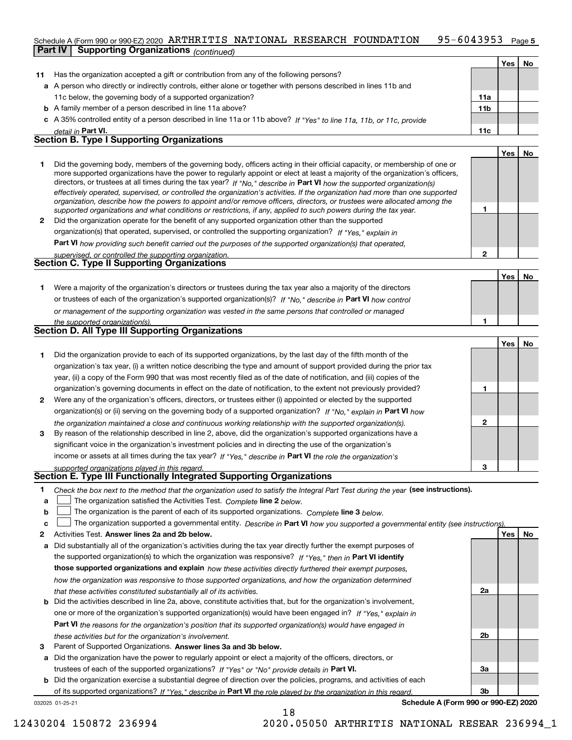Schedule A (Form 990 or 990-EZ) 2020 ARTHRITIS NATIONAL RESEARCH FOUNDATION 95-6043953 Page 5

**Part IV | Supporting Organizations** *(continued)*

| | | | Yes | No |
|---|---|---|---|---|
| **11** | Has the organization accepted a gift or contribution from any of the following persons? | | | |
| **a** | A person who directly or indirectly controls, either alone or together with persons described in lines 11b and 11c below, the governing body of a supported organization? | **11a** | | |
| **b** | A family member of a person described in line 11a above? | **11b** | | |
| **c** | A 35% controlled entity of a person described in line 11a or 11b above? *If "Yes" to line 11a, 11b, or 11c, provide detail in* **Part VI.** | **11c** | | |

## Section B. Type I Supporting Organizations

| | | | Yes | No |
|---|---|---|---|---|
| **1** | Did the governing body, members of the governing body, officers acting in their official capacity, or membership of one or more supported organizations have the power to regularly appoint or elect at least a majority of the organization's officers, directors, or trustees at all times during the tax year? *If "No," describe in* **Part VI** *how the supported organization(s) effectively operated, supervised, or controlled the organization's activities. If the organization had more than one supported organization, describe how the powers to appoint and/or remove officers, directors, or trustees were allocated among the supported organizations and what conditions or restrictions, if any, applied to such powers during the tax year.* | **1** | | |
| **2** | Did the organization operate for the benefit of any supported organization other than the supported organization(s) that operated, supervised, or controlled the supporting organization? *If "Yes," explain in* **Part VI** *how providing such benefit carried out the purposes of the supported organization(s) that operated, supervised, or controlled the supporting organization.* | **2** | | |

## Section C. Type II Supporting Organizations

| | | | Yes | No |
|---|---|---|---|---|
| **1** | Were a majority of the organization's directors or trustees during the tax year also a majority of the directors or trustees of each of the organization's supported organization(s)? *If "No," describe in* **Part VI** *how control or management of the supporting organization was vested in the same persons that controlled or managed the supported organization(s).* | **1** | | |

## Section D. All Type III Supporting Organizations

| | | | Yes | No |
|---|---|---|---|---|
| **1** | Did the organization provide to each of its supported organizations, by the last day of the fifth month of the organization's tax year, (i) a written notice describing the type and amount of support provided during the prior tax year, (ii) a copy of the Form 990 that was most recently filed as of the date of notification, and (iii) copies of the organization's governing documents in effect on the date of notification, to the extent not previously provided? | **1** | | |
| **2** | Were any of the organization's officers, directors, or trustees either (i) appointed or elected by the supported organization(s) or (ii) serving on the governing body of a supported organization? *If "No," explain in* **Part VI** *how the organization maintained a close and continuous working relationship with the supported organization(s).* | **2** | | |
| **3** | By reason of the relationship described in line 2, above, did the organization's supported organizations have a significant voice in the organization's investment policies and in directing the use of the organization's income or assets at all times during the tax year? *If "Yes," describe in* **Part VI** *the role the organization's supported organizations played in this regard.* | **3** | | |

## Section E. Type III Functionally Integrated Supporting Organizations

**1** *Check the box next to the method that the organization used to satisfy the Integral Part Test during the year* **(see instructions).**

**a** ☐ The organization satisfied the Activities Test. *Complete* **line 2** *below.*

**b** ☐ The organization is the parent of each of its supported organizations. *Complete* **line 3** *below.*

**c** ☐ The organization supported a governmental entity. *Describe in* **Part VI** *how you supported a governmental entity (see instructions).*

| | | | Yes | No |
|---|---|---|---|---|
| **2** | Activities Test. **Answer lines 2a and 2b below.** | | | |
| **a** | Did substantially all of the organization's activities during the tax year directly further the exempt purposes of the supported organization(s) to which the organization was responsive? *If "Yes," then in* **Part VI identify those supported organizations and explain** *how these activities directly furthered their exempt purposes, how the organization was responsive to those supported organizations, and how the organization determined that these activities constituted substantially all of its activities.* | **2a** | | |
| **b** | Did the activities described in line 2a, above, constitute activities that, but for the organization's involvement, one or more of the organization's supported organization(s) would have been engaged in? *If "Yes," explain in* **Part VI** *the reasons for the organization's position that its supported organization(s) would have engaged in these activities but for the organization's involvement.* | **2b** | | |
| **3** | Parent of Supported Organizations. **Answer lines 3a and 3b below.** | | | |
| **a** | Did the organization have the power to regularly appoint or elect a majority of the officers, directors, or trustees of each of the supported organizations? *If "Yes" or "No" provide details in* **Part VI.** | **3a** | | |
| **b** | Did the organization exercise a substantial degree of direction over the policies, programs, and activities of each of its supported organizations? *If "Yes," describe in* **Part VI** *the role played by the organization in this regard.* | **3b** | | |

032025 01-25-21 **Schedule A (Form 990 or 990-EZ) 2020**

12430204 150872 236994 2020.05050 ARTHRITIS NATIONAL RESEAR 236994_1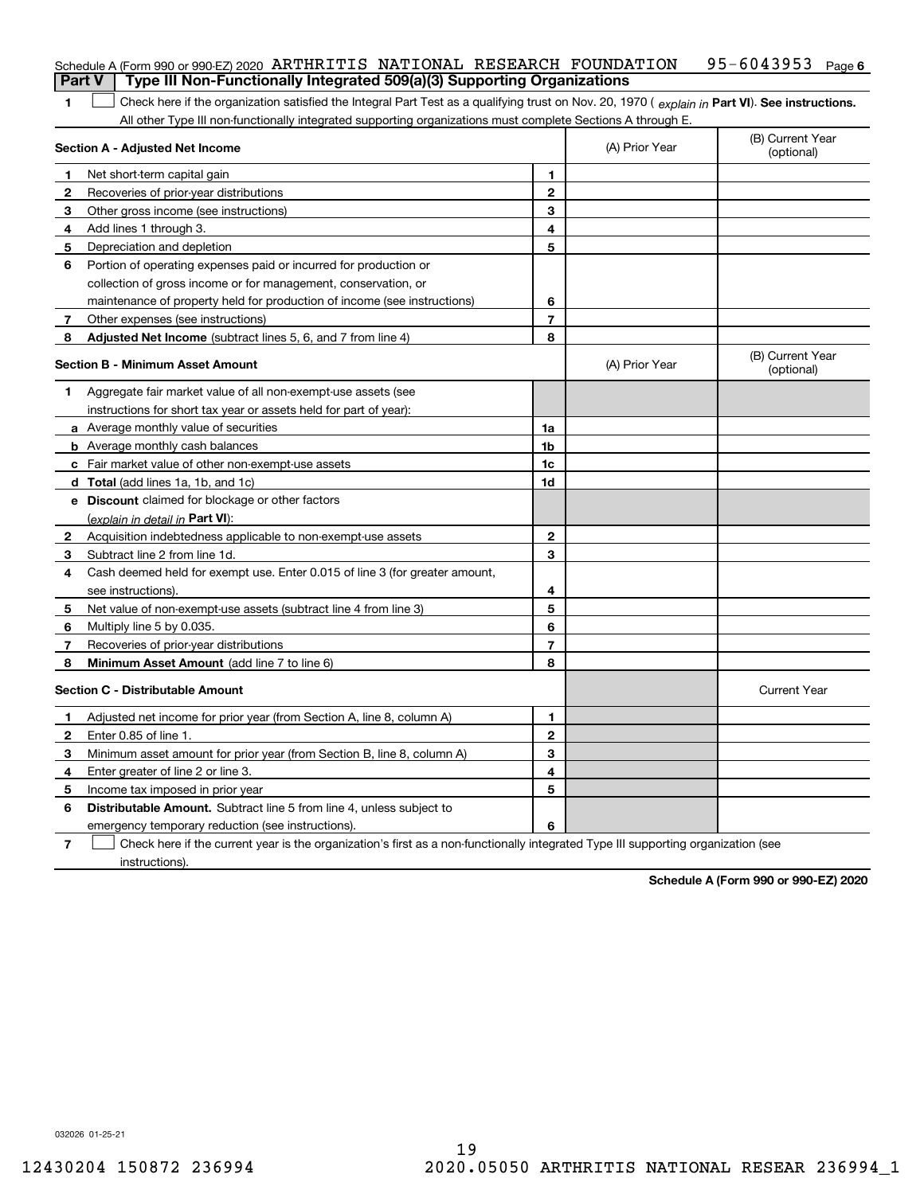Schedule A (Form 990 or 990-EZ) 2020 ARTHRITIS NATIONAL RESEARCH FOUNDATION 95-6043953 Page 6

**Part V | Type III Non-Functionally Integrated 509(a)(3) Supporting Organizations**

**1** ☐ Check here if the organization satisfied the Integral Part Test as a qualifying trust on Nov. 20, 1970 ( *explain in* **Part VI**). **See instructions.** All other Type III non-functionally integrated supporting organizations must complete Sections A through E.

| **Section A - Adjusted Net Income** | | | (A) Prior Year | (B) Current Year (optional) |
|---|---|---|---|---|
| **1** | Net short-term capital gain | **1** | | |
| **2** | Recoveries of prior-year distributions | **2** | | |
| **3** | Other gross income (see instructions) | **3** | | |
| **4** | Add lines 1 through 3. | **4** | | |
| **5** | Depreciation and depletion | **5** | | |
| **6** | Portion of operating expenses paid or incurred for production or collection of gross income or for management, conservation, or maintenance of property held for production of income (see instructions) | **6** | | |
| **7** | Other expenses (see instructions) | **7** | | |
| **8** | **Adjusted Net Income** (subtract lines 5, 6, and 7 from line 4) | **8** | | |

| **Section B - Minimum Asset Amount** | | | (A) Prior Year | (B) Current Year (optional) |
|---|---|---|---|---|
| **1** | Aggregate fair market value of all non-exempt-use assets (see instructions for short tax year or assets held for part of year): | | | |
| **a** | Average monthly value of securities | **1a** | | |
| **b** | Average monthly cash balances | **1b** | | |
| **c** | Fair market value of other non-exempt-use assets | **1c** | | |
| **d** | **Total** (add lines 1a, 1b, and 1c) | **1d** | | |
| **e** | **Discount** claimed for blockage or other factors (*explain in detail in* **Part VI**): | | | |
| **2** | Acquisition indebtedness applicable to non-exempt-use assets | **2** | | |
| **3** | Subtract line 2 from line 1d. | **3** | | |
| **4** | Cash deemed held for exempt use. Enter 0.015 of line 3 (for greater amount, see instructions). | **4** | | |
| **5** | Net value of non-exempt-use assets (subtract line 4 from line 3) | **5** | | |
| **6** | Multiply line 5 by 0.035. | **6** | | |
| **7** | Recoveries of prior-year distributions | **7** | | |
| **8** | **Minimum Asset Amount** (add line 7 to line 6) | **8** | | |

| **Section C - Distributable Amount** | | | | Current Year |
|---|---|---|---|---|
| **1** | Adjusted net income for prior year (from Section A, line 8, column A) | **1** | | |
| **2** | Enter 0.85 of line 1. | **2** | | |
| **3** | Minimum asset amount for prior year (from Section B, line 8, column A) | **3** | | |
| **4** | Enter greater of line 2 or line 3. | **4** | | |
| **5** | Income tax imposed in prior year | **5** | | |
| **6** | **Distributable Amount.** Subtract line 5 from line 4, unless subject to emergency temporary reduction (see instructions). | **6** | | |

**7** ☐ Check here if the current year is the organization's first as a non-functionally integrated Type III supporting organization (see instructions).

**Schedule A (Form 990 or 990-EZ) 2020**

032026 01-25-21

12430204 150872 236994 2020.05050 ARTHRITIS NATIONAL RESEAR 236994_1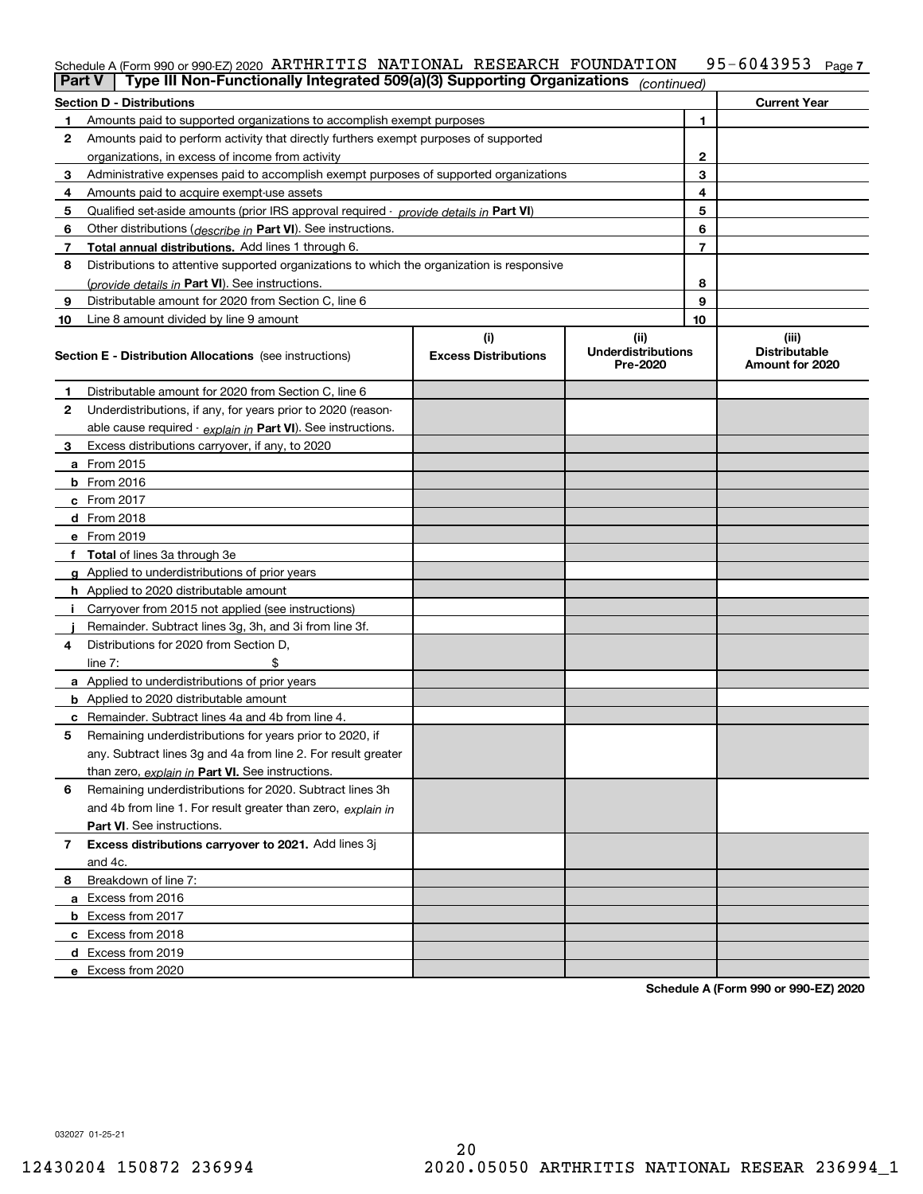Schedule A (Form 990 or 990-EZ) 2020 ARTHRITIS NATIONAL RESEARCH FOUNDATION 95-6043953 Page 7

**Part V** **Type III Non-Functionally Integrated 509(a)(3) Supporting Organizations** *(continued)*

| **Section D - Distributions** | | | **Current Year** |
|---|---|---|---|
| 1 | Amounts paid to supported organizations to accomplish exempt purposes | 1 | |
| 2 | Amounts paid to perform activity that directly furthers exempt purposes of supported organizations, in excess of income from activity | 2 | |
| 3 | Administrative expenses paid to accomplish exempt purposes of supported organizations | 3 | |
| 4 | Amounts paid to acquire exempt-use assets | 4 | |
| 5 | Qualified set-aside amounts (prior IRS approval required - *provide details in* **Part VI**) | 5 | |
| 6 | Other distributions (*describe in* **Part VI**). See instructions. | 6 | |
| 7 | **Total annual distributions.** Add lines 1 through 6. | 7 | |
| 8 | Distributions to attentive supported organizations to which the organization is responsive (*provide details in* **Part VI**). See instructions. | 8 | |
| 9 | Distributable amount for 2020 from Section C, line 6 | 9 | |
| 10 | Line 8 amount divided by line 9 amount | 10 | |

| **Section E - Distribution Allocations** (see instructions) | (i) **Excess Distributions** | (ii) **Underdistributions Pre-2020** | (iii) **Distributable Amount for 2020** |
|---|---|---|---|
| **1** Distributable amount for 2020 from Section C, line 6 | | | |
| **2** Underdistributions, if any, for years prior to 2020 (reasonable cause required - *explain in* **Part VI**). See instructions. | | | |
| **3** Excess distributions carryover, if any, to 2020 | | | |
| **a** From 2015 | | | |
| **b** From 2016 | | | |
| **c** From 2017 | | | |
| **d** From 2018 | | | |
| **e** From 2019 | | | |
| **f Total** of lines 3a through 3e | | | |
| **g** Applied to underdistributions of prior years | | | |
| **h** Applied to 2020 distributable amount | | | |
| **i** Carryover from 2015 not applied (see instructions) | | | |
| **j** Remainder. Subtract lines 3g, 3h, and 3i from line 3f. | | | |
| **4** Distributions for 2020 from Section D, line 7: $ | | | |
| **a** Applied to underdistributions of prior years | | | |
| **b** Applied to 2020 distributable amount | | | |
| **c** Remainder. Subtract lines 4a and 4b from line 4. | | | |
| **5** Remaining underdistributions for years prior to 2020, if any. Subtract lines 3g and 4a from line 2. For result greater than zero, *explain in* **Part VI.** See instructions. | | | |
| **6** Remaining underdistributions for 2020. Subtract lines 3h and 4b from line 1. For result greater than zero, *explain in* **Part VI**. See instructions. | | | |
| **7 Excess distributions carryover to 2021.** Add lines 3j and 4c. | | | |
| **8** Breakdown of line 7: | | | |
| **a** Excess from 2016 | | | |
| **b** Excess from 2017 | | | |
| **c** Excess from 2018 | | | |
| **d** Excess from 2019 | | | |
| **e** Excess from 2020 | | | |

**Schedule A (Form 990 or 990-EZ) 2020**

032027 01-25-21

12430204 150872 236994 2020.05050 ARTHRITIS NATIONAL RESEAR 236994_1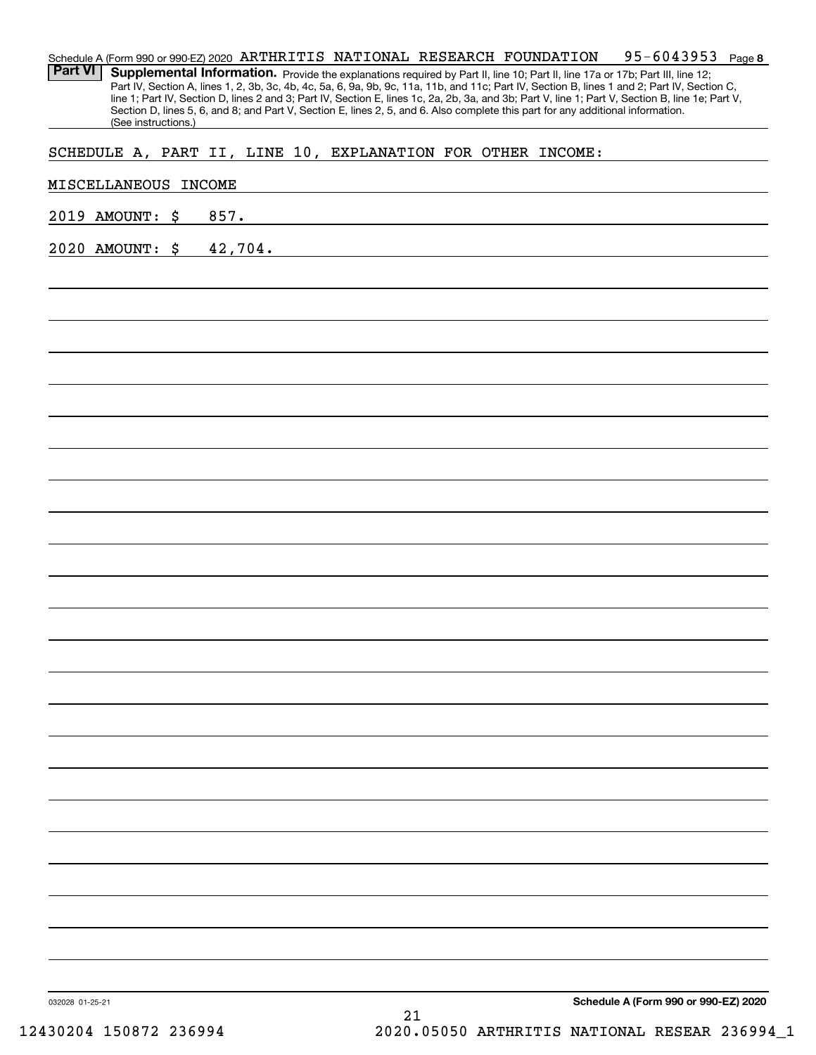Schedule A (Form 990 or 990-EZ) 2020 ARTHRITIS NATIONAL RESEARCH FOUNDATION 95-6043953 Page 8

**Part VI** **Supplemental Information.** Provide the explanations required by Part II, line 10; Part II, line 17a or 17b; Part III, line 12; Part IV, Section A, lines 1, 2, 3b, 3c, 4b, 4c, 5a, 6, 9a, 9b, 9c, 11a, 11b, and 11c; Part IV, Section B, lines 1 and 2; Part IV, Section C, line 1; Part IV, Section D, lines 2 and 3; Part IV, Section E, lines 1c, 2a, 2b, 3a, and 3b; Part V, line 1; Part V, Section B, line 1e; Part V, Section D, lines 5, 6, and 8; and Part V, Section E, lines 2, 5, and 6. Also complete this part for any additional information. (See instructions.)

SCHEDULE A, PART II, LINE 10, EXPLANATION FOR OTHER INCOME:

MISCELLANEOUS INCOME

2019 AMOUNT: $ 857.

2020 AMOUNT: $ 42,704.

032028 01-25-21

**Schedule A (Form 990 or 990-EZ) 2020**

12430204 150872 236994 2020.05050 ARTHRITIS NATIONAL RESEAR 236994_1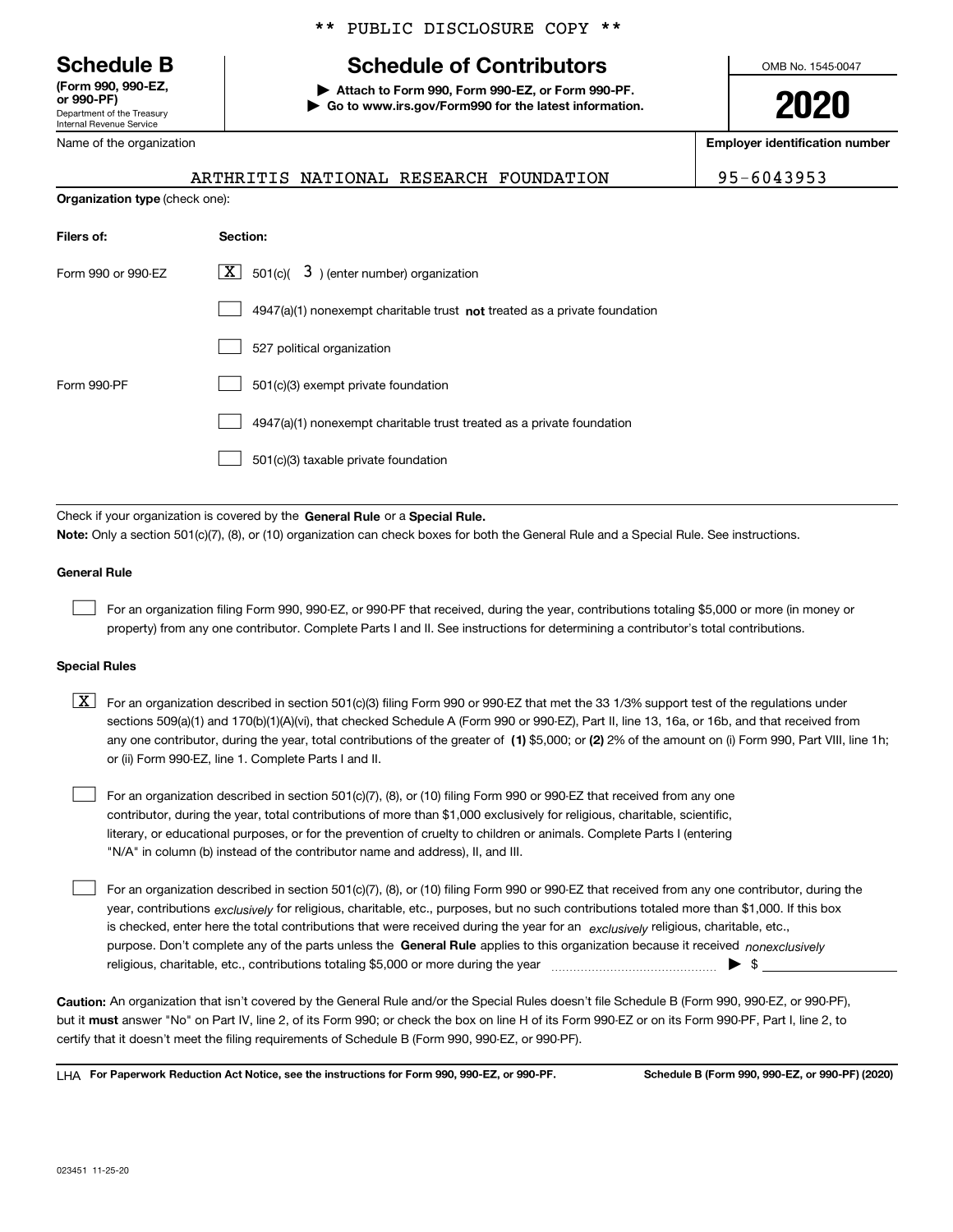** PUBLIC DISCLOSURE COPY **

**Schedule B**
**(Form 990, 990-EZ, or 990-PF)**
Department of the Treasury
Internal Revenue Service

# Schedule of Contributors

▶ **Attach to Form 990, Form 990-EZ, or Form 990-PF.**
▶ **Go to www.irs.gov/Form990 for the latest information.**

OMB No. 1545-0047

**2020**

Name of the organization: ARTHRITIS NATIONAL RESEARCH FOUNDATION

**Employer identification number**: 95-6043953

**Organization type** (check one):

| **Filers of:** | **Section:** |
|---|---|
| Form 990 or 990-EZ | [X] 501(c)( 3 ) (enter number) organization |
| | [ ] 4947(a)(1) nonexempt charitable trust **not** treated as a private foundation |
| | [ ] 527 political organization |
| Form 990-PF | [ ] 501(c)(3) exempt private foundation |
| | [ ] 4947(a)(1) nonexempt charitable trust treated as a private foundation |
| | [ ] 501(c)(3) taxable private foundation |

Check if your organization is covered by the **General Rule** or a **Special Rule.**

**Note:** Only a section 501(c)(7), (8), or (10) organization can check boxes for both the General Rule and a Special Rule. See instructions.

**General Rule**

[ ] For an organization filing Form 990, 990-EZ, or 990-PF that received, during the year, contributions totaling $5,000 or more (in money or property) from any one contributor. Complete Parts I and II. See instructions for determining a contributor's total contributions.

**Special Rules**

[X] For an organization described in section 501(c)(3) filing Form 990 or 990-EZ that met the 33 1/3% support test of the regulations under sections 509(a)(1) and 170(b)(1)(A)(vi), that checked Schedule A (Form 990 or 990-EZ), Part II, line 13, 16a, or 16b, and that received from any one contributor, during the year, total contributions of the greater of **(1)** $5,000; or **(2)** 2% of the amount on (i) Form 990, Part VIII, line 1h; or (ii) Form 990-EZ, line 1. Complete Parts I and II.

[ ] For an organization described in section 501(c)(7), (8), or (10) filing Form 990 or 990-EZ that received from any one contributor, during the year, total contributions of more than $1,000 exclusively for religious, charitable, scientific, literary, or educational purposes, or for the prevention of cruelty to children or animals. Complete Parts I (entering "N/A" in column (b) instead of the contributor name and address), II, and III.

[ ] For an organization described in section 501(c)(7), (8), or (10) filing Form 990 or 990-EZ that received from any one contributor, during the year, contributions *exclusively* for religious, charitable, etc., purposes, but no such contributions totaled more than $1,000. If this box is checked, enter here the total contributions that were received during the year for an *exclusively* religious, charitable, etc., purpose. Don't complete any of the parts unless the **General Rule** applies to this organization because it received *nonexclusively* religious, charitable, etc., contributions totaling $5,000 or more during the year ▶ $

**Caution:** An organization that isn't covered by the General Rule and/or the Special Rules doesn't file Schedule B (Form 990, 990-EZ, or 990-PF), but it **must** answer "No" on Part IV, line 2, of its Form 990; or check the box on line H of its Form 990-EZ or on its Form 990-PF, Part I, line 2, to certify that it doesn't meet the filing requirements of Schedule B (Form 990, 990-EZ, or 990-PF).

LHA **For Paperwork Reduction Act Notice, see the instructions for Form 990, 990-EZ, or 990-PF.** **Schedule B (Form 990, 990-EZ, or 990-PF) (2020)**

023451 11-25-20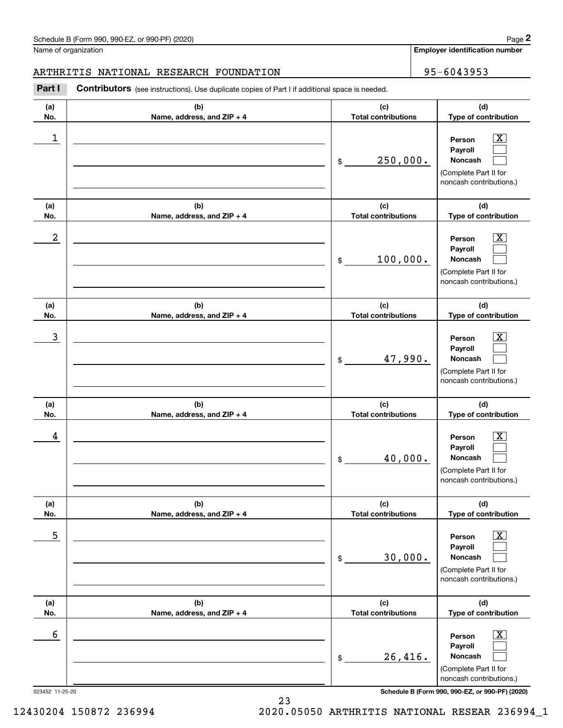Schedule B (Form 990, 990-EZ, or 990-PF) (2020)

Name of organization: ARTHRITIS NATIONAL RESEARCH FOUNDATION

Employer identification number: 95-6043953

**Part I** **Contributors** (see instructions). Use duplicate copies of Part I if additional space is needed.

| (a) No. | (b) Name, address, and ZIP + 4 | (c) Total contributions | (d) Type of contribution |
|---|---|---|---|
| 1 | | $ 250,000. | Person [X] Payroll [ ] Noncash [ ] (Complete Part II for noncash contributions.) |
| 2 | | $ 100,000. | Person [X] Payroll [ ] Noncash [ ] (Complete Part II for noncash contributions.) |
| 3 | | $ 47,990. | Person [X] Payroll [ ] Noncash [ ] (Complete Part II for noncash contributions.) |
| 4 | | $ 40,000. | Person [X] Payroll [ ] Noncash [ ] (Complete Part II for noncash contributions.) |
| 5 | | $ 30,000. | Person [X] Payroll [ ] Noncash [ ] (Complete Part II for noncash contributions.) |
| 6 | | $ 26,416. | Person [X] Payroll [ ] Noncash [ ] (Complete Part II for noncash contributions.) |

023452 11-25-20

Schedule B (Form 990, 990-EZ, or 990-PF) (2020)

12430204 150872 236994 2020.05050 ARTHRITIS NATIONAL RESEAR 236994_1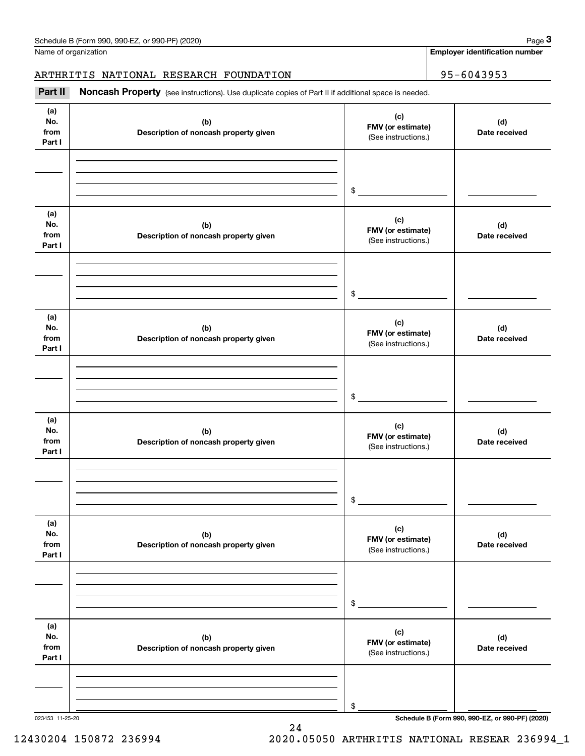Name of organization

**Employer identification number**

ARTHRITIS NATIONAL RESEARCH FOUNDATION | 95-6043953

**Part II** **Noncash Property** (see instructions). Use duplicate copies of Part II if additional space is needed.

| (a) No. from Part I | (b) Description of noncash property given | (c) FMV (or estimate) (See instructions.) | (d) Date received |
|---|---|---|---|
| | | $ | |

| (a) No. from Part I | (b) Description of noncash property given | (c) FMV (or estimate) (See instructions.) | (d) Date received |
|---|---|---|---|
| | | $ | |

| (a) No. from Part I | (b) Description of noncash property given | (c) FMV (or estimate) (See instructions.) | (d) Date received |
|---|---|---|---|
| | | $ | |

| (a) No. from Part I | (b) Description of noncash property given | (c) FMV (or estimate) (See instructions.) | (d) Date received |
|---|---|---|---|
| | | $ | |

| (a) No. from Part I | (b) Description of noncash property given | (c) FMV (or estimate) (See instructions.) | (d) Date received |
|---|---|---|---|
| | | $ | |

| (a) No. from Part I | (b) Description of noncash property given | (c) FMV (or estimate) (See instructions.) | (d) Date received |
|---|---|---|---|
| | | $ | |

023453 11-25-20

12430204 150872 236994 2020.05050 ARTHRITIS NATIONAL RESEAR 236994_1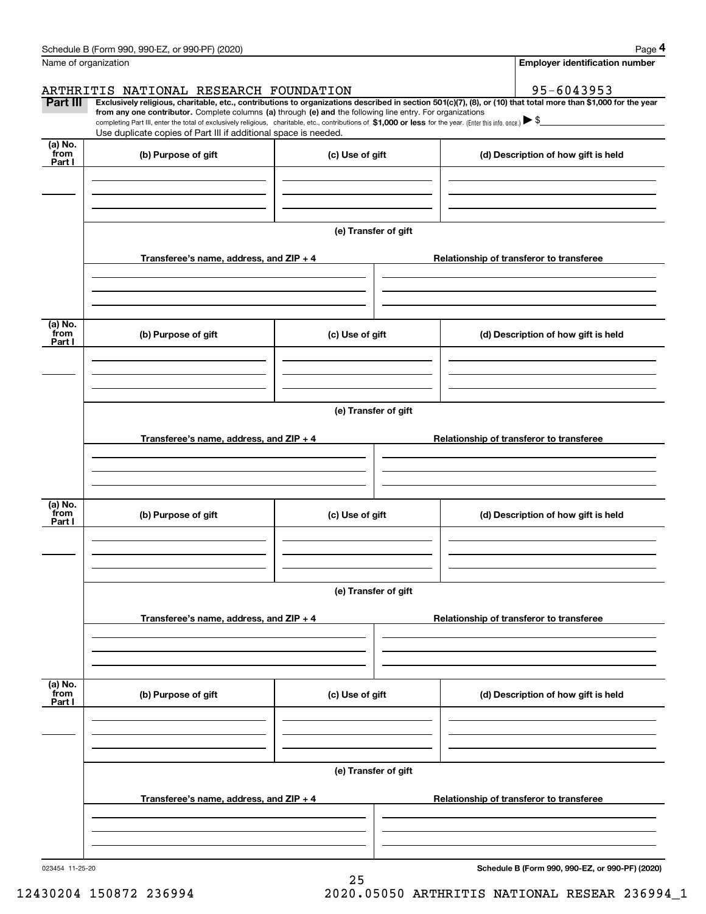Schedule B (Form 990, 990-EZ, or 990-PF) (2020)

Name of organization: ARTHRITIS NATIONAL RESEARCH FOUNDATION

Employer identification number: 95-6043953

**Part III** **Exclusively religious, charitable, etc., contributions to organizations described in section 501(c)(7), (8), or (10) that total more than $1,000 for the year from any one contributor.** Complete columns **(a)** through **(e) and** the following line entry. For organizations completing Part III, enter the total of exclusively religious, charitable, etc., contributions of **$1,000 or less** for the year. (Enter this info. once.) ▶ $

Use duplicate copies of Part III if additional space is needed.

| (a) No. from Part I | (b) Purpose of gift | (c) Use of gift | (d) Description of how gift is held |
|---|---|---|---|
| | | | |

(e) Transfer of gift

| Transferee's name, address, and ZIP + 4 | Relationship of transferor to transferee |
|---|---|
| | |

| (a) No. from Part I | (b) Purpose of gift | (c) Use of gift | (d) Description of how gift is held |
|---|---|---|---|
| | | | |

(e) Transfer of gift

| Transferee's name, address, and ZIP + 4 | Relationship of transferor to transferee |
|---|---|
| | |

| (a) No. from Part I | (b) Purpose of gift | (c) Use of gift | (d) Description of how gift is held |
|---|---|---|---|
| | | | |

(e) Transfer of gift

| Transferee's name, address, and ZIP + 4 | Relationship of transferor to transferee |
|---|---|
| | |

| (a) No. from Part I | (b) Purpose of gift | (c) Use of gift | (d) Description of how gift is held |
|---|---|---|---|
| | | | |

(e) Transfer of gift

| Transferee's name, address, and ZIP + 4 | Relationship of transferor to transferee |
|---|---|
| | |

023454 11-25-20

**Schedule B (Form 990, 990-EZ, or 990-PF) (2020)**

12430204 150872 236994 2020.05050 ARTHRITIS NATIONAL RESEAR 236994_1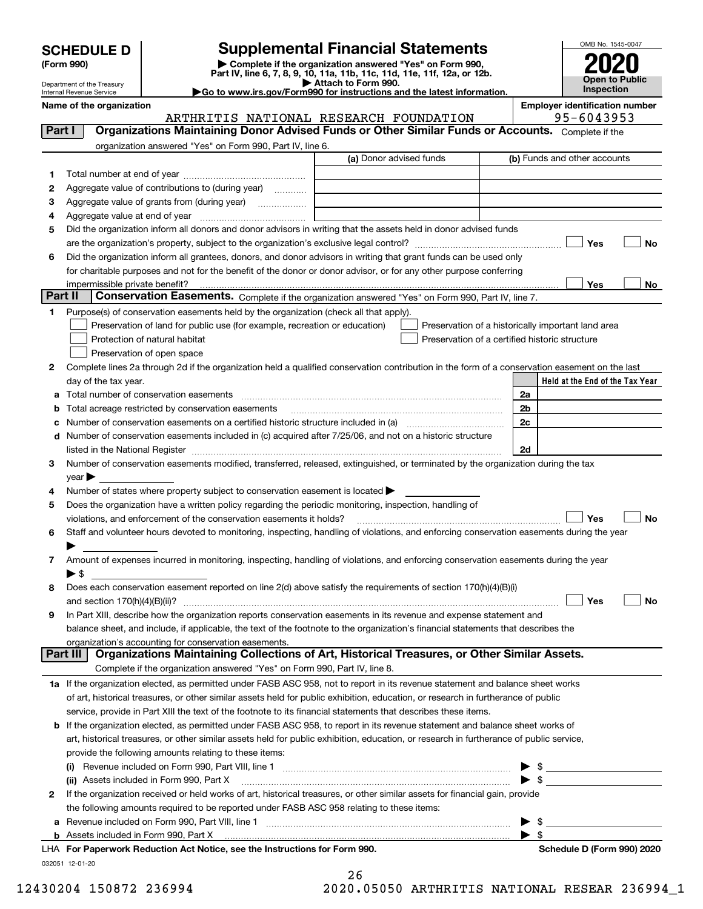# SCHEDULE D (Form 990)

Department of the Treasury
Internal Revenue Service

## Supplemental Financial Statements

▶ Complete if the organization answered "Yes" on Form 990, Part IV, line 6, 7, 8, 9, 10, 11a, 11b, 11c, 11d, 11e, 11f, 12a, or 12b.
▶ Attach to Form 990.
▶ Go to www.irs.gov/Form990 for instructions and the latest information.

OMB No. 1545-0047
**2020**
**Open to Public Inspection**

Name of the organization: ARTHRITIS NATIONAL RESEARCH FOUNDATION
Employer identification number: 95-6043953

### Part I — Organizations Maintaining Donor Advised Funds or Other Similar Funds or Accounts.

Complete if the organization answered "Yes" on Form 990, Part IV, line 6.

| | | (a) Donor advised funds | (b) Funds and other accounts |
|---|---|---|---|
| 1 | Total number at end of year | | |
| 2 | Aggregate value of contributions to (during year) | | |
| 3 | Aggregate value of grants from (during year) | | |
| 4 | Aggregate value at end of year | | |

5 Did the organization inform all donors and donor advisors in writing that the assets held in donor advised funds are the organization's property, subject to the organization's exclusive legal control? ☐ Yes ☐ No

6 Did the organization inform all grantees, donors, and donor advisors in writing that grant funds can be used only for charitable purposes and not for the benefit of the donor or donor advisor, or for any other purpose conferring impermissible private benefit? ☐ Yes ☐ No

### Part II — Conservation Easements.

Complete if the organization answered "Yes" on Form 990, Part IV, line 7.

1 Purpose(s) of conservation easements held by the organization (check all that apply).

- ☐ Preservation of land for public use (for example, recreation or education)
- ☐ Protection of natural habitat
- ☐ Preservation of open space
- ☐ Preservation of a historically important land area
- ☐ Preservation of a certified historic structure

2 Complete lines 2a through 2d if the organization held a qualified conservation contribution in the form of a conservation easement on the last day of the tax year.

| | | | Held at the End of the Tax Year |
|---|---|---|---|
| a | Total number of conservation easements | 2a | |
| b | Total acreage restricted by conservation easements | 2b | |
| c | Number of conservation easements on a certified historic structure included in (a) | 2c | |
| d | Number of conservation easements included in (c) acquired after 7/25/06, and not on a historic structure listed in the National Register | 2d | |

3 Number of conservation easements modified, transferred, released, extinguished, or terminated by the organization during the tax year ▶

4 Number of states where property subject to conservation easement is located ▶

5 Does the organization have a written policy regarding the periodic monitoring, inspection, handling of violations, and enforcement of the conservation easements it holds? ☐ Yes ☐ No

6 Staff and volunteer hours devoted to monitoring, inspecting, handling of violations, and enforcing conservation easements during the year ▶

7 Amount of expenses incurred in monitoring, inspecting, handling of violations, and enforcing conservation easements during the year ▶ $

8 Does each conservation easement reported on line 2(d) above satisfy the requirements of section 170(h)(4)(B)(i) and section 170(h)(4)(B)(ii)? ☐ Yes ☐ No

9 In Part XIII, describe how the organization reports conservation easements in its revenue and expense statement and balance sheet, and include, if applicable, the text of the footnote to the organization's financial statements that describes the organization's accounting for conservation easements.

### Part III — Organizations Maintaining Collections of Art, Historical Treasures, or Other Similar Assets.

Complete if the organization answered "Yes" on Form 990, Part IV, line 8.

1a If the organization elected, as permitted under FASB ASC 958, not to report in its revenue statement and balance sheet works of art, historical treasures, or other similar assets held for public exhibition, education, or research in furtherance of public service, provide in Part XIII the text of the footnote to its financial statements that describes these items.

b If the organization elected, as permitted under FASB ASC 958, to report in its revenue statement and balance sheet works of art, historical treasures, or other similar assets held for public exhibition, education, or research in furtherance of public service, provide the following amounts relating to these items:

(i) Revenue included on Form 990, Part VIII, line 1 ▶ $

(ii) Assets included in Form 990, Part X ▶ $

2 If the organization received or held works of art, historical treasures, or other similar assets for financial gain, provide the following amounts required to be reported under FASB ASC 958 relating to these items:

a Revenue included on Form 990, Part VIII, line 1 ▶ $

b Assets included in Form 990, Part X ▶ $

LHA For Paperwork Reduction Act Notice, see the Instructions for Form 990. Schedule D (Form 990) 2020

032051 12-01-20

12430204 150872 236994 2020.05050 ARTHRITIS NATIONAL RESEAR 236994_1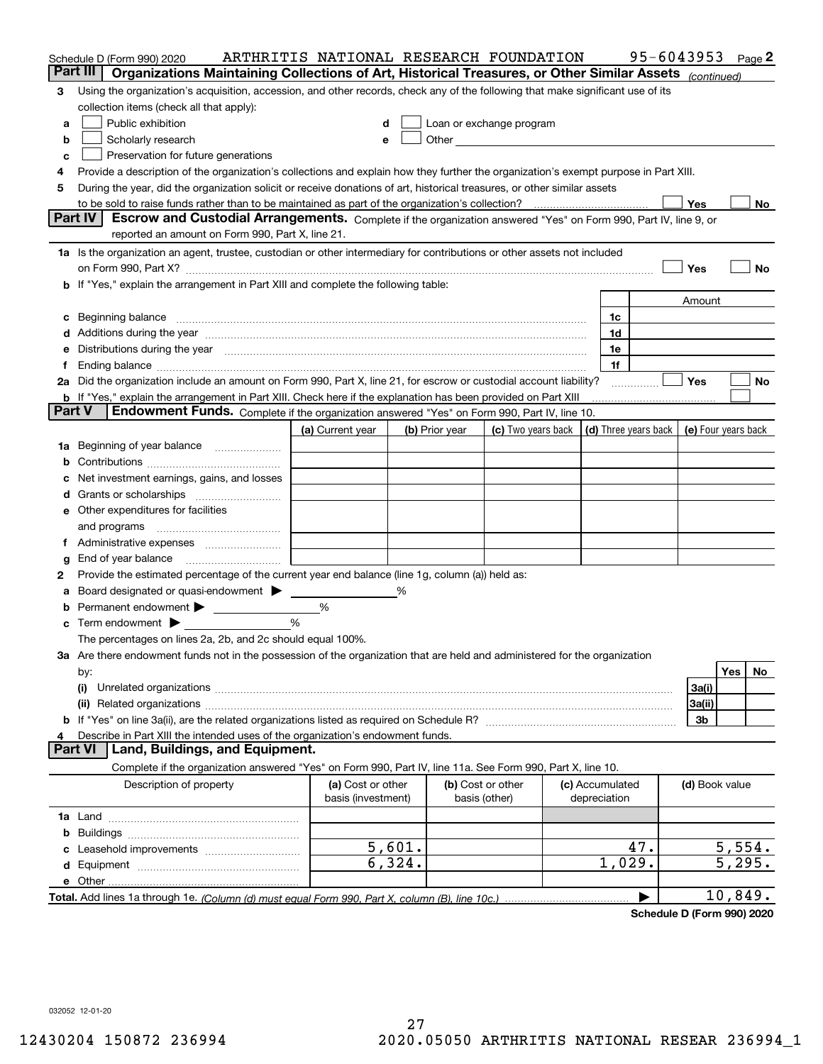Schedule D (Form 990) 2020 ARTHRITIS NATIONAL RESEARCH FOUNDATION 95-6043953 Page 2

## Part III Organizations Maintaining Collections of Art, Historical Treasures, or Other Similar Assets *(continued)*

**3** Using the organization's acquisition, accession, and other records, check any of the following that make significant use of its collection items (check all that apply):

- **a** ☐ Public exhibition
- **b** ☐ Scholarly research
- **c** ☐ Preservation for future generations
- **d** ☐ Loan or exchange program
- **e** ☐ Other

**4** Provide a description of the organization's collections and explain how they further the organization's exempt purpose in Part XIII.

**5** During the year, did the organization solicit or receive donations of art, historical treasures, or other similar assets to be sold to raise funds rather than to be maintained as part of the organization's collection? ☐ Yes ☐ No

## Part IV Escrow and Custodial Arrangements.

Complete if the organization answered "Yes" on Form 990, Part IV, line 9, or reported an amount on Form 990, Part X, line 21.

**1a** Is the organization an agent, trustee, custodian or other intermediary for contributions or other assets not included on Form 990, Part X? ☐ Yes ☐ No

**b** If "Yes," explain the arrangement in Part XIII and complete the following table:

| | | Amount |
|---|---|---|
| **c** Beginning balance | 1c | |
| **d** Additions during the year | 1d | |
| **e** Distributions during the year | 1e | |
| **f** Ending balance | 1f | |

**2a** Did the organization include an amount on Form 990, Part X, line 21, for escrow or custodial account liability? ☐ Yes ☐ No

**b** If "Yes," explain the arrangement in Part XIII. Check here if the explanation has been provided on Part XIII ☐

## Part V Endowment Funds.

Complete if the organization answered "Yes" on Form 990, Part IV, line 10.

| | (a) Current year | (b) Prior year | (c) Two years back | (d) Three years back | (e) Four years back |
|---|---|---|---|---|---|
| **1a** Beginning of year balance | | | | | |
| **b** Contributions | | | | | |
| **c** Net investment earnings, gains, and losses | | | | | |
| **d** Grants or scholarships | | | | | |
| **e** Other expenditures for facilities and programs | | | | | |
| **f** Administrative expenses | | | | | |
| **g** End of year balance | | | | | |

**2** Provide the estimated percentage of the current year end balance (line 1g, column (a)) held as:

- **a** Board designated or quasi-endowment ▶ ______ %
- **b** Permanent endowment ▶ ______ %
- **c** Term endowment ▶ ______ %

The percentages on lines 2a, 2b, and 2c should equal 100%.

**3a** Are there endowment funds not in the possession of the organization that are held and administered for the organization by:

| | | Yes | No |
|---|---|---|---|
| **(i)** Unrelated organizations | 3a(i) | | |
| **(ii)** Related organizations | 3a(ii) | | |
| **b** If "Yes" on line 3a(ii), are the related organizations listed as required on Schedule R? | 3b | | |

**4** Describe in Part XIII the intended uses of the organization's endowment funds.

## Part VI Land, Buildings, and Equipment.

Complete if the organization answered "Yes" on Form 990, Part IV, line 11a. See Form 990, Part X, line 10.

| Description of property | (a) Cost or other basis (investment) | (b) Cost or other basis (other) | (c) Accumulated depreciation | (d) Book value |
|---|---|---|---|---|
| **1a** Land | | | | |
| **b** Buildings | | | | |
| **c** Leasehold improvements | 5,601. | | 47. | 5,554. |
| **d** Equipment | 6,324. | | 1,029. | 5,295. |
| **e** Other | | | | |
| **Total.** Add lines 1a through 1e. *(Column (d) must equal Form 990, Part X, column (B), line 10c.)* ▶ | | | | 10,849. |

Schedule D (Form 990) 2020

032052 12-01-20

12430204 150872 236994 2020.05050 ARTHRITIS NATIONAL RESEAR 236994_1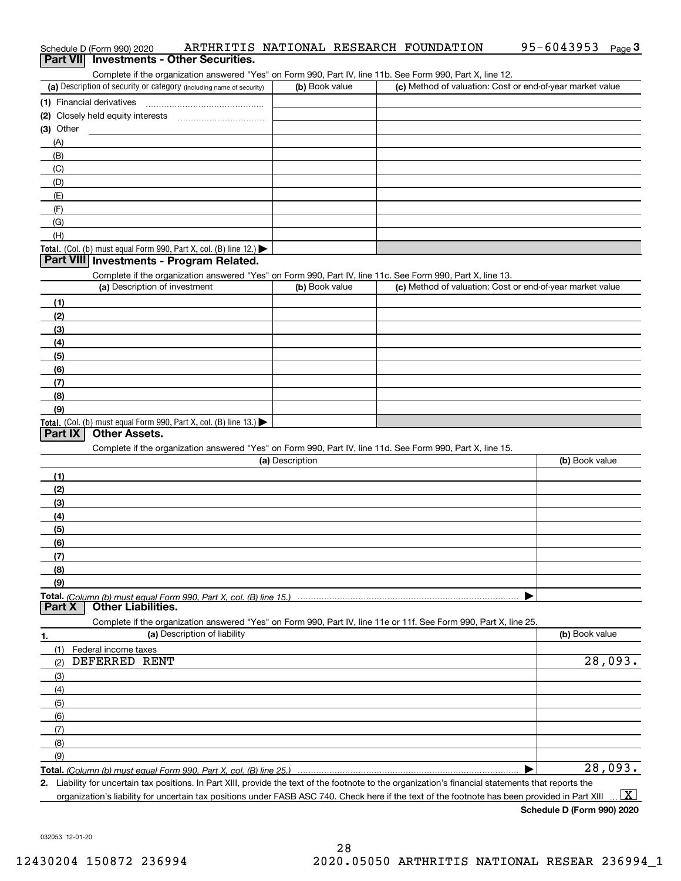Schedule D (Form 990) 2020 ARTHRITIS NATIONAL RESEARCH FOUNDATION 95-6043953 Page 3

## Part VII Investments - Other Securities.

Complete if the organization answered "Yes" on Form 990, Part IV, line 11b. See Form 990, Part X, line 12.

| (a) Description of security or category (including name of security) | (b) Book value | (c) Method of valuation: Cost or end-of-year market value |
|---|---|---|
| (1) Financial derivatives | | |
| (2) Closely held equity interests | | |
| (3) Other | | |
| (A) | | |
| (B) | | |
| (C) | | |
| (D) | | |
| (E) | | |
| (F) | | |
| (G) | | |
| (H) | | |
| **Total.** (Col. (b) must equal Form 990, Part X, col. (B) line 12.) ▶ | | |

## Part VIII Investments - Program Related.

Complete if the organization answered "Yes" on Form 990, Part IV, line 11c. See Form 990, Part X, line 13.

| (a) Description of investment | (b) Book value | (c) Method of valuation: Cost or end-of-year market value |
|---|---|---|
| (1) | | |
| (2) | | |
| (3) | | |
| (4) | | |
| (5) | | |
| (6) | | |
| (7) | | |
| (8) | | |
| (9) | | |
| **Total.** (Col. (b) must equal Form 990, Part X, col. (B) line 13.) ▶ | | |

## Part IX Other Assets.

Complete if the organization answered "Yes" on Form 990, Part IV, line 11d. See Form 990, Part X, line 15.

| (a) Description | (b) Book value |
|---|---|
| (1) | |
| (2) | |
| (3) | |
| (4) | |
| (5) | |
| (6) | |
| (7) | |
| (8) | |
| (9) | |
| **Total.** *(Column (b) must equal Form 990, Part X, col. (B) line 15.)* ▶ | |

## Part X Other Liabilities.

Complete if the organization answered "Yes" on Form 990, Part IV, line 11e or 11f. See Form 990, Part X, line 25.

| 1. (a) Description of liability | (b) Book value |
|---|---|
| (1) Federal income taxes | |
| (2) DEFERRED RENT | 28,093. |
| (3) | |
| (4) | |
| (5) | |
| (6) | |
| (7) | |
| (8) | |
| (9) | |
| **Total.** *(Column (b) must equal Form 990, Part X, col. (B) line 25.)* ▶ | 28,093. |

**2.** Liability for uncertain tax positions. In Part XIII, provide the text of the footnote to the organization's financial statements that reports the organization's liability for uncertain tax positions under FASB ASC 740. Check here if the text of the footnote has been provided in Part XIII ... [X]

**Schedule D (Form 990) 2020**

032053 12-01-20

12430204 150872 236994 2020.05050 ARTHRITIS NATIONAL RESEAR 236994_1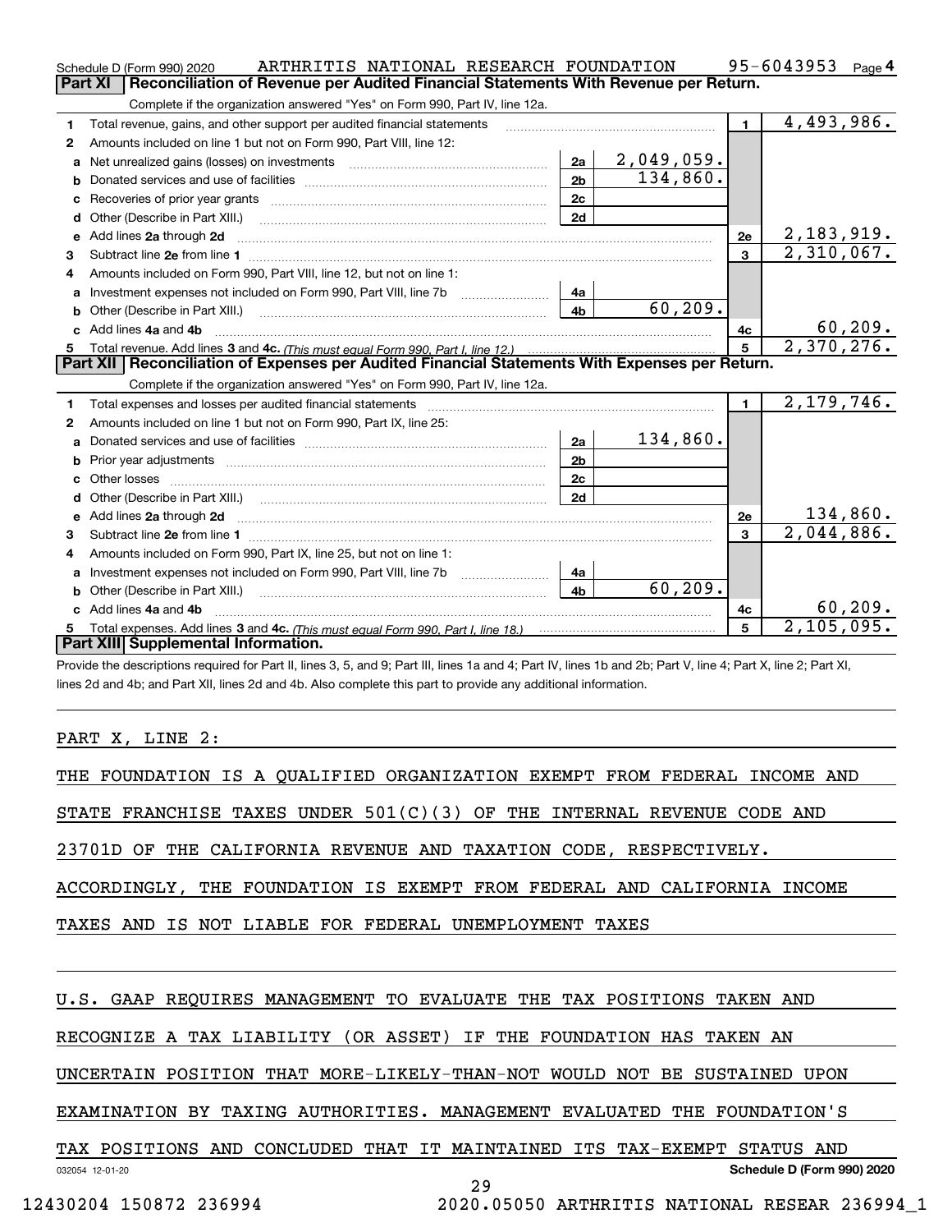Schedule D (Form 990) 2020 ARTHRITIS NATIONAL RESEARCH FOUNDATION 95-6043953 Page 4

## Part XI Reconciliation of Revenue per Audited Financial Statements With Revenue per Return.

Complete if the organization answered "Yes" on Form 990, Part IV, line 12a.

| | | | | | |
|---|---|---|---|---|---|
| 1 | Total revenue, gains, and other support per audited financial statements | | | 1 | 4,493,986. |
| 2 | Amounts included on line 1 but not on Form 990, Part VIII, line 12: | | | | |
| a | Net unrealized gains (losses) on investments | 2a | 2,049,059. | | |
| b | Donated services and use of facilities | 2b | 134,860. | | |
| c | Recoveries of prior year grants | 2c | | | |
| d | Other (Describe in Part XIII.) | 2d | | | |
| e | Add lines 2a through 2d | | | 2e | 2,183,919. |
| 3 | Subtract line 2e from line 1 | | | 3 | 2,310,067. |
| 4 | Amounts included on Form 990, Part VIII, line 12, but not on line 1: | | | | |
| a | Investment expenses not included on Form 990, Part VIII, line 7b | 4a | | | |
| b | Other (Describe in Part XIII.) | 4b | 60,209. | | |
| c | Add lines 4a and 4b | | | 4c | 60,209. |
| 5 | Total revenue. Add lines 3 and 4c. *(This must equal Form 990, Part I, line 12.)* | | | 5 | 2,370,276. |

## Part XII Reconciliation of Expenses per Audited Financial Statements With Expenses per Return.

Complete if the organization answered "Yes" on Form 990, Part IV, line 12a.

| | | | | | |
|---|---|---|---|---|---|
| 1 | Total expenses and losses per audited financial statements | | | 1 | 2,179,746. |
| 2 | Amounts included on line 1 but not on Form 990, Part IX, line 25: | | | | |
| a | Donated services and use of facilities | 2a | 134,860. | | |
| b | Prior year adjustments | 2b | | | |
| c | Other losses | 2c | | | |
| d | Other (Describe in Part XIII.) | 2d | | | |
| e | Add lines 2a through 2d | | | 2e | 134,860. |
| 3 | Subtract line 2e from line 1 | | | 3 | 2,044,886. |
| 4 | Amounts included on Form 990, Part IX, line 25, but not on line 1: | | | | |
| a | Investment expenses not included on Form 990, Part VIII, line 7b | 4a | | | |
| b | Other (Describe in Part XIII.) | 4b | 60,209. | | |
| c | Add lines 4a and 4b | | | 4c | 60,209. |
| 5 | Total expenses. Add lines 3 and 4c. *(This must equal Form 990, Part I, line 18.)* | | | 5 | 2,105,095. |

## Part XIII Supplemental Information.

Provide the descriptions required for Part II, lines 3, 5, and 9; Part III, lines 1a and 4; Part IV, lines 1b and 2b; Part V, line 4; Part X, line 2; Part XI, lines 2d and 4b; and Part XII, lines 2d and 4b. Also complete this part to provide any additional information.

PART X, LINE 2:

THE FOUNDATION IS A QUALIFIED ORGANIZATION EXEMPT FROM FEDERAL INCOME AND STATE FRANCHISE TAXES UNDER 501(C)(3) OF THE INTERNAL REVENUE CODE AND 23701D OF THE CALIFORNIA REVENUE AND TAXATION CODE, RESPECTIVELY. ACCORDINGLY, THE FOUNDATION IS EXEMPT FROM FEDERAL AND CALIFORNIA INCOME TAXES AND IS NOT LIABLE FOR FEDERAL UNEMPLOYMENT TAXES

U.S. GAAP REQUIRES MANAGEMENT TO EVALUATE THE TAX POSITIONS TAKEN AND RECOGNIZE A TAX LIABILITY (OR ASSET) IF THE FOUNDATION HAS TAKEN AN UNCERTAIN POSITION THAT MORE-LIKELY-THAN-NOT WOULD NOT BE SUSTAINED UPON EXAMINATION BY TAXING AUTHORITIES. MANAGEMENT EVALUATED THE FOUNDATION'S TAX POSITIONS AND CONCLUDED THAT IT MAINTAINED ITS TAX-EXEMPT STATUS AND

032054 12-01-20 Schedule D (Form 990) 2020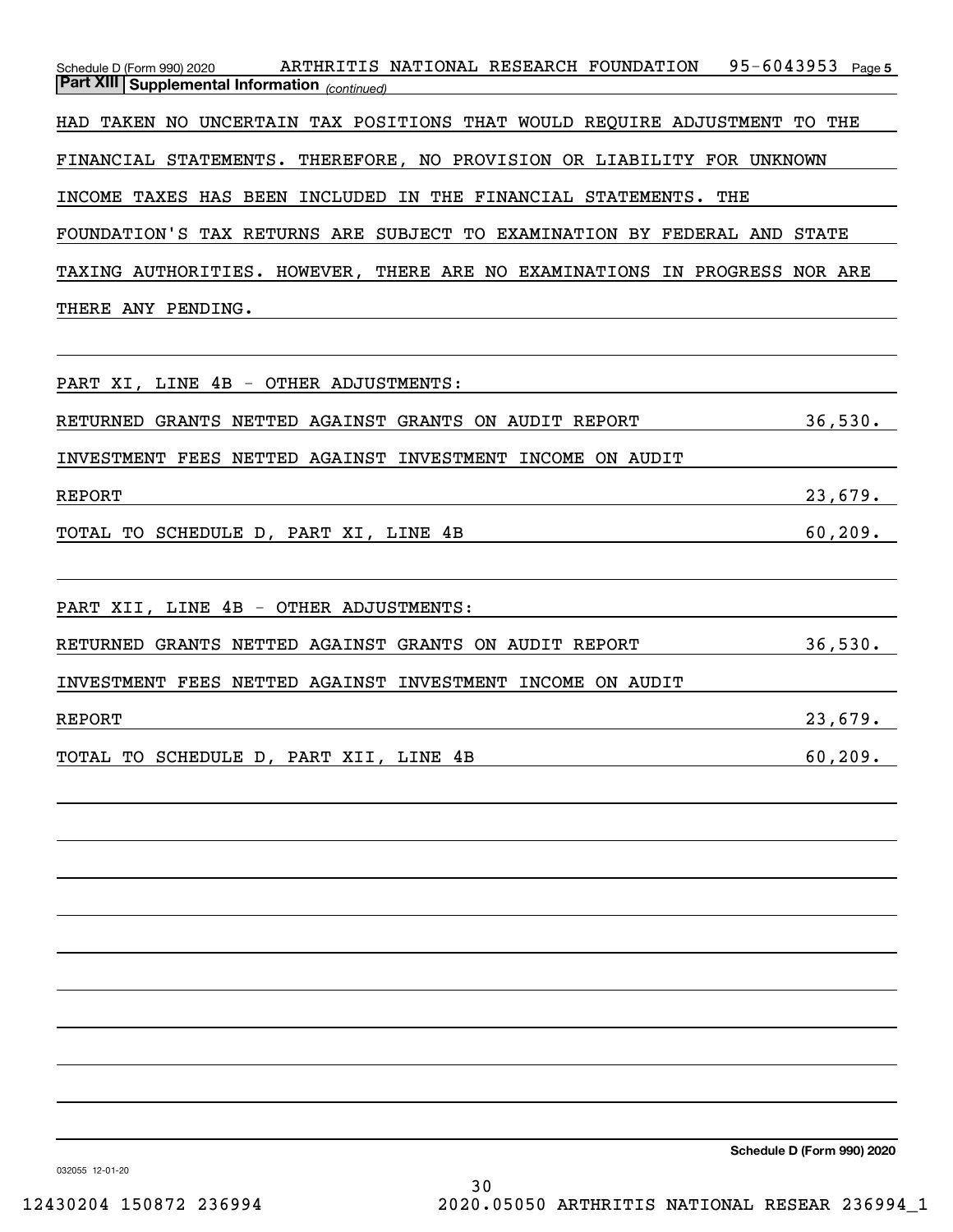**Part XIII | Supplemental Information** *(continued)*

HAD TAKEN NO UNCERTAIN TAX POSITIONS THAT WOULD REQUIRE ADJUSTMENT TO THE FINANCIAL STATEMENTS. THEREFORE, NO PROVISION OR LIABILITY FOR UNKNOWN INCOME TAXES HAS BEEN INCLUDED IN THE FINANCIAL STATEMENTS. THE FOUNDATION'S TAX RETURNS ARE SUBJECT TO EXAMINATION BY FEDERAL AND STATE TAXING AUTHORITIES. HOWEVER, THERE ARE NO EXAMINATIONS IN PROGRESS NOR ARE THERE ANY PENDING.

PART XI, LINE 4B - OTHER ADJUSTMENTS:

| | |
|---|---|
| RETURNED GRANTS NETTED AGAINST GRANTS ON AUDIT REPORT | 36,530. |
| INVESTMENT FEES NETTED AGAINST INVESTMENT INCOME ON AUDIT REPORT | 23,679. |
| TOTAL TO SCHEDULE D, PART XI, LINE 4B | 60,209. |

PART XII, LINE 4B - OTHER ADJUSTMENTS:

| | |
|---|---|
| RETURNED GRANTS NETTED AGAINST GRANTS ON AUDIT REPORT | 36,530. |
| INVESTMENT FEES NETTED AGAINST INVESTMENT INCOME ON AUDIT REPORT | 23,679. |
| TOTAL TO SCHEDULE D, PART XII, LINE 4B | 60,209. |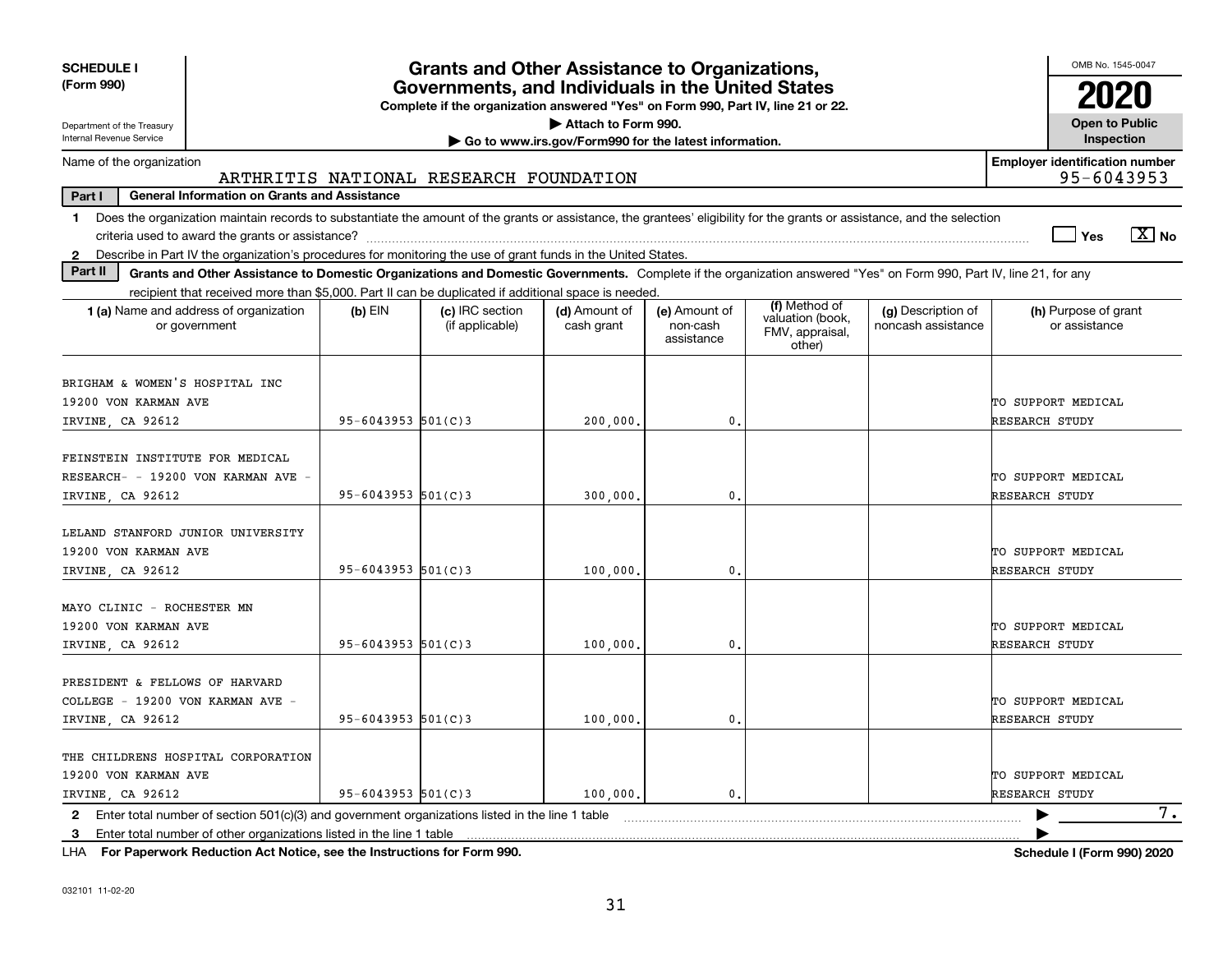**SCHEDULE I**
**(Form 990)**

Department of the Treasury
Internal Revenue Service

# Grants and Other Assistance to Organizations, Governments, and Individuals in the United States

**Complete if the organization answered "Yes" on Form 990, Part IV, line 21 or 22.**
▶ Attach to Form 990.
▶ Go to www.irs.gov/Form990 for the latest information.

OMB No. 1545-0047
**2020**
**Open to Public Inspection**

Name of the organization: ARTHRITIS NATIONAL RESEARCH FOUNDATION

**Employer identification number** 95-6043953

**Part I — General Information on Grants and Assistance**

1 Does the organization maintain records to substantiate the amount of the grants or assistance, the grantees' eligibility for the grants or assistance, and the selection criteria used to award the grants or assistance? ☐ Yes ☒ No

2 Describe in Part IV the organization's procedures for monitoring the use of grant funds in the United States.

**Part II — Grants and Other Assistance to Domestic Organizations and Domestic Governments.** Complete if the organization answered "Yes" on Form 990, Part IV, line 21, for any recipient that received more than $5,000. Part II can be duplicated if additional space is needed.

| 1 (a) Name and address of organization or government | (b) EIN | (c) IRC section (if applicable) | (d) Amount of cash grant | (e) Amount of non-cash assistance | (f) Method of valuation (book, FMV, appraisal, other) | (g) Description of noncash assistance | (h) Purpose of grant or assistance |
|---|---|---|---|---|---|---|---|
| BRIGHAM & WOMEN'S HOSPITAL INC 19200 VON KARMAN AVE IRVINE, CA 92612 | 95-6043953 | 501(C)3 | 200,000. | 0. | | | TO SUPPORT MEDICAL RESEARCH STUDY |
| FEINSTEIN INSTITUTE FOR MEDICAL RESEARCH- - 19200 VON KARMAN AVE - IRVINE, CA 92612 | 95-6043953 | 501(C)3 | 300,000. | 0. | | | TO SUPPORT MEDICAL RESEARCH STUDY |
| LELAND STANFORD JUNIOR UNIVERSITY 19200 VON KARMAN AVE IRVINE, CA 92612 | 95-6043953 | 501(C)3 | 100,000. | 0. | | | TO SUPPORT MEDICAL RESEARCH STUDY |
| MAYO CLINIC - ROCHESTER MN 19200 VON KARMAN AVE IRVINE, CA 92612 | 95-6043953 | 501(C)3 | 100,000. | 0. | | | TO SUPPORT MEDICAL RESEARCH STUDY |
| PRESIDENT & FELLOWS OF HARVARD COLLEGE - 19200 VON KARMAN AVE - IRVINE, CA 92612 | 95-6043953 | 501(C)3 | 100,000. | 0. | | | TO SUPPORT MEDICAL RESEARCH STUDY |
| THE CHILDRENS HOSPITAL CORPORATION 19200 VON KARMAN AVE IRVINE, CA 92612 | 95-6043953 | 501(C)3 | 100,000. | 0. | | | TO SUPPORT MEDICAL RESEARCH STUDY |

2 Enter total number of section 501(c)(3) and government organizations listed in the line 1 table ▶ 7.

3 Enter total number of other organizations listed in the line 1 table ▶

LHA **For Paperwork Reduction Act Notice, see the Instructions for Form 990.** **Schedule I (Form 990) 2020**

032101 11-02-20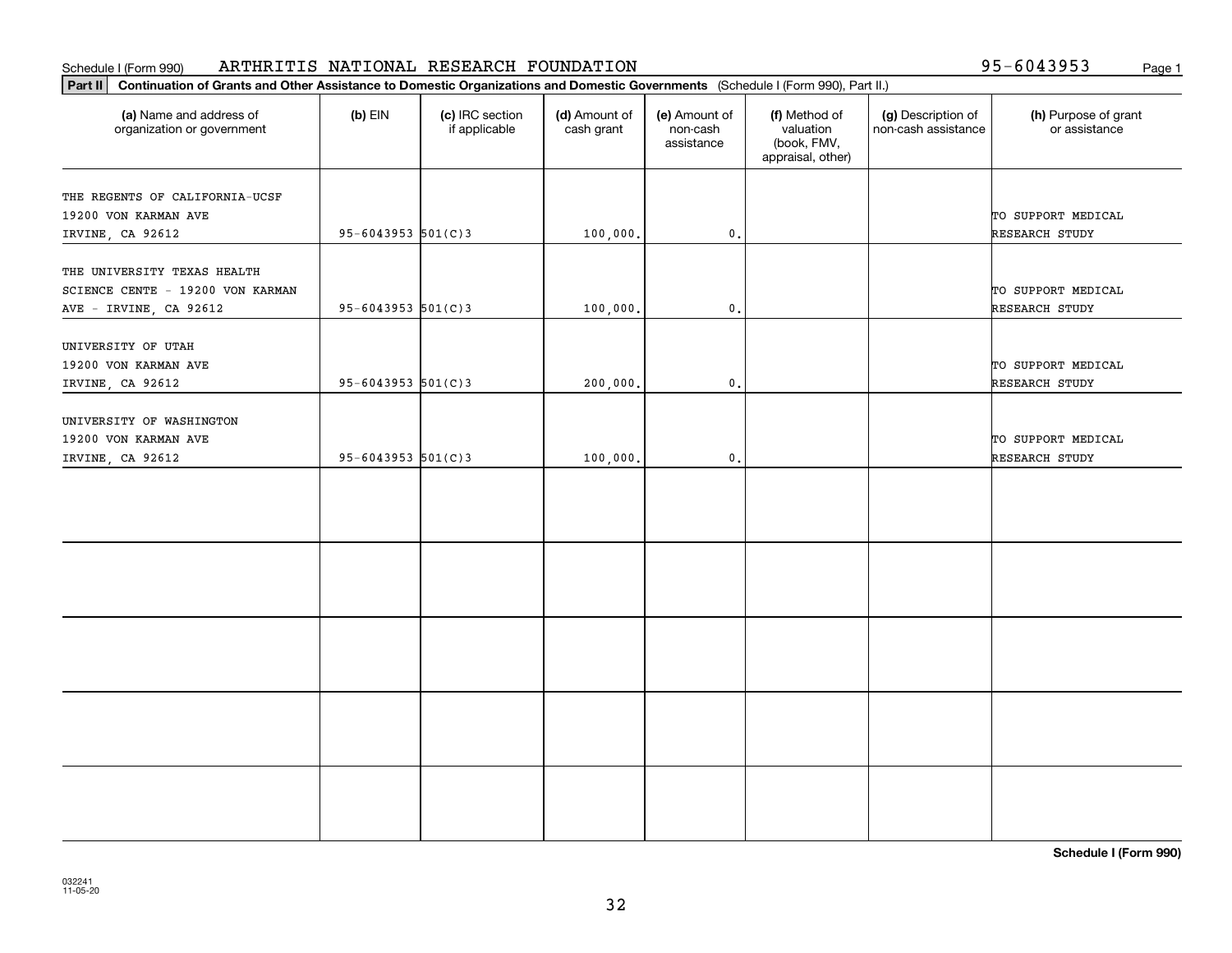Schedule I (Form 990) ARTHRITIS NATIONAL RESEARCH FOUNDATION 95-6043953

**Part II** **Continuation of Grants and Other Assistance to Domestic Organizations and Domestic Governments** (Schedule I (Form 990), Part II.)

| (a) Name and address of organization or government | (b) EIN | (c) IRC section if applicable | (d) Amount of cash grant | (e) Amount of non-cash assistance | (f) Method of valuation (book, FMV, appraisal, other) | (g) Description of non-cash assistance | (h) Purpose of grant or assistance |
|---|---|---|---|---|---|---|---|
| THE REGENTS OF CALIFORNIA-UCSF 19200 VON KARMAN AVE IRVINE, CA 92612 | 95-6043953 | 501(C)3 | 100,000. | 0. | | | TO SUPPORT MEDICAL RESEARCH STUDY |
| THE UNIVERSITY TEXAS HEALTH SCIENCE CENTE - 19200 VON KARMAN AVE - IRVINE, CA 92612 | 95-6043953 | 501(C)3 | 100,000. | 0. | | | TO SUPPORT MEDICAL RESEARCH STUDY |
| UNIVERSITY OF UTAH 19200 VON KARMAN AVE IRVINE, CA 92612 | 95-6043953 | 501(C)3 | 200,000. | 0. | | | TO SUPPORT MEDICAL RESEARCH STUDY |
| UNIVERSITY OF WASHINGTON 19200 VON KARMAN AVE IRVINE, CA 92612 | 95-6043953 | 501(C)3 | 100,000. | 0. | | | TO SUPPORT MEDICAL RESEARCH STUDY |
| | | | | | | | |
| | | | | | | | |
| | | | | | | | |
| | | | | | | | |
| | | | | | | | |

**Schedule I (Form 990)**

032241 11-05-20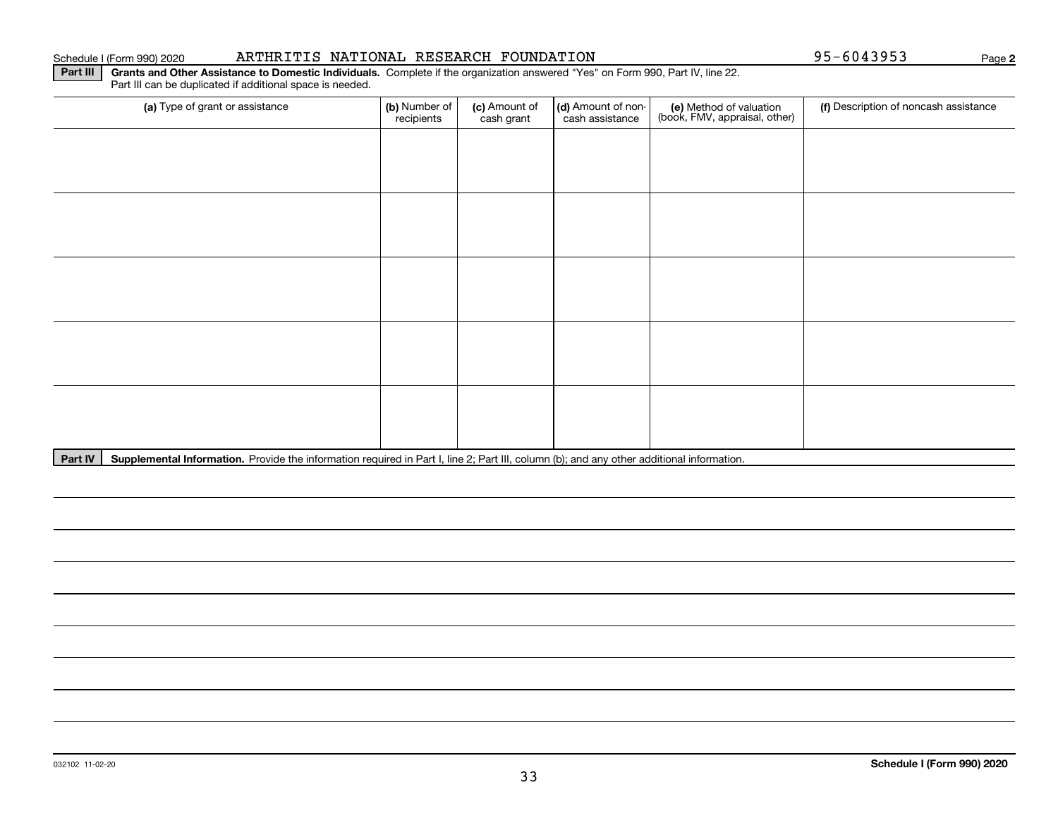Schedule I (Form 990) 2020 ARTHRITIS NATIONAL RESEARCH FOUNDATION 95-6043953 Page 2

**Part III** **Grants and Other Assistance to Domestic Individuals.** Complete if the organization answered "Yes" on Form 990, Part IV, line 22. Part III can be duplicated if additional space is needed.

| (a) Type of grant or assistance | (b) Number of recipients | (c) Amount of cash grant | (d) Amount of non-cash assistance | (e) Method of valuation (book, FMV, appraisal, other) | (f) Description of noncash assistance |
|---|---|---|---|---|---|
| | | | | | |
| | | | | | |
| | | | | | |
| | | | | | |
| | | | | | |

**Part IV** **Supplemental Information.** Provide the information required in Part I, line 2; Part III, column (b); and any other additional information.

032102 11-02-20

**Schedule I (Form 990) 2020**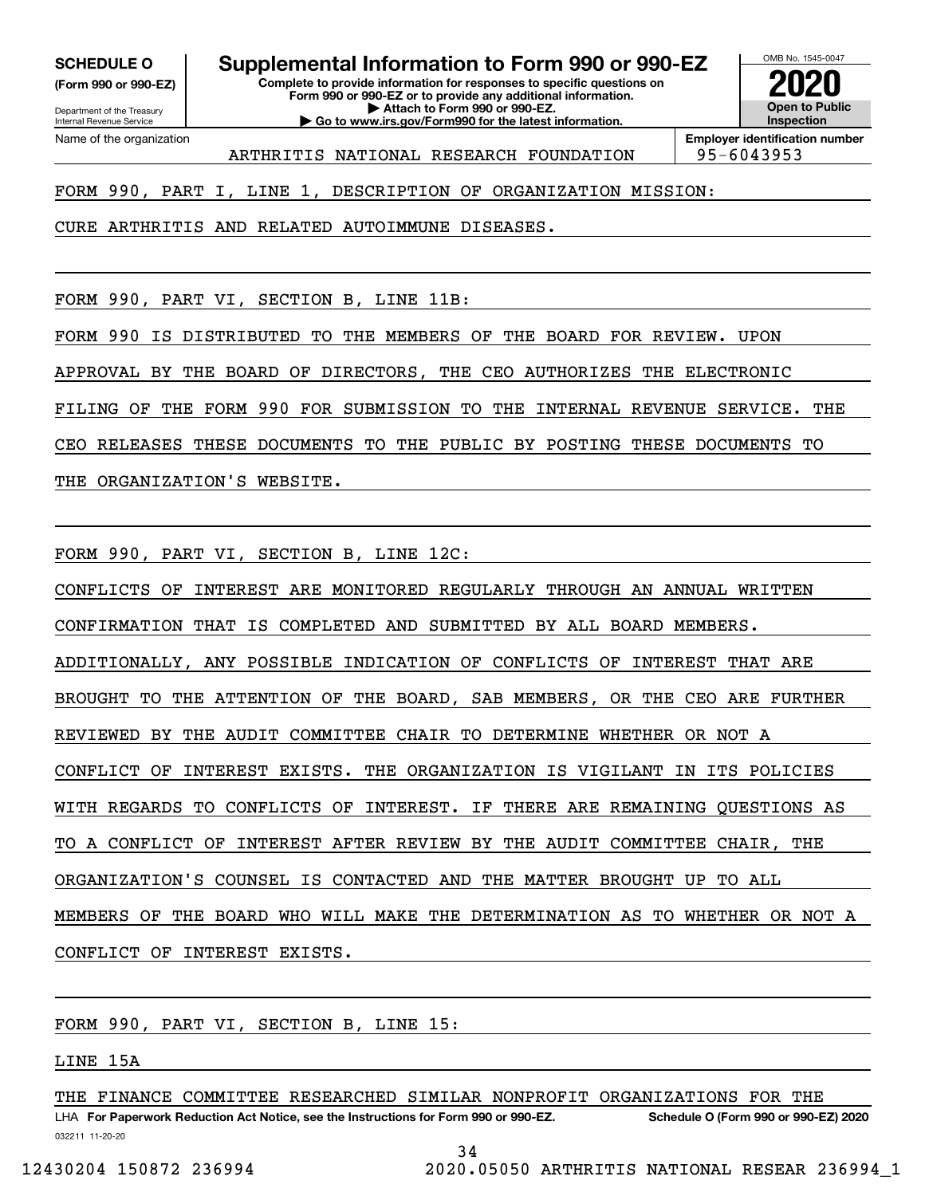**SCHEDULE O**
**(Form 990 or 990-EZ)**

Department of the Treasury
Internal Revenue Service

# Supplemental Information to Form 990 or 990-EZ

**Complete to provide information for responses to specific questions on Form 990 or 990-EZ or to provide any additional information.**
**▶ Attach to Form 990 or 990-EZ.**
**▶ Go to www.irs.gov/Form990 for the latest information.**

OMB No. 1545-0047

**2020**

**Open to Public Inspection**

Name of the organization: ARTHRITIS NATIONAL RESEARCH FOUNDATION

**Employer identification number:** 95-6043953

FORM 990, PART I, LINE 1, DESCRIPTION OF ORGANIZATION MISSION:

CURE ARTHRITIS AND RELATED AUTOIMMUNE DISEASES.

FORM 990, PART VI, SECTION B, LINE 11B:

FORM 990 IS DISTRIBUTED TO THE MEMBERS OF THE BOARD FOR REVIEW. UPON APPROVAL BY THE BOARD OF DIRECTORS, THE CEO AUTHORIZES THE ELECTRONIC FILING OF THE FORM 990 FOR SUBMISSION TO THE INTERNAL REVENUE SERVICE. THE CEO RELEASES THESE DOCUMENTS TO THE PUBLIC BY POSTING THESE DOCUMENTS TO THE ORGANIZATION'S WEBSITE.

FORM 990, PART VI, SECTION B, LINE 12C:

CONFLICTS OF INTEREST ARE MONITORED REGULARLY THROUGH AN ANNUAL WRITTEN CONFIRMATION THAT IS COMPLETED AND SUBMITTED BY ALL BOARD MEMBERS. ADDITIONALLY, ANY POSSIBLE INDICATION OF CONFLICTS OF INTEREST THAT ARE BROUGHT TO THE ATTENTION OF THE BOARD, SAB MEMBERS, OR THE CEO ARE FURTHER REVIEWED BY THE AUDIT COMMITTEE CHAIR TO DETERMINE WHETHER OR NOT A CONFLICT OF INTEREST EXISTS. THE ORGANIZATION IS VIGILANT IN ITS POLICIES WITH REGARDS TO CONFLICTS OF INTEREST. IF THERE ARE REMAINING QUESTIONS AS TO A CONFLICT OF INTEREST AFTER REVIEW BY THE AUDIT COMMITTEE CHAIR, THE ORGANIZATION'S COUNSEL IS CONTACTED AND THE MATTER BROUGHT UP TO ALL MEMBERS OF THE BOARD WHO WILL MAKE THE DETERMINATION AS TO WHETHER OR NOT A CONFLICT OF INTEREST EXISTS.

FORM 990, PART VI, SECTION B, LINE 15:

LINE 15A

THE FINANCE COMMITTEE RESEARCHED SIMILAR NONPROFIT ORGANIZATIONS FOR THE

LHA **For Paperwork Reduction Act Notice, see the Instructions for Form 990 or 990-EZ.** **Schedule O (Form 990 or 990-EZ) 2020**

032211 11-20-20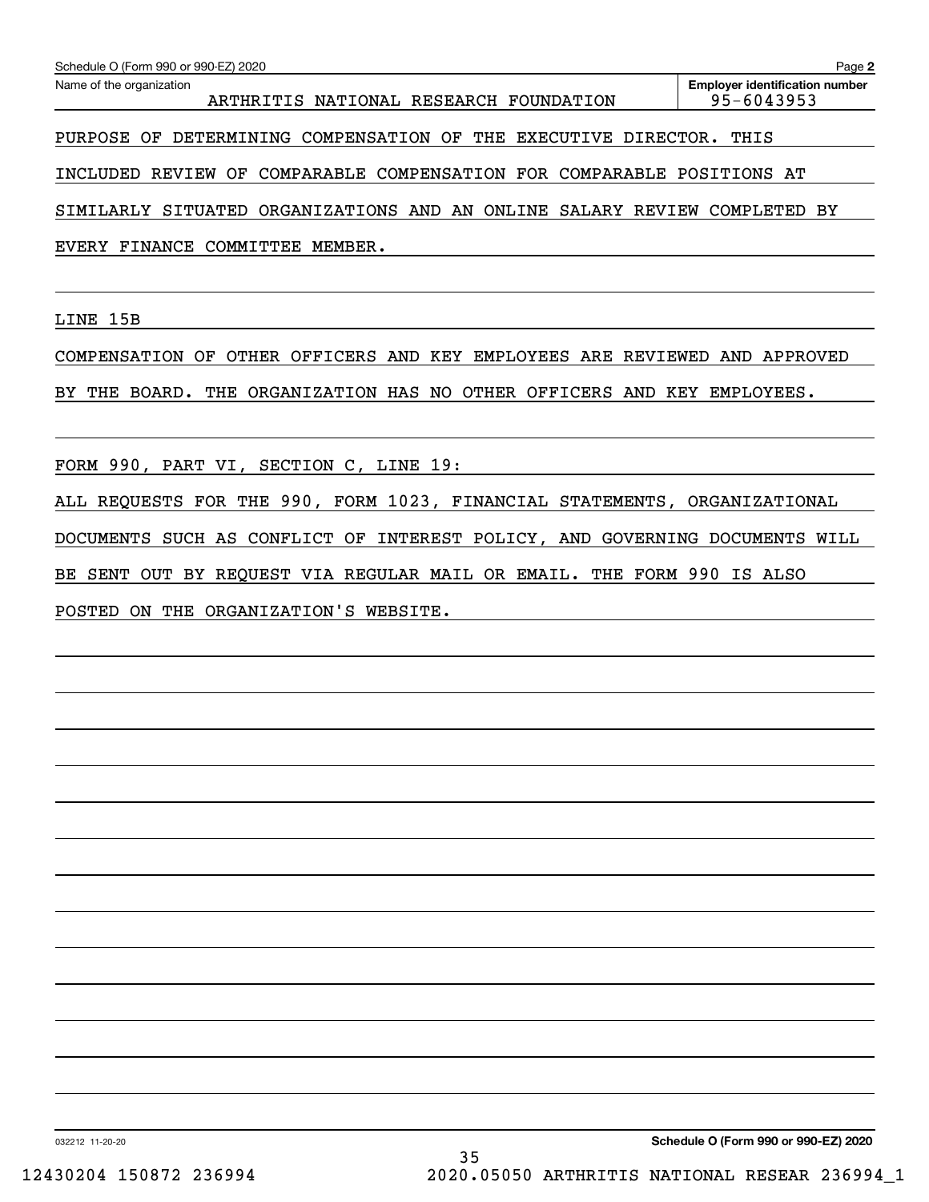Schedule O (Form 990 or 990-EZ) 2020 Page **2**

Name of the organization: ARTHRITIS NATIONAL RESEARCH FOUNDATION

**Employer identification number:** 95-6043953

PURPOSE OF DETERMINING COMPENSATION OF THE EXECUTIVE DIRECTOR. THIS INCLUDED REVIEW OF COMPARABLE COMPENSATION FOR COMPARABLE POSITIONS AT SIMILARLY SITUATED ORGANIZATIONS AND AN ONLINE SALARY REVIEW COMPLETED BY EVERY FINANCE COMMITTEE MEMBER.

LINE 15B

COMPENSATION OF OTHER OFFICERS AND KEY EMPLOYEES ARE REVIEWED AND APPROVED BY THE BOARD. THE ORGANIZATION HAS NO OTHER OFFICERS AND KEY EMPLOYEES.

FORM 990, PART VI, SECTION C, LINE 19:

ALL REQUESTS FOR THE 990, FORM 1023, FINANCIAL STATEMENTS, ORGANIZATIONAL DOCUMENTS SUCH AS CONFLICT OF INTEREST POLICY, AND GOVERNING DOCUMENTS WILL BE SENT OUT BY REQUEST VIA REGULAR MAIL OR EMAIL. THE FORM 990 IS ALSO POSTED ON THE ORGANIZATION'S WEBSITE.

032212 11-20-20

**Schedule O (Form 990 or 990-EZ) 2020**

12430204 150872 236994 2020.05050 ARTHRITIS NATIONAL RESEAR 236994_1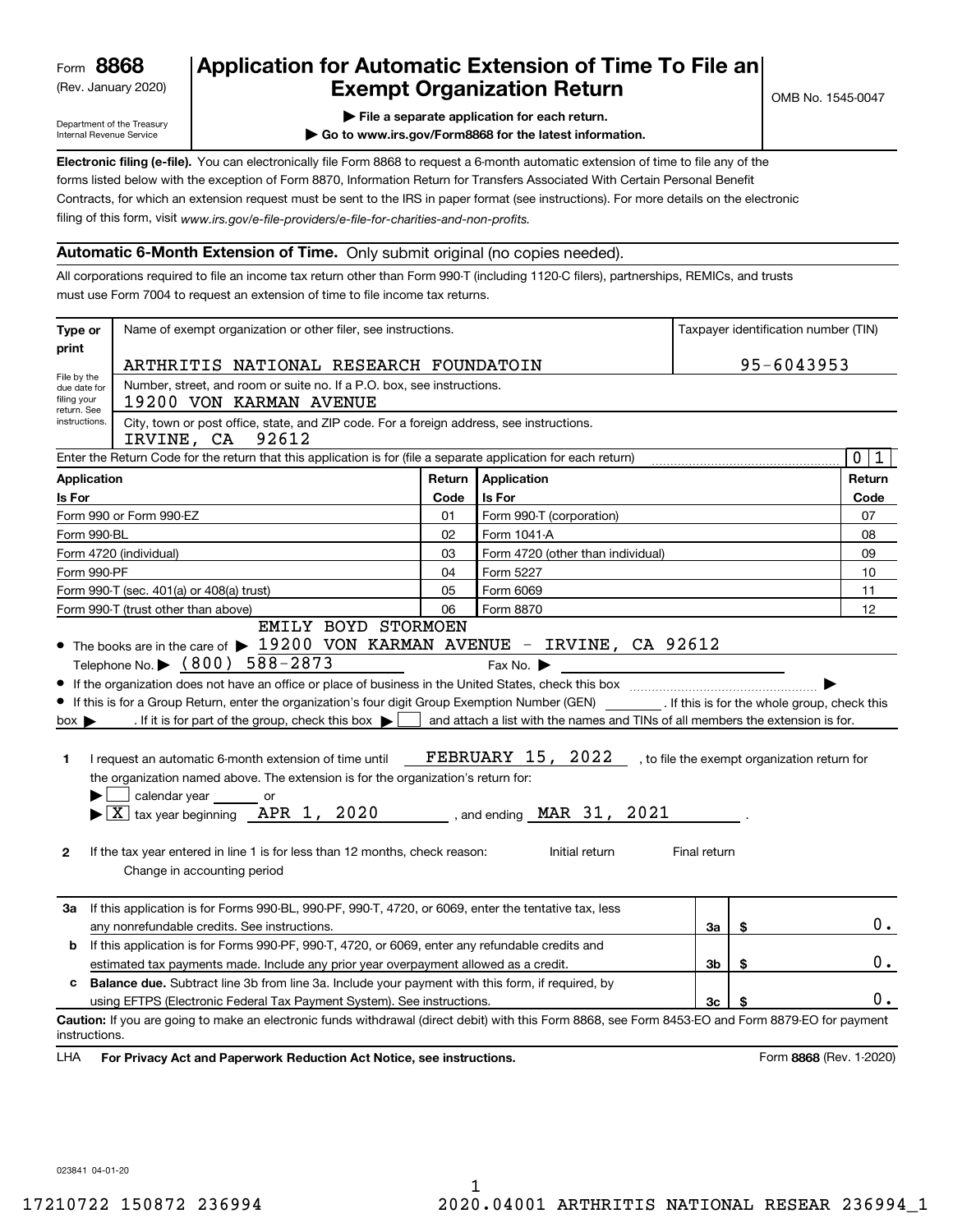Form **8868**
(Rev. January 2020)
Department of the Treasury
Internal Revenue Service

# Application for Automatic Extension of Time To File an Exempt Organization Return

OMB No. 1545-0047

▶ File a separate application for each return.
▶ Go to www.irs.gov/Form8868 for the latest information.

**Electronic filing (e-file).** You can electronically file Form 8868 to request a 6-month automatic extension of time to file any of the forms listed below with the exception of Form 8870, Information Return for Transfers Associated With Certain Personal Benefit Contracts, for which an extension request must be sent to the IRS in paper format (see instructions). For more details on the electronic filing of this form, visit *www.irs.gov/e-file-providers/e-file-for-charities-and-non-profits.*

## Automatic 6-Month Extension of Time. Only submit original (no copies needed).

All corporations required to file an income tax return other than Form 990-T (including 1120-C filers), partnerships, REMICs, and trusts must use Form 7004 to request an extension of time to file income tax returns.

| Type or print | | |
|---|---|---|
| File by the due date for filing your return. See instructions. | Name of exempt organization or other filer, see instructions. ARTHRITIS NATIONAL RESEARCH FOUNDATOIN | Taxpayer identification number (TIN) 95-6043953 |
| | Number, street, and room or suite no. If a P.O. box, see instructions. 19200 VON KARMAN AVENUE | |
| | City, town or post office, state, and ZIP code. For a foreign address, see instructions. IRVINE, CA 92612 | |

Enter the Return Code for the return that this application is for (file a separate application for each return) 0 1

| Application Is For | Return Code | Application Is For | Return Code |
|---|---|---|---|
| Form 990 or Form 990-EZ | 01 | Form 990-T (corporation) | 07 |
| Form 990-BL | 02 | Form 1041-A | 08 |
| Form 4720 (individual) | 03 | Form 4720 (other than individual) | 09 |
| Form 990-PF | 04 | Form 5227 | 10 |
| Form 990-T (sec. 401(a) or 408(a) trust) | 05 | Form 6069 | 11 |
| Form 990-T (trust other than above) | 06 | Form 8870 | 12 |

- The books are in the care of ▶ EMILY BOYD STORMOEN 19200 VON KARMAN AVENUE - IRVINE, CA 92612
  Telephone No. ▶ (800) 588-2873 Fax No. ▶
- If the organization does not have an office or place of business in the United States, check this box ▶
- If this is for a Group Return, enter the organization's four digit Group Exemption Number (GEN) ______ . If this is for the whole group, check this box ▶ ☐ . If it is for part of the group, check this box ▶ ☐ and attach a list with the names and TINs of all members the extension is for.

**1** I request an automatic 6-month extension of time until FEBRUARY 15, 2022 , to file the exempt organization return for the organization named above. The extension is for the organization's return for:
▶ ☐ calendar year ______ or
▶ ☒ tax year beginning APR 1, 2020 , and ending MAR 31, 2021 .

**2** If the tax year entered in line 1 is for less than 12 months, check reason: ☐ Initial return ☐ Final return ☐ Change in accounting period

| | | | | |
|---|---|---|---|---|
| **3a** | If this application is for Forms 990-BL, 990-PF, 990-T, 4720, or 6069, enter the tentative tax, less any nonrefundable credits. See instructions. | 3a | $ | 0. |
| **b** | If this application is for Forms 990-PF, 990-T, 4720, or 6069, enter any refundable credits and estimated tax payments made. Include any prior year overpayment allowed as a credit. | 3b | $ | 0. |
| **c** | **Balance due.** Subtract line 3b from line 3a. Include your payment with this form, if required, by using EFTPS (Electronic Federal Tax Payment System). See instructions. | 3c | $ | 0. |

**Caution:** If you are going to make an electronic funds withdrawal (direct debit) with this Form 8868, see Form 8453-EO and Form 8879-EO for payment instructions.

LHA **For Privacy Act and Paperwork Reduction Act Notice, see instructions.** Form **8868** (Rev. 1-2020)

023841 04-01-20

17210722 150872 236994 2020.04001 ARTHRITIS NATIONAL RESEAR 236994_1